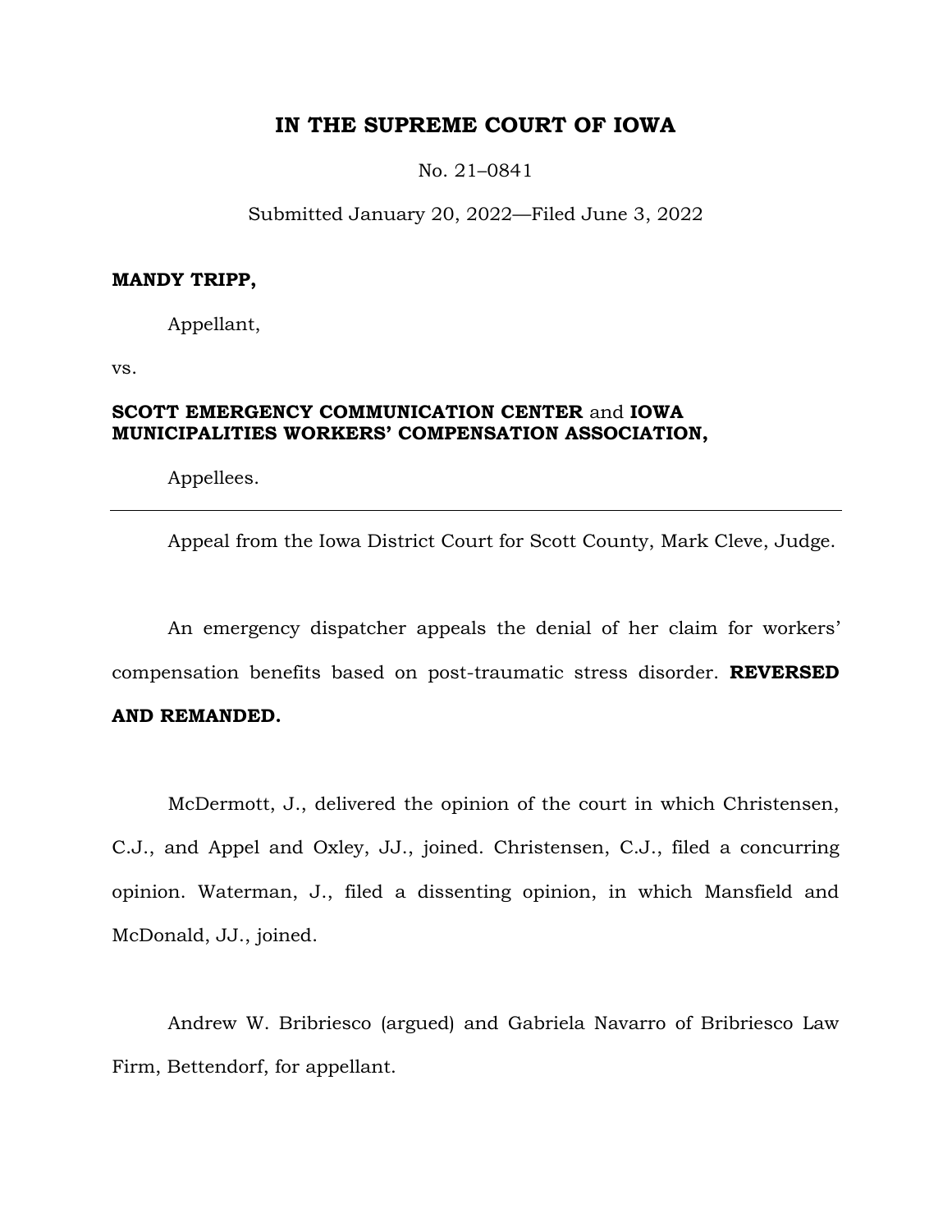# IN THE SUPREME COURT OF IOWA

No. 21–0841

Submitted January 20, 2022—Filed June 3, 2022

**MANDY TRIPP,**

Appellant,

vs.

**SCOTT EMERGENCY COMMUNICATION CENTER** and **IOWA MUNICIPALITIES WORKERS' COMPENSATION ASSOCIATION,**

Appellees.

---

Appeal from the Iowa District Court for Scott County, Mark Cleve, Judge.

An emergency dispatcher appeals the denial of her claim for workers' compensation benefits based on post-traumatic stress disorder. **REVERSED AND REMANDED.**

McDermott, J., delivered the opinion of the court in which Christensen, C.J., and Appel and Oxley, JJ., joined. Christensen, C.J., filed a concurring opinion. Waterman, J., filed a dissenting opinion, in which Mansfield and McDonald, JJ., joined.

Andrew W. Bribriesco (argued) and Gabriela Navarro of Bribriesco Law Firm, Bettendorf, for appellant.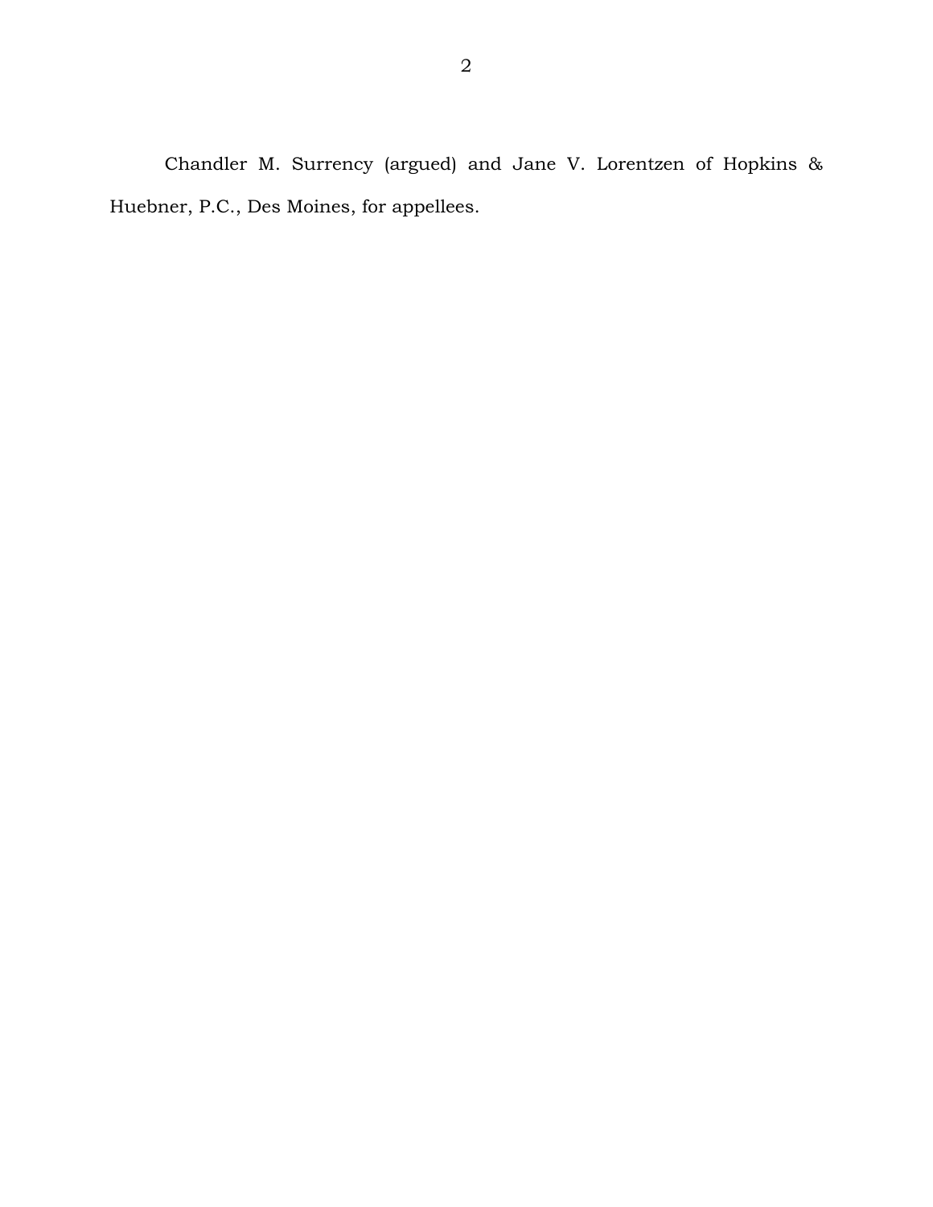Chandler M. Surrency (argued) and Jane V. Lorentzen of Hopkins & Huebner, P.C., Des Moines, for appellees.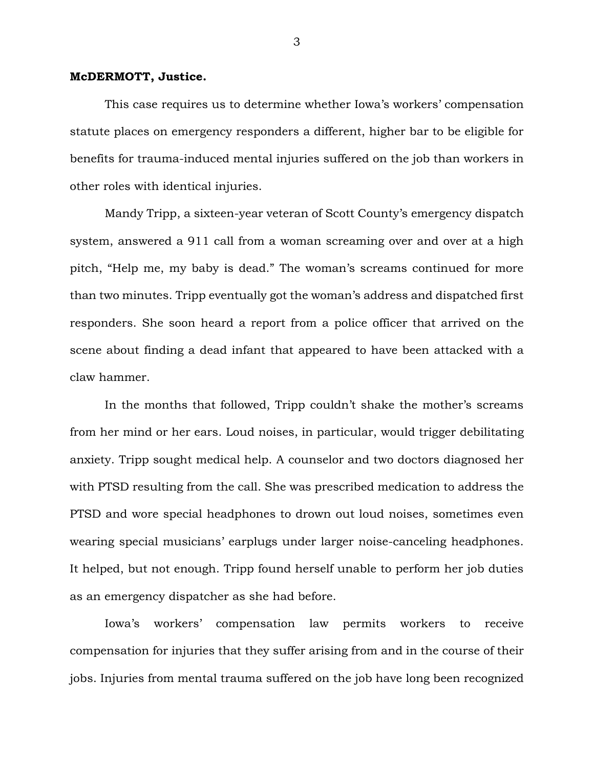**McDERMOTT, Justice.**

This case requires us to determine whether Iowa's workers' compensation statute places on emergency responders a different, higher bar to be eligible for benefits for trauma-induced mental injuries suffered on the job than workers in other roles with identical injuries.

Mandy Tripp, a sixteen-year veteran of Scott County's emergency dispatch system, answered a 911 call from a woman screaming over and over at a high pitch, "Help me, my baby is dead." The woman's screams continued for more than two minutes. Tripp eventually got the woman's address and dispatched first responders. She soon heard a report from a police officer that arrived on the scene about finding a dead infant that appeared to have been attacked with a claw hammer.

In the months that followed, Tripp couldn't shake the mother's screams from her mind or her ears. Loud noises, in particular, would trigger debilitating anxiety. Tripp sought medical help. A counselor and two doctors diagnosed her with PTSD resulting from the call. She was prescribed medication to address the PTSD and wore special headphones to drown out loud noises, sometimes even wearing special musicians' earplugs under larger noise-canceling headphones. It helped, but not enough. Tripp found herself unable to perform her job duties as an emergency dispatcher as she had before.

Iowa's workers' compensation law permits workers to receive compensation for injuries that they suffer arising from and in the course of their jobs. Injuries from mental trauma suffered on the job have long been recognized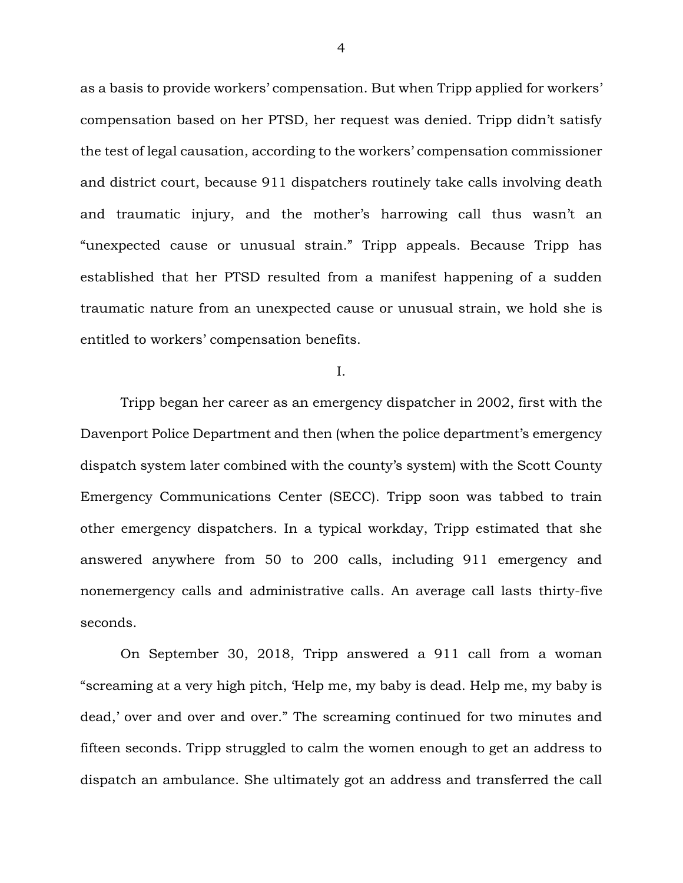as a basis to provide workers' compensation. But when Tripp applied for workers' compensation based on her PTSD, her request was denied. Tripp didn't satisfy the test of legal causation, according to the workers' compensation commissioner and district court, because 911 dispatchers routinely take calls involving death and traumatic injury, and the mother's harrowing call thus wasn't an "unexpected cause or unusual strain." Tripp appeals. Because Tripp has established that her PTSD resulted from a manifest happening of a sudden traumatic nature from an unexpected cause or unusual strain, we hold she is entitled to workers' compensation benefits.

## I.

Tripp began her career as an emergency dispatcher in 2002, first with the Davenport Police Department and then (when the police department's emergency dispatch system later combined with the county's system) with the Scott County Emergency Communications Center (SECC). Tripp soon was tabbed to train other emergency dispatchers. In a typical workday, Tripp estimated that she answered anywhere from 50 to 200 calls, including 911 emergency and nonemergency calls and administrative calls. An average call lasts thirty-five seconds.

On September 30, 2018, Tripp answered a 911 call from a woman "screaming at a very high pitch, 'Help me, my baby is dead. Help me, my baby is dead,' over and over and over." The screaming continued for two minutes and fifteen seconds. Tripp struggled to calm the women enough to get an address to dispatch an ambulance. She ultimately got an address and transferred the call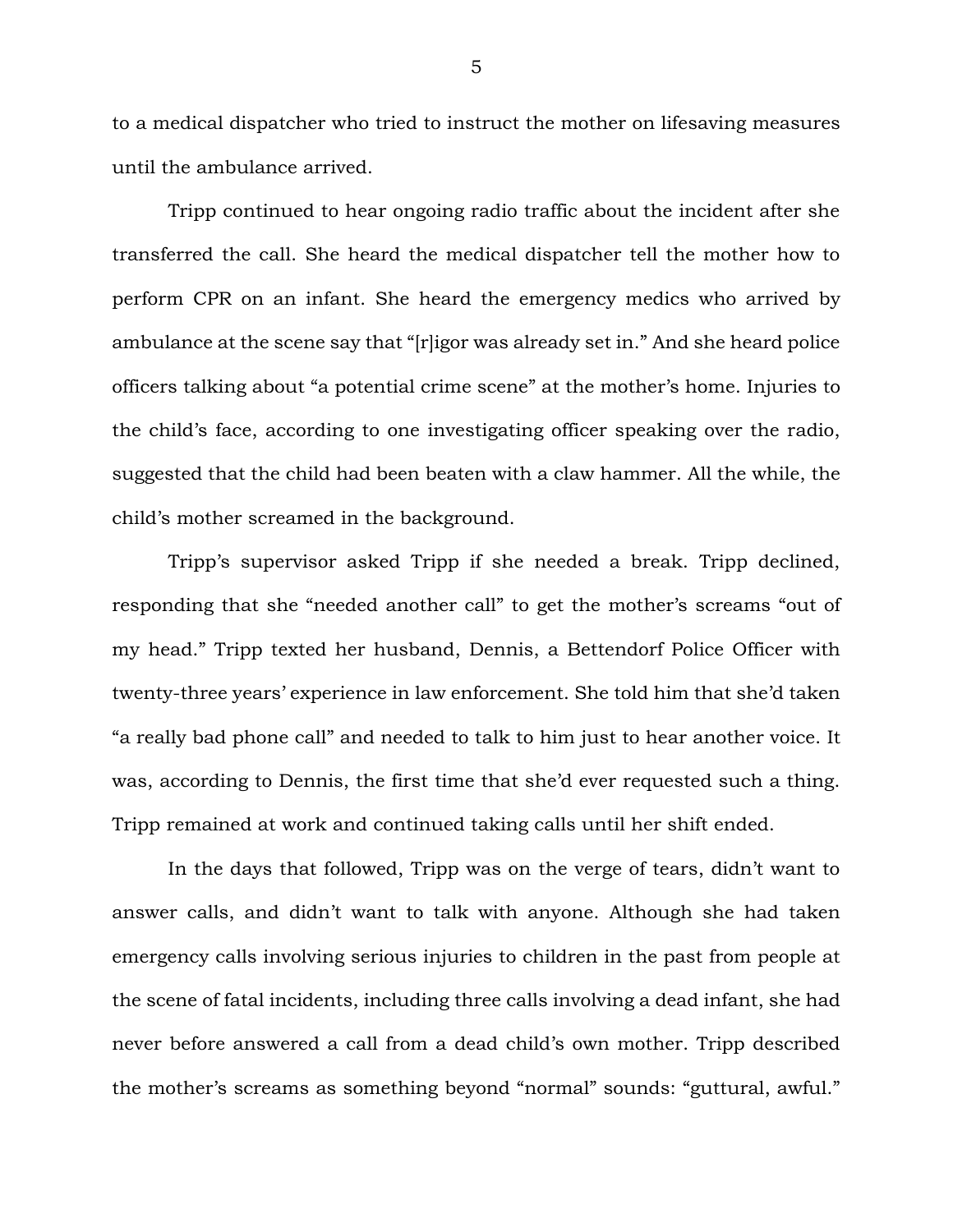to a medical dispatcher who tried to instruct the mother on lifesaving measures until the ambulance arrived.

Tripp continued to hear ongoing radio traffic about the incident after she transferred the call. She heard the medical dispatcher tell the mother how to perform CPR on an infant. She heard the emergency medics who arrived by ambulance at the scene say that "[r]igor was already set in." And she heard police officers talking about "a potential crime scene" at the mother's home. Injuries to the child's face, according to one investigating officer speaking over the radio, suggested that the child had been beaten with a claw hammer. All the while, the child's mother screamed in the background.

Tripp's supervisor asked Tripp if she needed a break. Tripp declined, responding that she "needed another call" to get the mother's screams "out of my head." Tripp texted her husband, Dennis, a Bettendorf Police Officer with twenty-three years' experience in law enforcement. She told him that she'd taken "a really bad phone call" and needed to talk to him just to hear another voice. It was, according to Dennis, the first time that she'd ever requested such a thing. Tripp remained at work and continued taking calls until her shift ended.

In the days that followed, Tripp was on the verge of tears, didn't want to answer calls, and didn't want to talk with anyone. Although she had taken emergency calls involving serious injuries to children in the past from people at the scene of fatal incidents, including three calls involving a dead infant, she had never before answered a call from a dead child's own mother. Tripp described the mother's screams as something beyond "normal" sounds: "guttural, awful."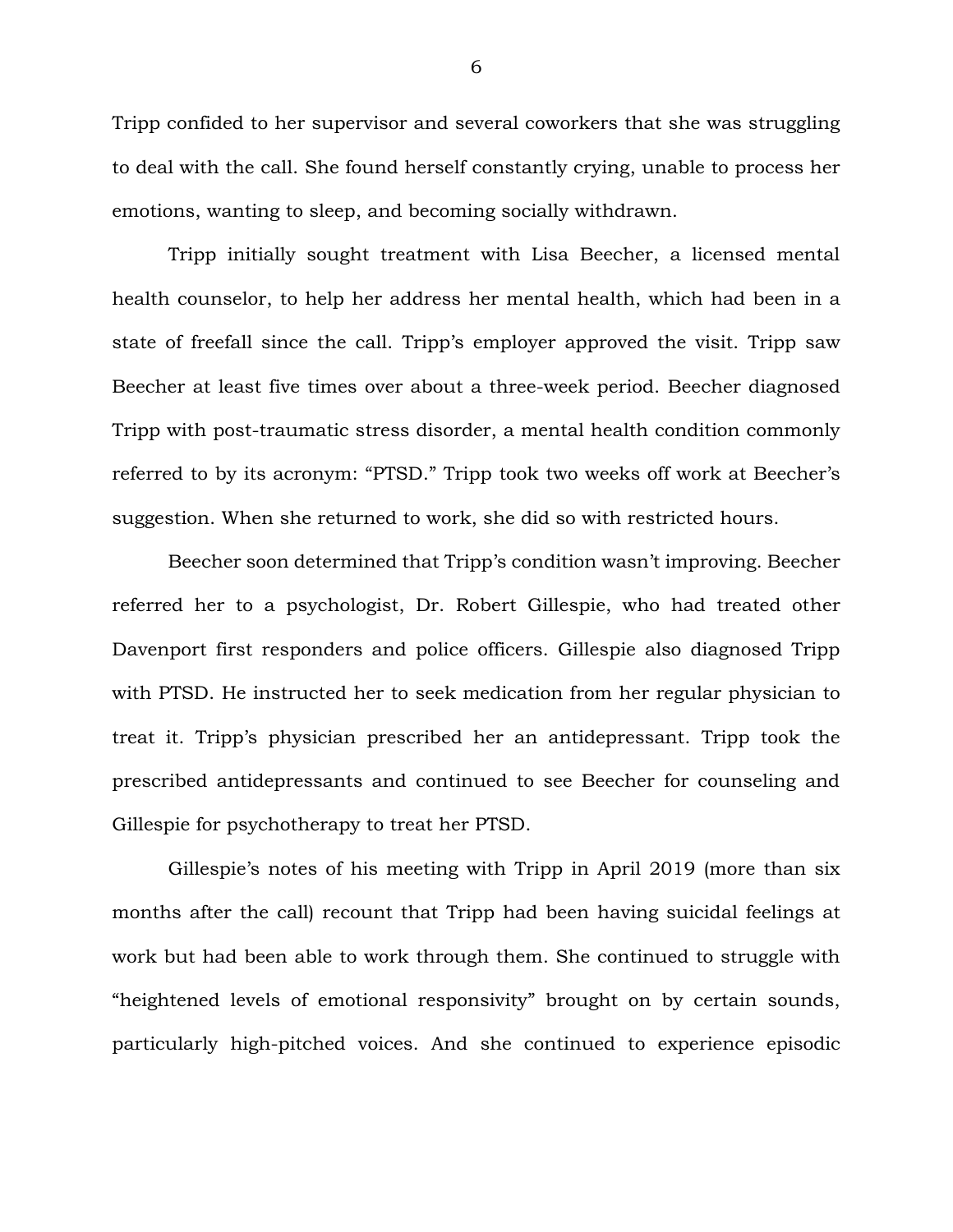Tripp confided to her supervisor and several coworkers that she was struggling to deal with the call. She found herself constantly crying, unable to process her emotions, wanting to sleep, and becoming socially withdrawn.

Tripp initially sought treatment with Lisa Beecher, a licensed mental health counselor, to help her address her mental health, which had been in a state of freefall since the call. Tripp's employer approved the visit. Tripp saw Beecher at least five times over about a three-week period. Beecher diagnosed Tripp with post-traumatic stress disorder, a mental health condition commonly referred to by its acronym: "PTSD." Tripp took two weeks off work at Beecher's suggestion. When she returned to work, she did so with restricted hours.

Beecher soon determined that Tripp's condition wasn't improving. Beecher referred her to a psychologist, Dr. Robert Gillespie, who had treated other Davenport first responders and police officers. Gillespie also diagnosed Tripp with PTSD. He instructed her to seek medication from her regular physician to treat it. Tripp's physician prescribed her an antidepressant. Tripp took the prescribed antidepressants and continued to see Beecher for counseling and Gillespie for psychotherapy to treat her PTSD.

Gillespie's notes of his meeting with Tripp in April 2019 (more than six months after the call) recount that Tripp had been having suicidal feelings at work but had been able to work through them. She continued to struggle with "heightened levels of emotional responsivity" brought on by certain sounds, particularly high-pitched voices. And she continued to experience episodic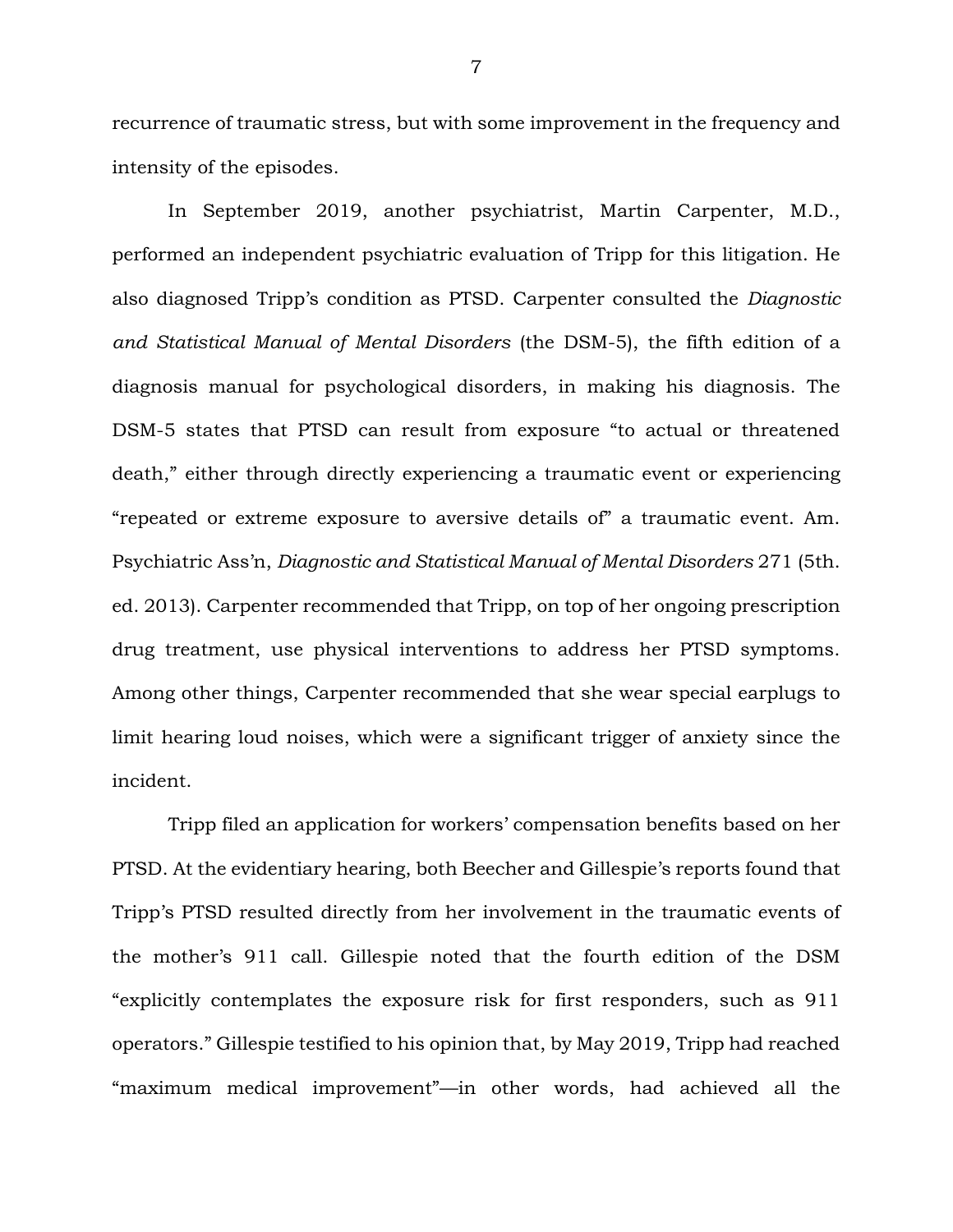recurrence of traumatic stress, but with some improvement in the frequency and intensity of the episodes.

In September 2019, another psychiatrist, Martin Carpenter, M.D., performed an independent psychiatric evaluation of Tripp for this litigation. He also diagnosed Tripp's condition as PTSD. Carpenter consulted the *Diagnostic and Statistical Manual of Mental Disorders* (the DSM-5), the fifth edition of a diagnosis manual for psychological disorders, in making his diagnosis. The DSM-5 states that PTSD can result from exposure "to actual or threatened death," either through directly experiencing a traumatic event or experiencing "repeated or extreme exposure to aversive details of" a traumatic event. Am. Psychiatric Ass'n, *Diagnostic and Statistical Manual of Mental Disorders* 271 (5th. ed. 2013). Carpenter recommended that Tripp, on top of her ongoing prescription drug treatment, use physical interventions to address her PTSD symptoms. Among other things, Carpenter recommended that she wear special earplugs to limit hearing loud noises, which were a significant trigger of anxiety since the incident.

Tripp filed an application for workers' compensation benefits based on her PTSD. At the evidentiary hearing, both Beecher and Gillespie's reports found that Tripp's PTSD resulted directly from her involvement in the traumatic events of the mother's 911 call. Gillespie noted that the fourth edition of the DSM "explicitly contemplates the exposure risk for first responders, such as 911 operators." Gillespie testified to his opinion that, by May 2019, Tripp had reached "maximum medical improvement"—in other words, had achieved all the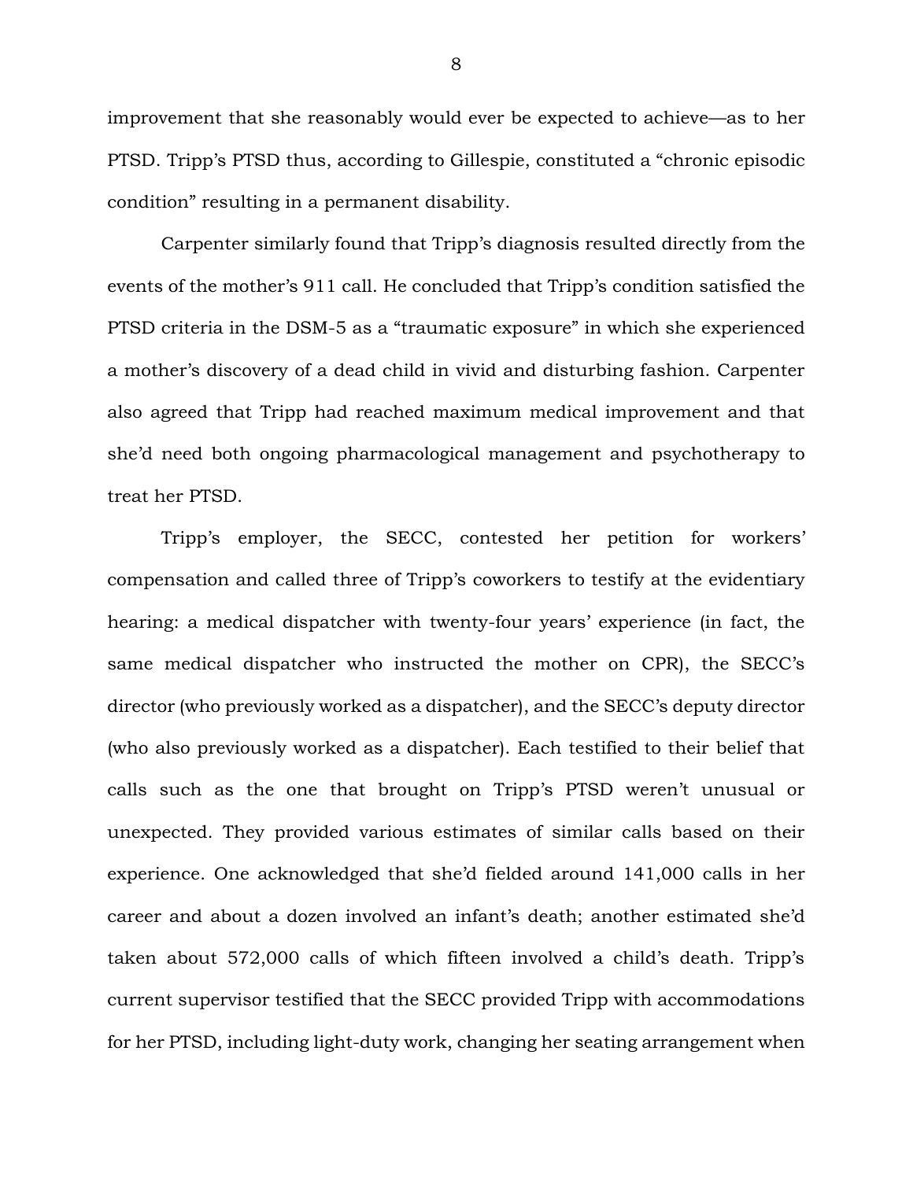improvement that she reasonably would ever be expected to achieve—as to her PTSD. Tripp's PTSD thus, according to Gillespie, constituted a "chronic episodic condition" resulting in a permanent disability.

Carpenter similarly found that Tripp's diagnosis resulted directly from the events of the mother's 911 call. He concluded that Tripp's condition satisfied the PTSD criteria in the DSM-5 as a "traumatic exposure" in which she experienced a mother's discovery of a dead child in vivid and disturbing fashion. Carpenter also agreed that Tripp had reached maximum medical improvement and that she'd need both ongoing pharmacological management and psychotherapy to treat her PTSD.

Tripp's employer, the SECC, contested her petition for workers' compensation and called three of Tripp's coworkers to testify at the evidentiary hearing: a medical dispatcher with twenty-four years' experience (in fact, the same medical dispatcher who instructed the mother on CPR), the SECC's director (who previously worked as a dispatcher), and the SECC's deputy director (who also previously worked as a dispatcher). Each testified to their belief that calls such as the one that brought on Tripp's PTSD weren't unusual or unexpected. They provided various estimates of similar calls based on their experience. One acknowledged that she'd fielded around 141,000 calls in her career and about a dozen involved an infant's death; another estimated she'd taken about 572,000 calls of which fifteen involved a child's death. Tripp's current supervisor testified that the SECC provided Tripp with accommodations for her PTSD, including light-duty work, changing her seating arrangement when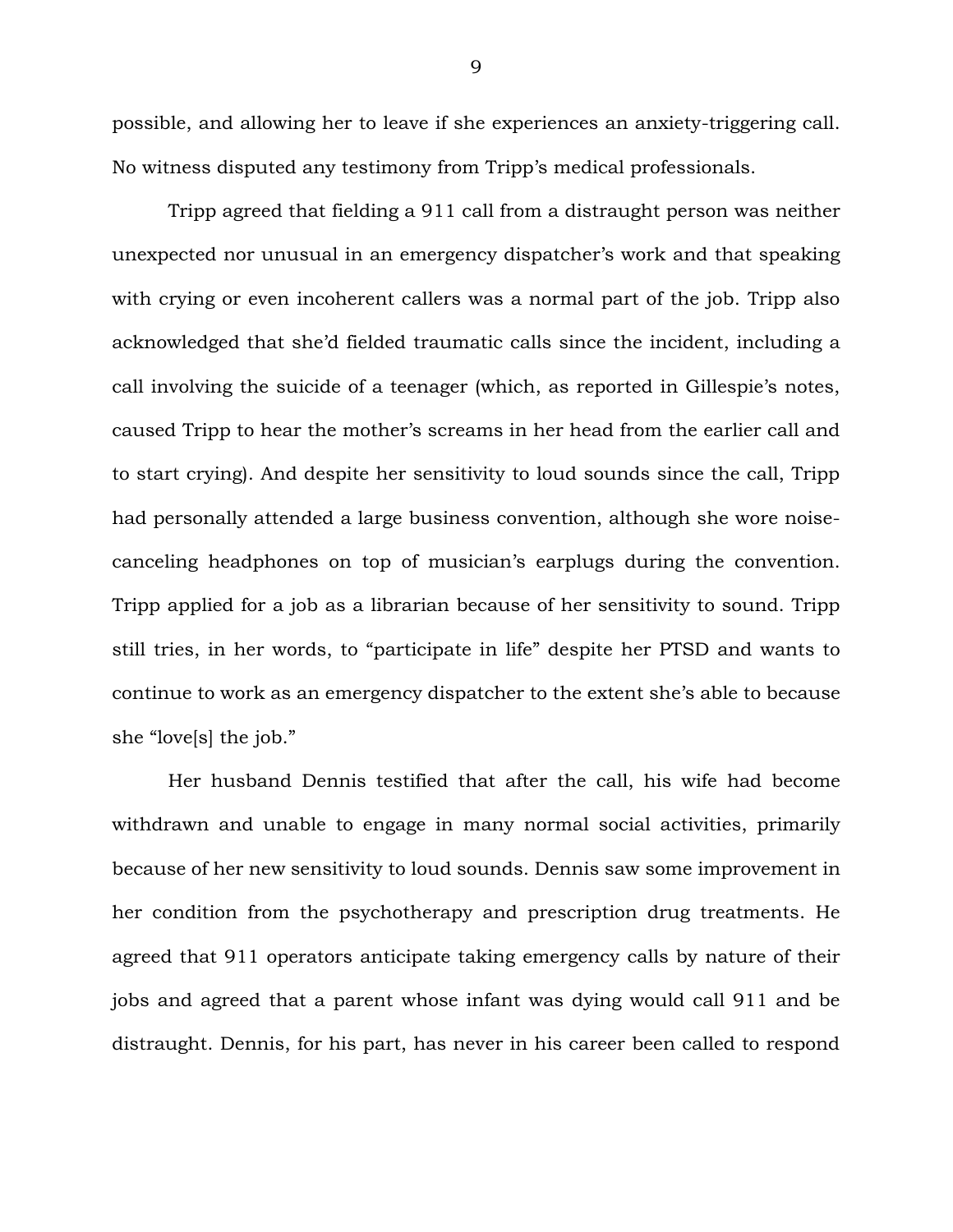possible, and allowing her to leave if she experiences an anxiety-triggering call. No witness disputed any testimony from Tripp's medical professionals.

Tripp agreed that fielding a 911 call from a distraught person was neither unexpected nor unusual in an emergency dispatcher's work and that speaking with crying or even incoherent callers was a normal part of the job. Tripp also acknowledged that she'd fielded traumatic calls since the incident, including a call involving the suicide of a teenager (which, as reported in Gillespie's notes, caused Tripp to hear the mother's screams in her head from the earlier call and to start crying). And despite her sensitivity to loud sounds since the call, Tripp had personally attended a large business convention, although she wore noise-canceling headphones on top of musician's earplugs during the convention. Tripp applied for a job as a librarian because of her sensitivity to sound. Tripp still tries, in her words, to "participate in life" despite her PTSD and wants to continue to work as an emergency dispatcher to the extent she's able to because she "love[s] the job."

Her husband Dennis testified that after the call, his wife had become withdrawn and unable to engage in many normal social activities, primarily because of her new sensitivity to loud sounds. Dennis saw some improvement in her condition from the psychotherapy and prescription drug treatments. He agreed that 911 operators anticipate taking emergency calls by nature of their jobs and agreed that a parent whose infant was dying would call 911 and be distraught. Dennis, for his part, has never in his career been called to respond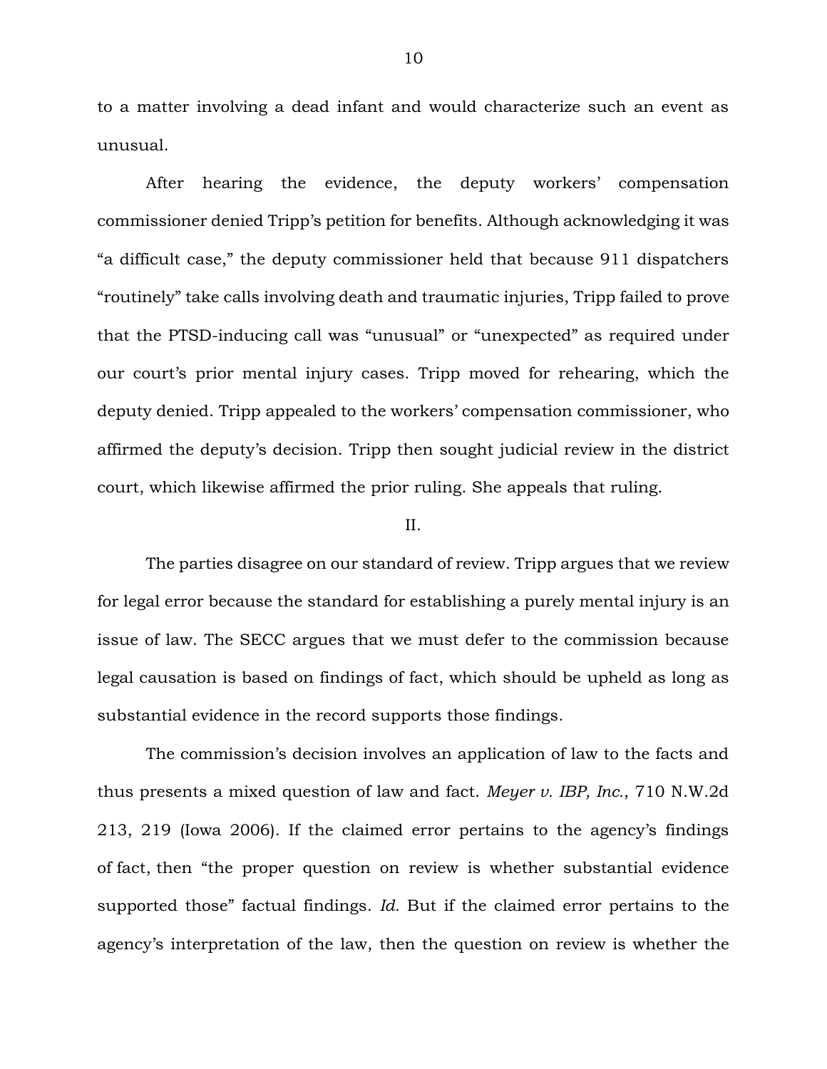to a matter involving a dead infant and would characterize such an event as unusual.

After hearing the evidence, the deputy workers' compensation commissioner denied Tripp's petition for benefits. Although acknowledging it was "a difficult case," the deputy commissioner held that because 911 dispatchers "routinely" take calls involving death and traumatic injuries, Tripp failed to prove that the PTSD-inducing call was "unusual" or "unexpected" as required under our court's prior mental injury cases. Tripp moved for rehearing, which the deputy denied. Tripp appealed to the workers' compensation commissioner, who affirmed the deputy's decision. Tripp then sought judicial review in the district court, which likewise affirmed the prior ruling. She appeals that ruling.

II.

The parties disagree on our standard of review. Tripp argues that we review for legal error because the standard for establishing a purely mental injury is an issue of law. The SECC argues that we must defer to the commission because legal causation is based on findings of fact, which should be upheld as long as substantial evidence in the record supports those findings.

The commission's decision involves an application of law to the facts and thus presents a mixed question of law and fact. *Meyer v. IBP, Inc.*, 710 N.W.2d 213, 219 (Iowa 2006). If the claimed error pertains to the agency's findings of fact, then "the proper question on review is whether substantial evidence supported those" factual findings. *Id.* But if the claimed error pertains to the agency's interpretation of the law, then the question on review is whether the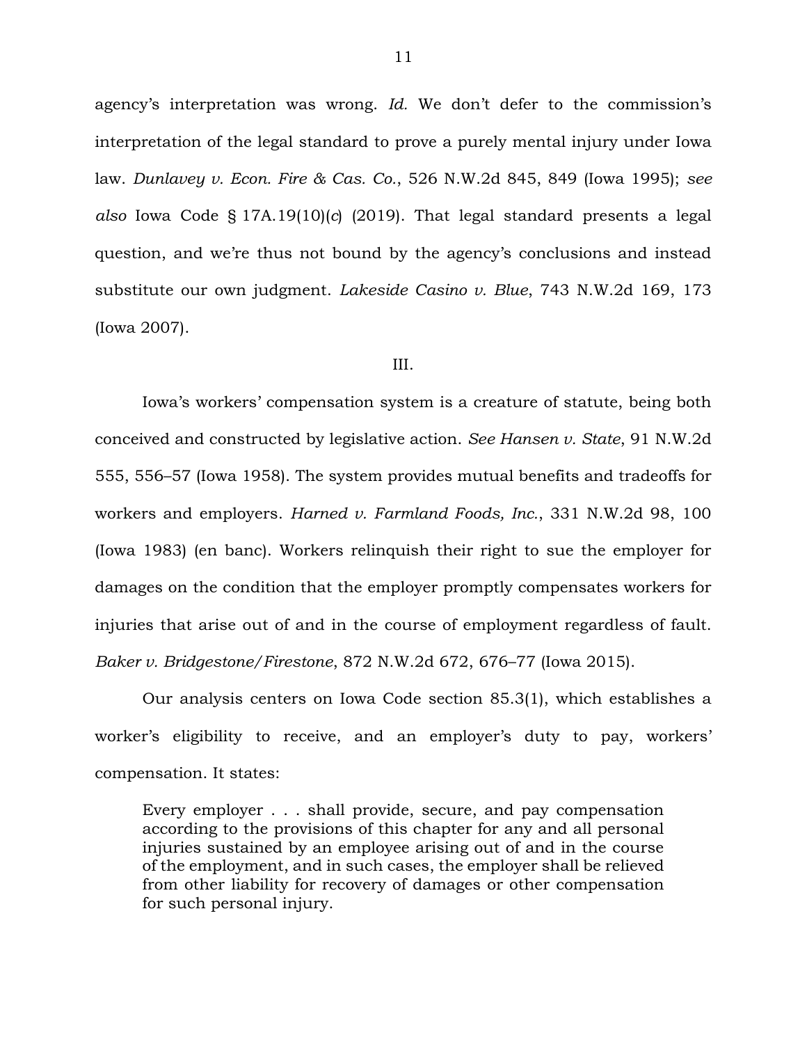agency's interpretation was wrong. *Id.* We don't defer to the commission's interpretation of the legal standard to prove a purely mental injury under Iowa law. *Dunlavey v. Econ. Fire & Cas. Co.*, 526 N.W.2d 845, 849 (Iowa 1995); *see also* Iowa Code § 17A.19(10)(*c*) (2019). That legal standard presents a legal question, and we're thus not bound by the agency's conclusions and instead substitute our own judgment. *Lakeside Casino v. Blue*, 743 N.W.2d 169, 173 (Iowa 2007).

III.

Iowa's workers' compensation system is a creature of statute, being both conceived and constructed by legislative action. *See Hansen v. State*, 91 N.W.2d 555, 556–57 (Iowa 1958). The system provides mutual benefits and tradeoffs for workers and employers. *Harned v. Farmland Foods, Inc.*, 331 N.W.2d 98, 100 (Iowa 1983) (en banc). Workers relinquish their right to sue the employer for damages on the condition that the employer promptly compensates workers for injuries that arise out of and in the course of employment regardless of fault. *Baker v. Bridgestone/Firestone*, 872 N.W.2d 672, 676–77 (Iowa 2015).

Our analysis centers on Iowa Code section 85.3(1), which establishes a worker's eligibility to receive, and an employer's duty to pay, workers' compensation. It states:

> Every employer . . . shall provide, secure, and pay compensation according to the provisions of this chapter for any and all personal injuries sustained by an employee arising out of and in the course of the employment, and in such cases, the employer shall be relieved from other liability for recovery of damages or other compensation for such personal injury.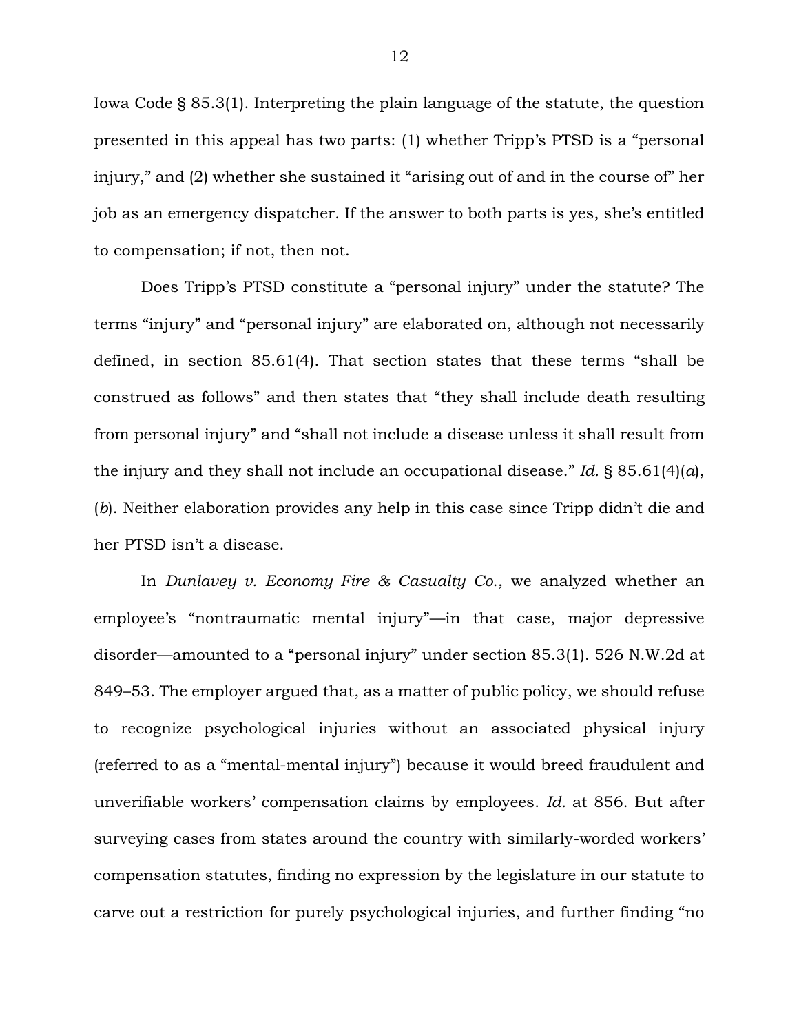Iowa Code § 85.3(1). Interpreting the plain language of the statute, the question presented in this appeal has two parts: (1) whether Tripp's PTSD is a "personal injury," and (2) whether she sustained it "arising out of and in the course of" her job as an emergency dispatcher. If the answer to both parts is yes, she's entitled to compensation; if not, then not.

Does Tripp's PTSD constitute a "personal injury" under the statute? The terms "injury" and "personal injury" are elaborated on, although not necessarily defined, in section 85.61(4). That section states that these terms "shall be construed as follows" and then states that "they shall include death resulting from personal injury" and "shall not include a disease unless it shall result from the injury and they shall not include an occupational disease." *Id.* § 85.61(4)(*a*), (*b*). Neither elaboration provides any help in this case since Tripp didn't die and her PTSD isn't a disease.

In *Dunlavey v. Economy Fire & Casualty Co.*, we analyzed whether an employee's "nontraumatic mental injury"—in that case, major depressive disorder—amounted to a "personal injury" under section 85.3(1). 526 N.W.2d at 849–53. The employer argued that, as a matter of public policy, we should refuse to recognize psychological injuries without an associated physical injury (referred to as a "mental-mental injury") because it would breed fraudulent and unverifiable workers' compensation claims by employees. *Id.* at 856. But after surveying cases from states around the country with similarly-worded workers' compensation statutes, finding no expression by the legislature in our statute to carve out a restriction for purely psychological injuries, and further finding "no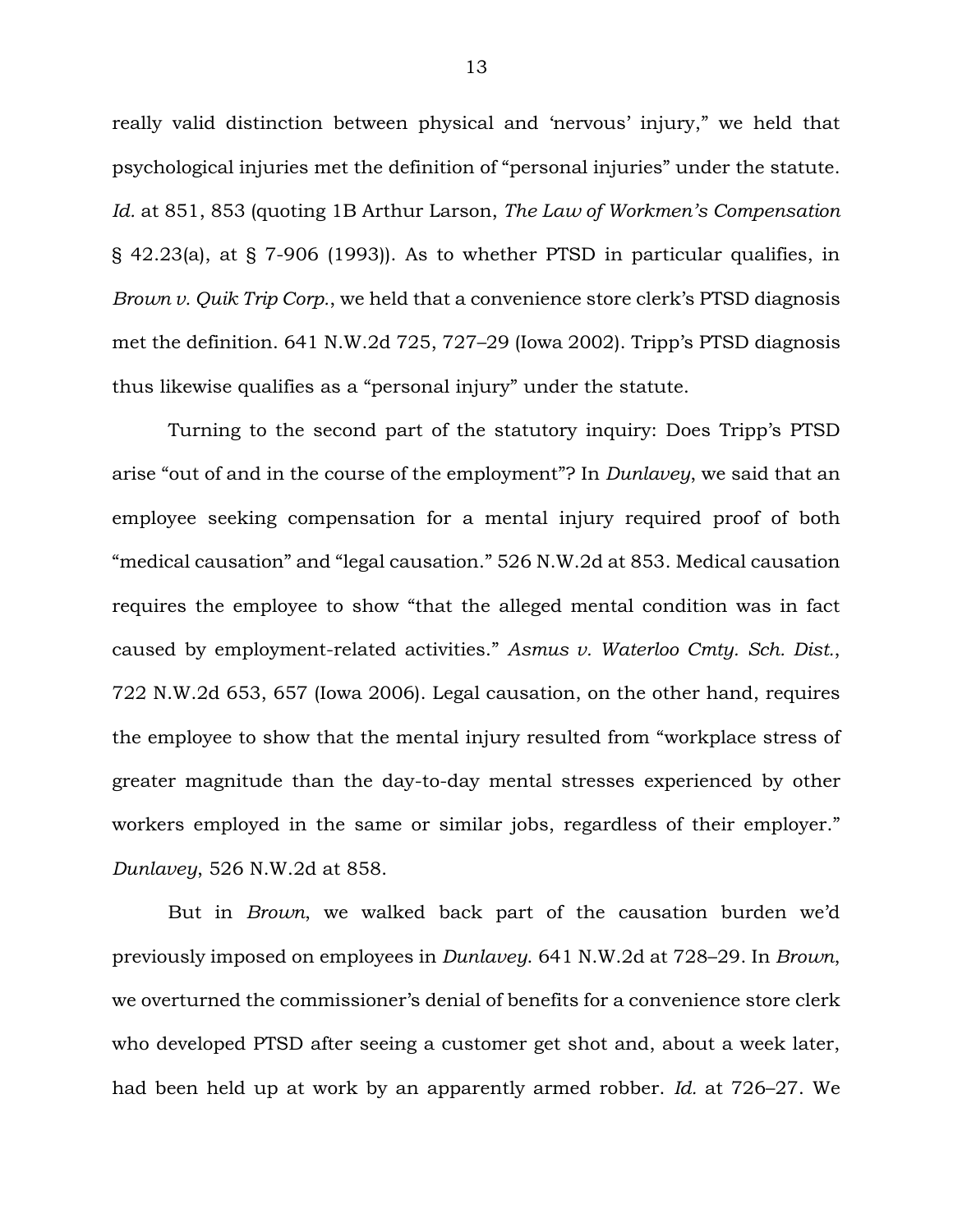really valid distinction between physical and 'nervous' injury," we held that psychological injuries met the definition of "personal injuries" under the statute. *Id.* at 851, 853 (quoting 1B Arthur Larson, *The Law of Workmen's Compensation* § 42.23(a), at § 7-906 (1993)). As to whether PTSD in particular qualifies, in *Brown v. Quik Trip Corp.*, we held that a convenience store clerk's PTSD diagnosis met the definition. 641 N.W.2d 725, 727–29 (Iowa 2002). Tripp's PTSD diagnosis thus likewise qualifies as a "personal injury" under the statute.

Turning to the second part of the statutory inquiry: Does Tripp's PTSD arise "out of and in the course of the employment"? In *Dunlavey*, we said that an employee seeking compensation for a mental injury required proof of both "medical causation" and "legal causation." 526 N.W.2d at 853. Medical causation requires the employee to show "that the alleged mental condition was in fact caused by employment-related activities." *Asmus v. Waterloo Cmty. Sch. Dist.*, 722 N.W.2d 653, 657 (Iowa 2006). Legal causation, on the other hand, requires the employee to show that the mental injury resulted from "workplace stress of greater magnitude than the day-to-day mental stresses experienced by other workers employed in the same or similar jobs, regardless of their employer." *Dunlavey*, 526 N.W.2d at 858.

But in *Brown*, we walked back part of the causation burden we'd previously imposed on employees in *Dunlavey*. 641 N.W.2d at 728–29. In *Brown*, we overturned the commissioner's denial of benefits for a convenience store clerk who developed PTSD after seeing a customer get shot and, about a week later, had been held up at work by an apparently armed robber. *Id.* at 726–27. We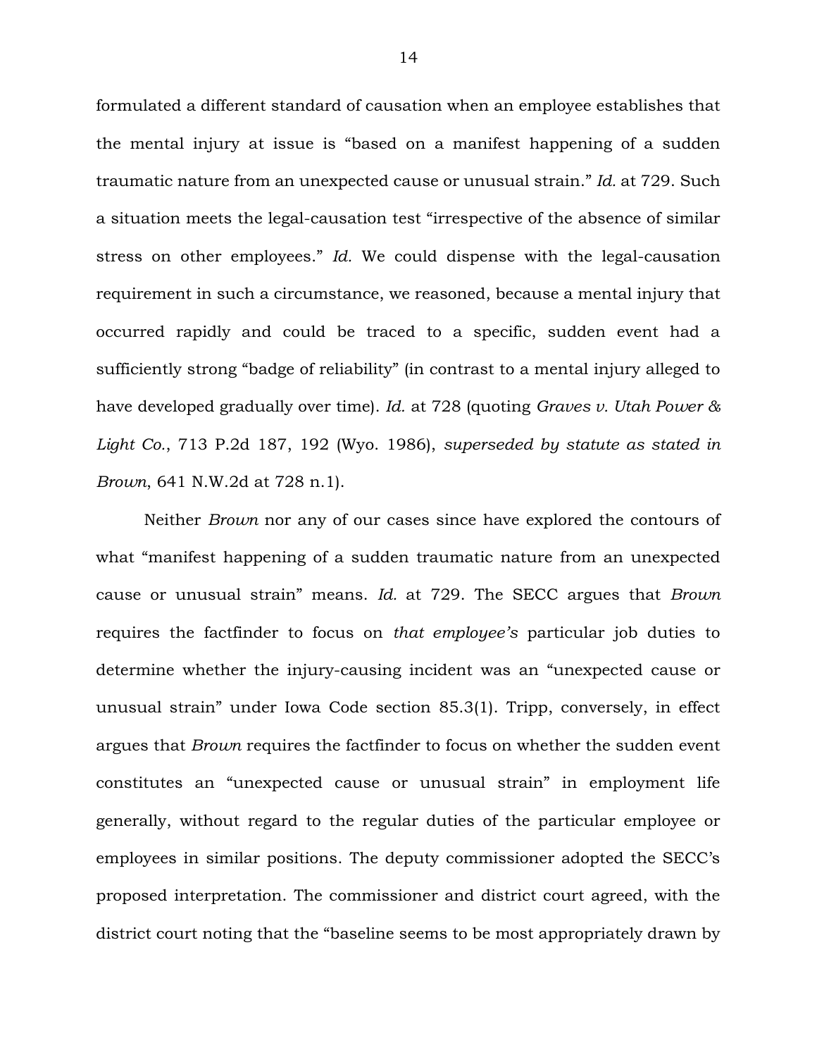formulated a different standard of causation when an employee establishes that the mental injury at issue is "based on a manifest happening of a sudden traumatic nature from an unexpected cause or unusual strain." *Id.* at 729. Such a situation meets the legal-causation test "irrespective of the absence of similar stress on other employees." *Id.* We could dispense with the legal-causation requirement in such a circumstance, we reasoned, because a mental injury that occurred rapidly and could be traced to a specific, sudden event had a sufficiently strong "badge of reliability" (in contrast to a mental injury alleged to have developed gradually over time). *Id.* at 728 (quoting *Graves v. Utah Power & Light Co.*, 713 P.2d 187, 192 (Wyo. 1986), *superseded by statute as stated in Brown*, 641 N.W.2d at 728 n.1).

Neither *Brown* nor any of our cases since have explored the contours of what "manifest happening of a sudden traumatic nature from an unexpected cause or unusual strain" means. *Id.* at 729. The SECC argues that *Brown* requires the factfinder to focus on *that employee's* particular job duties to determine whether the injury-causing incident was an "unexpected cause or unusual strain" under Iowa Code section 85.3(1). Tripp, conversely, in effect argues that *Brown* requires the factfinder to focus on whether the sudden event constitutes an "unexpected cause or unusual strain" in employment life generally, without regard to the regular duties of the particular employee or employees in similar positions. The deputy commissioner adopted the SECC's proposed interpretation. The commissioner and district court agreed, with the district court noting that the "baseline seems to be most appropriately drawn by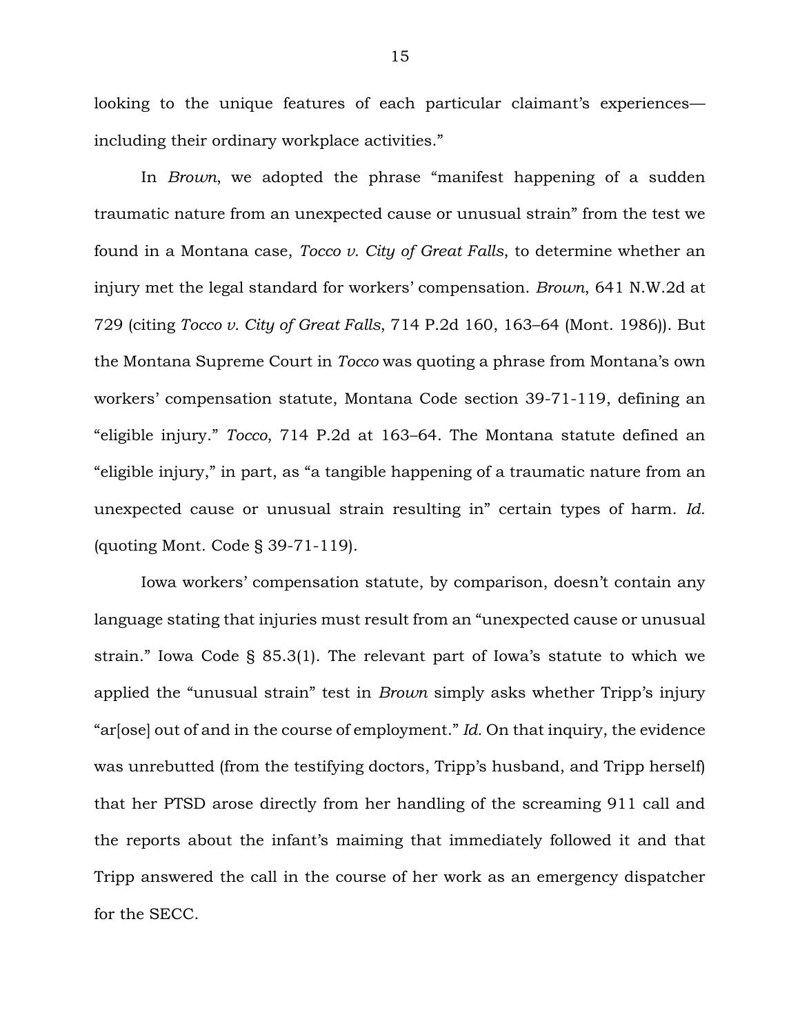looking to the unique features of each particular claimant's experiences—including their ordinary workplace activities."

In *Brown*, we adopted the phrase "manifest happening of a sudden traumatic nature from an unexpected cause or unusual strain" from the test we found in a Montana case, *Tocco v. City of Great Falls*, to determine whether an injury met the legal standard for workers' compensation. *Brown*, 641 N.W.2d at 729 (citing *Tocco v. City of Great Falls*, 714 P.2d 160, 163–64 (Mont. 1986)). But the Montana Supreme Court in *Tocco* was quoting a phrase from Montana's own workers' compensation statute, Montana Code section 39-71-119, defining an "eligible injury." *Tocco*, 714 P.2d at 163–64. The Montana statute defined an "eligible injury," in part, as "a tangible happening of a traumatic nature from an unexpected cause or unusual strain resulting in" certain types of harm. *Id.* (quoting Mont. Code § 39-71-119).

Iowa workers' compensation statute, by comparison, doesn't contain any language stating that injuries must result from an "unexpected cause or unusual strain." Iowa Code § 85.3(1). The relevant part of Iowa's statute to which we applied the "unusual strain" test in *Brown* simply asks whether Tripp's injury "ar[ose] out of and in the course of employment." *Id.* On that inquiry, the evidence was unrebutted (from the testifying doctors, Tripp's husband, and Tripp herself) that her PTSD arose directly from her handling of the screaming 911 call and the reports about the infant's maiming that immediately followed it and that Tripp answered the call in the course of her work as an emergency dispatcher for the SECC.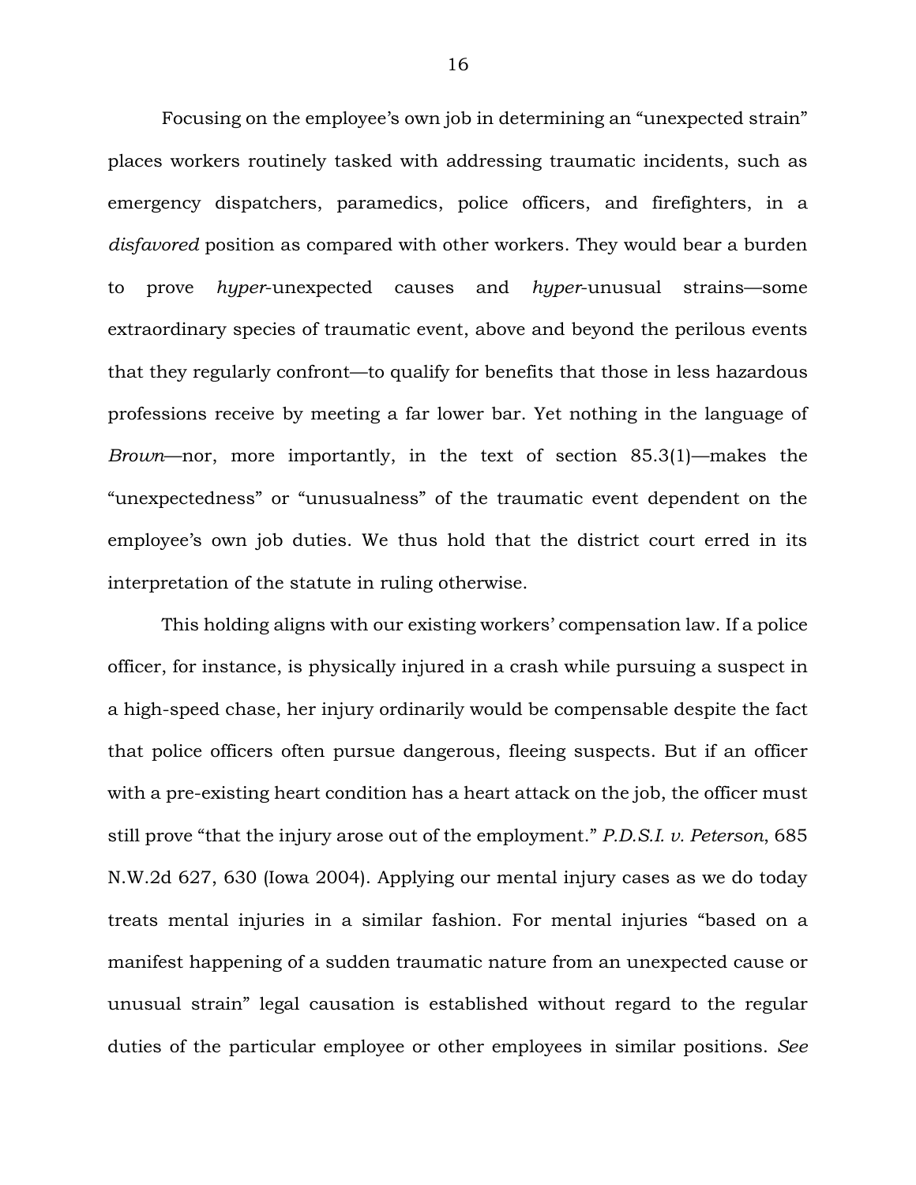Focusing on the employee's own job in determining an "unexpected strain" places workers routinely tasked with addressing traumatic incidents, such as emergency dispatchers, paramedics, police officers, and firefighters, in a *disfavored* position as compared with other workers. They would bear a burden to prove *hyper*-unexpected causes and *hyper*-unusual strains—some extraordinary species of traumatic event, above and beyond the perilous events that they regularly confront—to qualify for benefits that those in less hazardous professions receive by meeting a far lower bar. Yet nothing in the language of *Brown*—nor, more importantly, in the text of section 85.3(1)—makes the "unexpectedness" or "unusualness" of the traumatic event dependent on the employee's own job duties. We thus hold that the district court erred in its interpretation of the statute in ruling otherwise.

This holding aligns with our existing workers' compensation law. If a police officer, for instance, is physically injured in a crash while pursuing a suspect in a high-speed chase, her injury ordinarily would be compensable despite the fact that police officers often pursue dangerous, fleeing suspects. But if an officer with a pre-existing heart condition has a heart attack on the job, the officer must still prove "that the injury arose out of the employment." *P.D.S.I. v. Peterson*, 685 N.W.2d 627, 630 (Iowa 2004). Applying our mental injury cases as we do today treats mental injuries in a similar fashion. For mental injuries "based on a manifest happening of a sudden traumatic nature from an unexpected cause or unusual strain" legal causation is established without regard to the regular duties of the particular employee or other employees in similar positions. *See*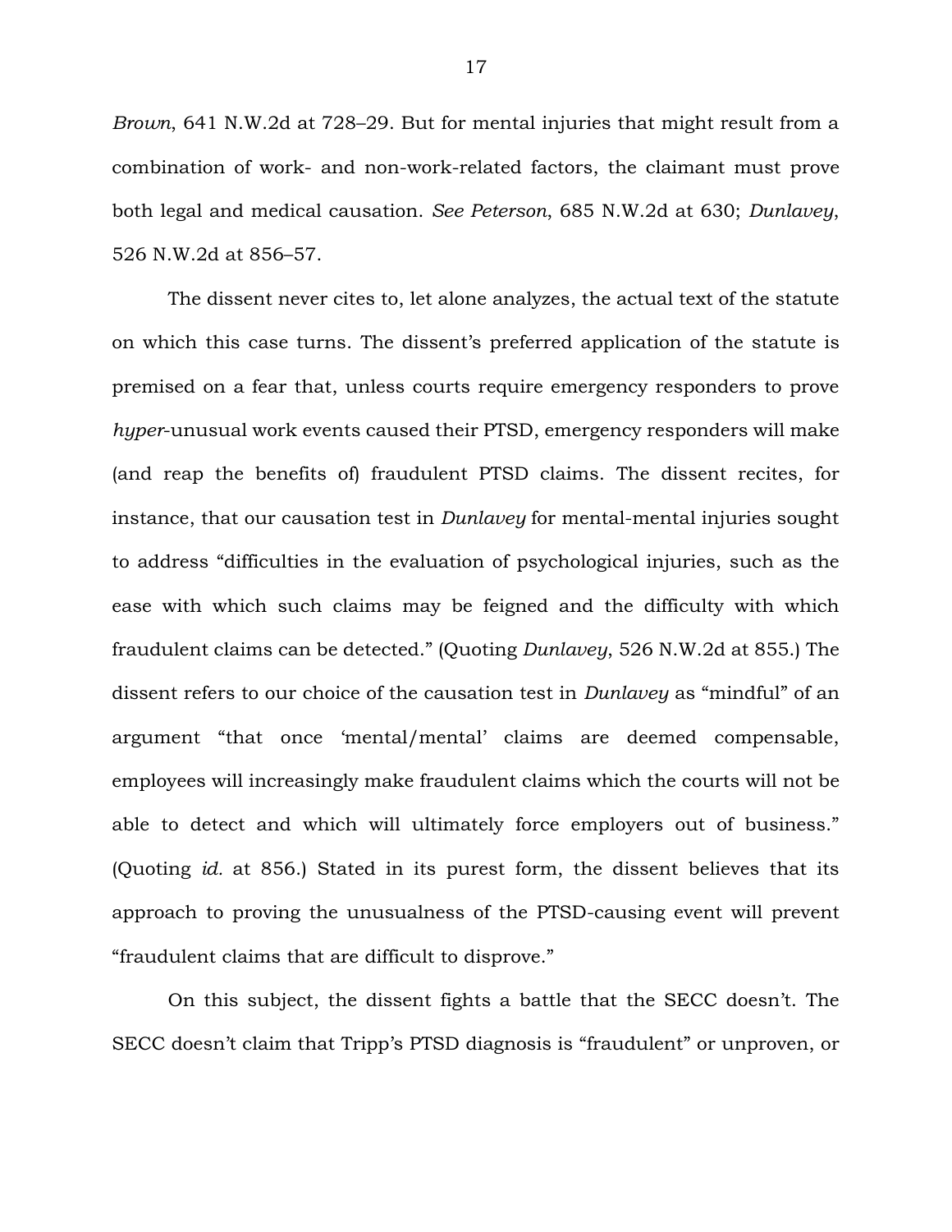*Brown*, 641 N.W.2d at 728–29. But for mental injuries that might result from a combination of work- and non-work-related factors, the claimant must prove both legal and medical causation. *See Peterson*, 685 N.W.2d at 630; *Dunlavey*, 526 N.W.2d at 856–57.

The dissent never cites to, let alone analyzes, the actual text of the statute on which this case turns. The dissent's preferred application of the statute is premised on a fear that, unless courts require emergency responders to prove *hyper*-unusual work events caused their PTSD, emergency responders will make (and reap the benefits of) fraudulent PTSD claims. The dissent recites, for instance, that our causation test in *Dunlavey* for mental-mental injuries sought to address "difficulties in the evaluation of psychological injuries, such as the ease with which such claims may be feigned and the difficulty with which fraudulent claims can be detected." (Quoting *Dunlavey*, 526 N.W.2d at 855.) The dissent refers to our choice of the causation test in *Dunlavey* as "mindful" of an argument "that once 'mental/mental' claims are deemed compensable, employees will increasingly make fraudulent claims which the courts will not be able to detect and which will ultimately force employers out of business." (Quoting *id.* at 856.) Stated in its purest form, the dissent believes that its approach to proving the unusualness of the PTSD-causing event will prevent "fraudulent claims that are difficult to disprove."

On this subject, the dissent fights a battle that the SECC doesn't. The SECC doesn't claim that Tripp's PTSD diagnosis is "fraudulent" or unproven, or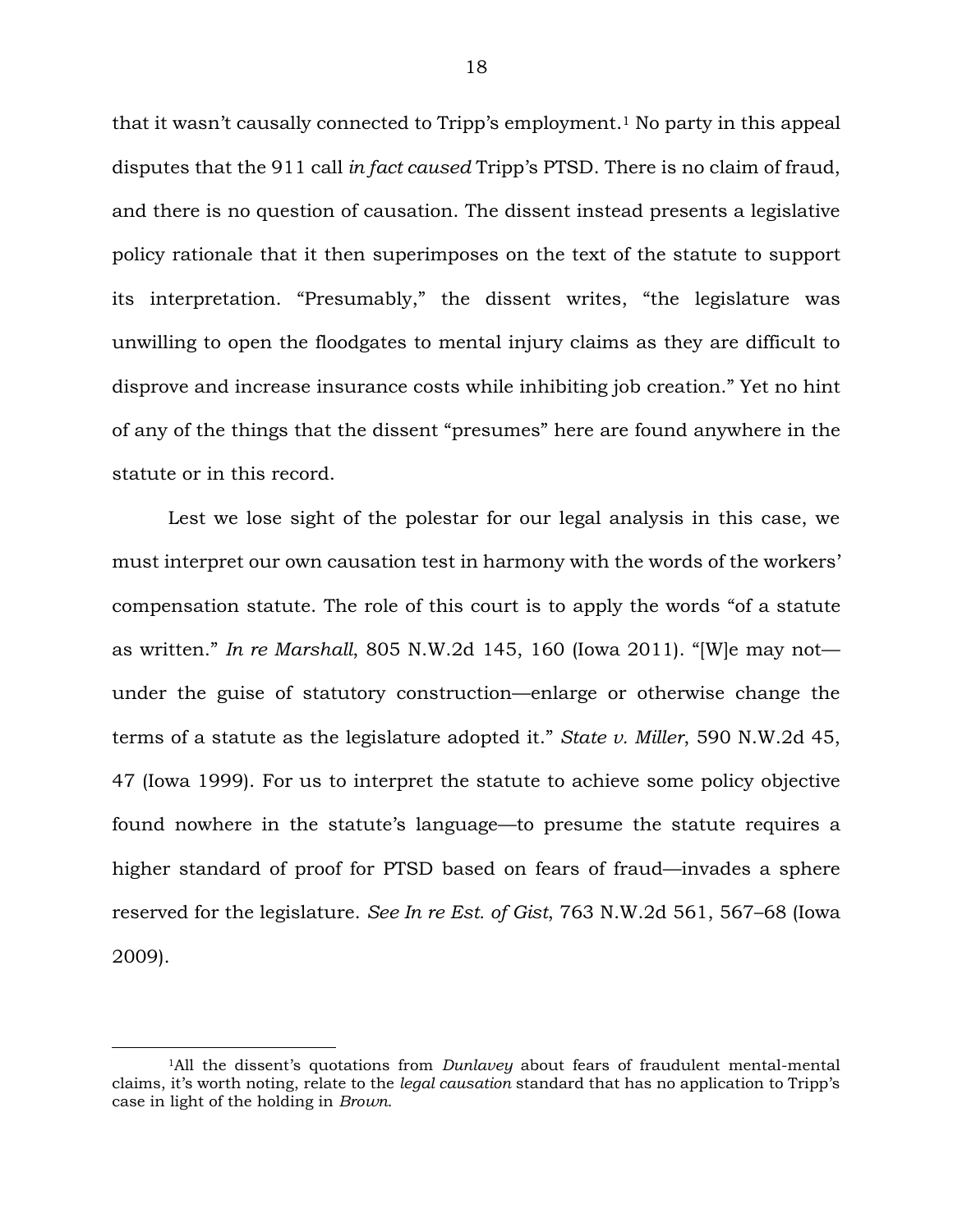that it wasn't causally connected to Tripp's employment.[1] No party in this appeal disputes that the 911 call *in fact caused* Tripp's PTSD. There is no claim of fraud, and there is no question of causation. The dissent instead presents a legislative policy rationale that it then superimposes on the text of the statute to support its interpretation. "Presumably," the dissent writes, "the legislature was unwilling to open the floodgates to mental injury claims as they are difficult to disprove and increase insurance costs while inhibiting job creation." Yet no hint of any of the things that the dissent "presumes" here are found anywhere in the statute or in this record.

Lest we lose sight of the polestar for our legal analysis in this case, we must interpret our own causation test in harmony with the words of the workers' compensation statute. The role of this court is to apply the words "of a statute as written." *In re Marshall*, 805 N.W.2d 145, 160 (Iowa 2011). "[W]e may not—under the guise of statutory construction—enlarge or otherwise change the terms of a statute as the legislature adopted it." *State v. Miller*, 590 N.W.2d 45, 47 (Iowa 1999). For us to interpret the statute to achieve some policy objective found nowhere in the statute's language—to presume the statute requires a higher standard of proof for PTSD based on fears of fraud—invades a sphere reserved for the legislature. *See In re Est. of Gist*, 763 N.W.2d 561, 567–68 (Iowa 2009).

---

[1]All the dissent's quotations from *Dunlavey* about fears of fraudulent mental-mental claims, it's worth noting, relate to the *legal causation* standard that has no application to Tripp's case in light of the holding in *Brown*.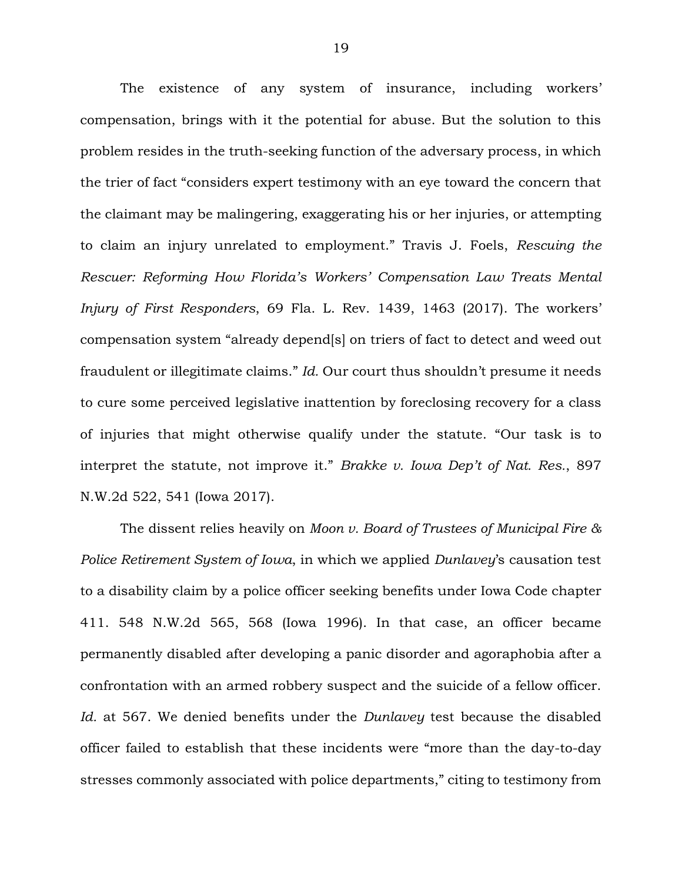The existence of any system of insurance, including workers' compensation, brings with it the potential for abuse. But the solution to this problem resides in the truth-seeking function of the adversary process, in which the trier of fact "considers expert testimony with an eye toward the concern that the claimant may be malingering, exaggerating his or her injuries, or attempting to claim an injury unrelated to employment." Travis J. Foels, *Rescuing the Rescuer: Reforming How Florida's Workers' Compensation Law Treats Mental Injury of First Responders*, 69 Fla. L. Rev. 1439, 1463 (2017). The workers' compensation system "already depend[s] on triers of fact to detect and weed out fraudulent or illegitimate claims." *Id.* Our court thus shouldn't presume it needs to cure some perceived legislative inattention by foreclosing recovery for a class of injuries that might otherwise qualify under the statute. "Our task is to interpret the statute, not improve it." *Brakke v. Iowa Dep't of Nat. Res.*, 897 N.W.2d 522, 541 (Iowa 2017).

The dissent relies heavily on *Moon v. Board of Trustees of Municipal Fire & Police Retirement System of Iowa*, in which we applied *Dunlavey*'s causation test to a disability claim by a police officer seeking benefits under Iowa Code chapter 411. 548 N.W.2d 565, 568 (Iowa 1996). In that case, an officer became permanently disabled after developing a panic disorder and agoraphobia after a confrontation with an armed robbery suspect and the suicide of a fellow officer. *Id.* at 567. We denied benefits under the *Dunlavey* test because the disabled officer failed to establish that these incidents were "more than the day-to-day stresses commonly associated with police departments," citing to testimony from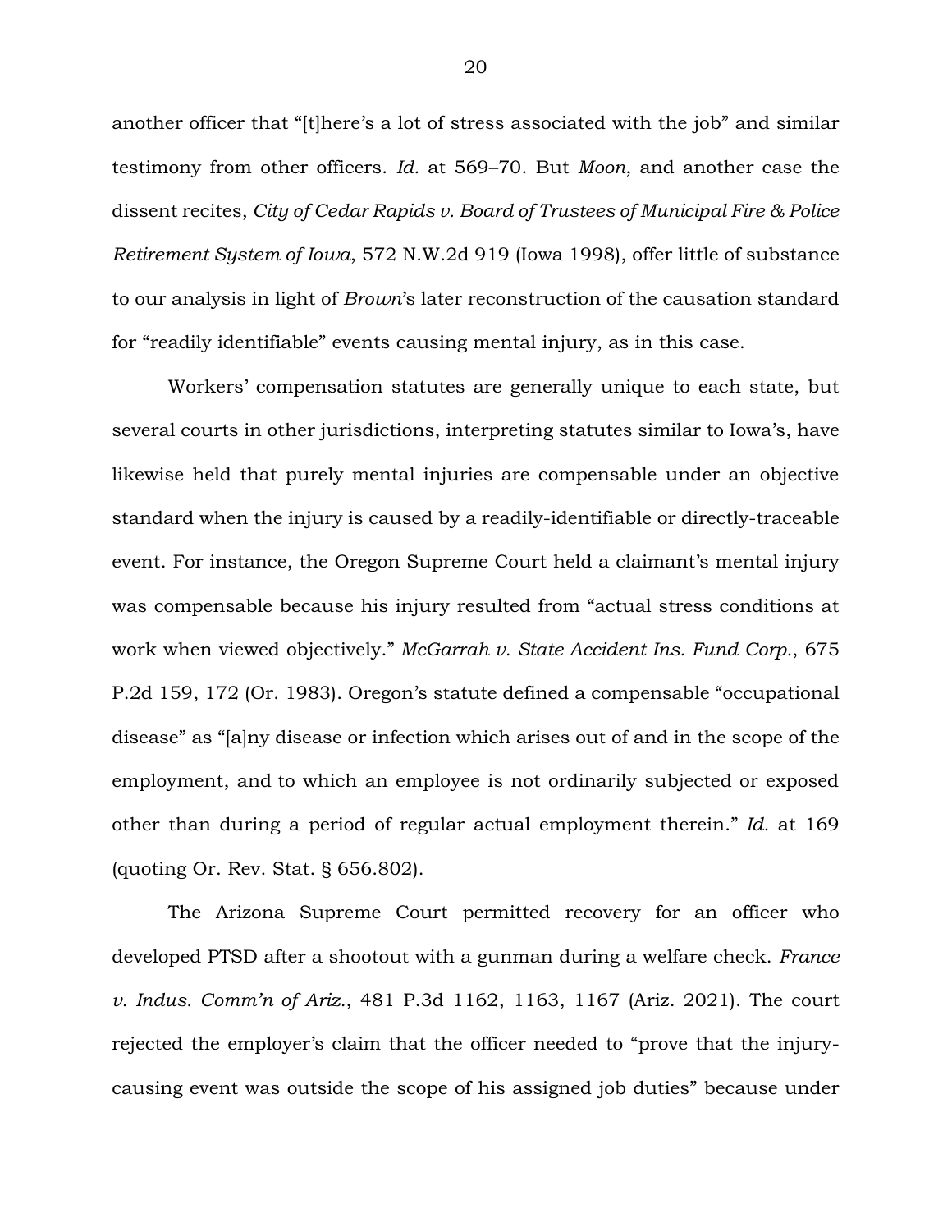another officer that "[t]here's a lot of stress associated with the job" and similar testimony from other officers. *Id.* at 569–70. But *Moon*, and another case the dissent recites, *City of Cedar Rapids v. Board of Trustees of Municipal Fire & Police Retirement System of Iowa*, 572 N.W.2d 919 (Iowa 1998), offer little of substance to our analysis in light of *Brown*'s later reconstruction of the causation standard for "readily identifiable" events causing mental injury, as in this case.

Workers' compensation statutes are generally unique to each state, but several courts in other jurisdictions, interpreting statutes similar to Iowa's, have likewise held that purely mental injuries are compensable under an objective standard when the injury is caused by a readily-identifiable or directly-traceable event. For instance, the Oregon Supreme Court held a claimant's mental injury was compensable because his injury resulted from "actual stress conditions at work when viewed objectively." *McGarrah v. State Accident Ins. Fund Corp.*, 675 P.2d 159, 172 (Or. 1983). Oregon's statute defined a compensable "occupational disease" as "[a]ny disease or infection which arises out of and in the scope of the employment, and to which an employee is not ordinarily subjected or exposed other than during a period of regular actual employment therein." *Id.* at 169 (quoting Or. Rev. Stat. § 656.802).

The Arizona Supreme Court permitted recovery for an officer who developed PTSD after a shootout with a gunman during a welfare check. *France v. Indus. Comm'n of Ariz.*, 481 P.3d 1162, 1163, 1167 (Ariz. 2021). The court rejected the employer's claim that the officer needed to "prove that the injury-causing event was outside the scope of his assigned job duties" because under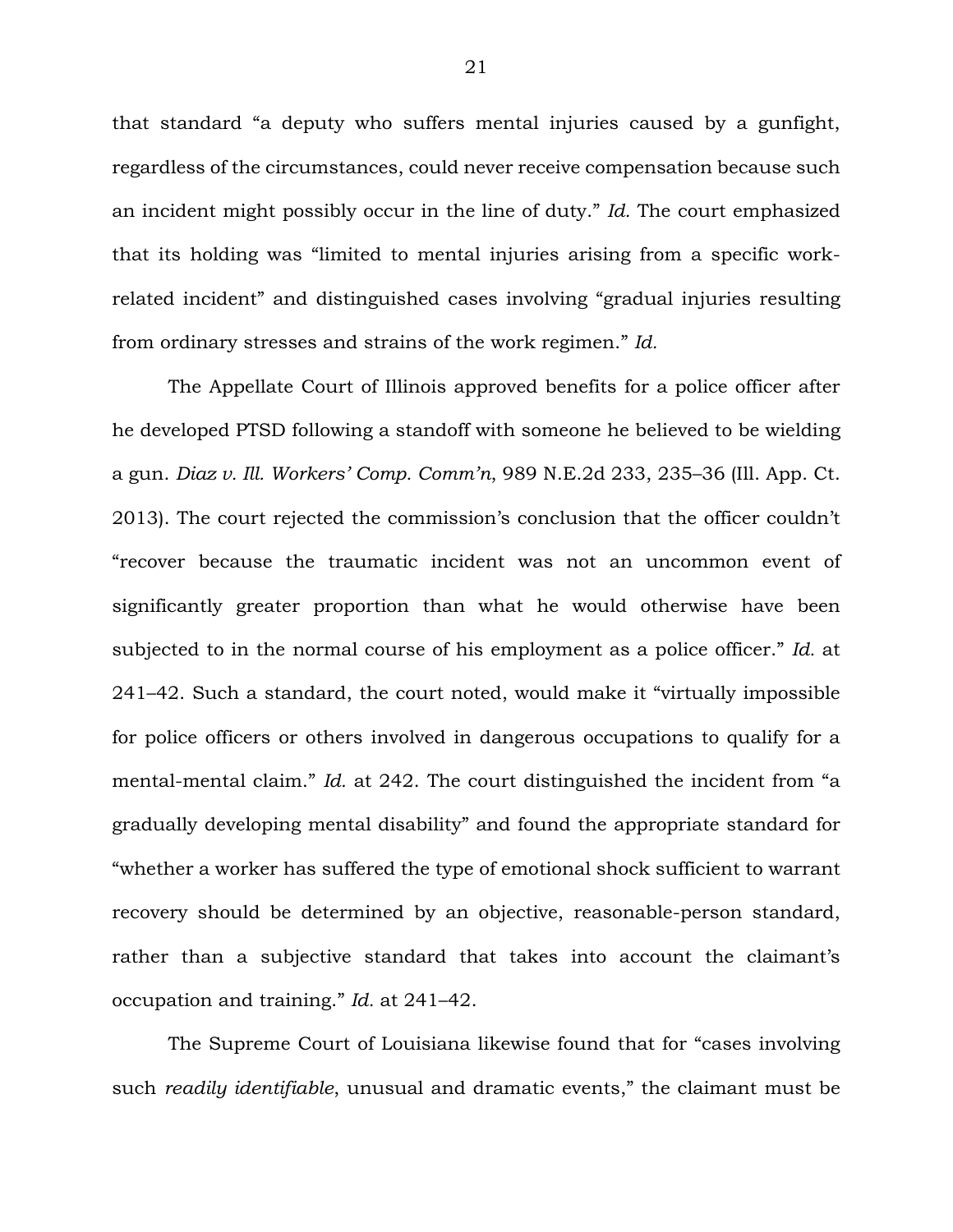that standard "a deputy who suffers mental injuries caused by a gunfight, regardless of the circumstances, could never receive compensation because such an incident might possibly occur in the line of duty." *Id.* The court emphasized that its holding was "limited to mental injuries arising from a specific work-related incident" and distinguished cases involving "gradual injuries resulting from ordinary stresses and strains of the work regimen." *Id.*

The Appellate Court of Illinois approved benefits for a police officer after he developed PTSD following a standoff with someone he believed to be wielding a gun. *Diaz v. Ill. Workers' Comp. Comm'n*, 989 N.E.2d 233, 235–36 (Ill. App. Ct. 2013). The court rejected the commission's conclusion that the officer couldn't "recover because the traumatic incident was not an uncommon event of significantly greater proportion than what he would otherwise have been subjected to in the normal course of his employment as a police officer." *Id.* at 241–42. Such a standard, the court noted, would make it "virtually impossible for police officers or others involved in dangerous occupations to qualify for a mental-mental claim." *Id.* at 242. The court distinguished the incident from "a gradually developing mental disability" and found the appropriate standard for "whether a worker has suffered the type of emotional shock sufficient to warrant recovery should be determined by an objective, reasonable-person standard, rather than a subjective standard that takes into account the claimant's occupation and training." *Id.* at 241–42.

The Supreme Court of Louisiana likewise found that for "cases involving such *readily identifiable*, unusual and dramatic events," the claimant must be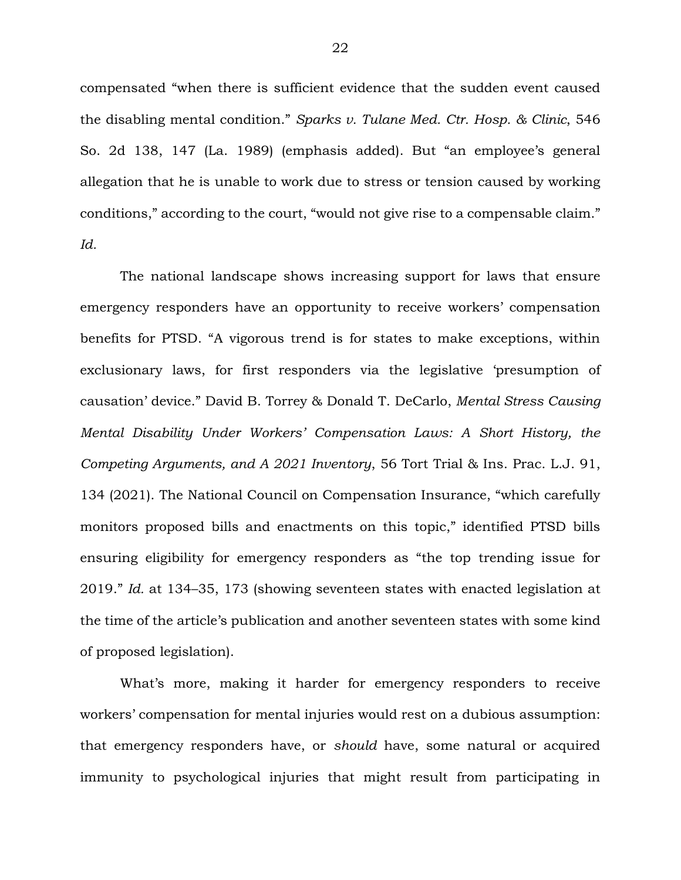compensated "when there is sufficient evidence that the sudden event caused the disabling mental condition." *Sparks v. Tulane Med. Ctr. Hosp. & Clinic*, 546 So. 2d 138, 147 (La. 1989) (emphasis added). But "an employee's general allegation that he is unable to work due to stress or tension caused by working conditions," according to the court, "would not give rise to a compensable claim." *Id.*

The national landscape shows increasing support for laws that ensure emergency responders have an opportunity to receive workers' compensation benefits for PTSD. "A vigorous trend is for states to make exceptions, within exclusionary laws, for first responders via the legislative 'presumption of causation' device." David B. Torrey & Donald T. DeCarlo, *Mental Stress Causing Mental Disability Under Workers' Compensation Laws: A Short History, the Competing Arguments, and A 2021 Inventory*, 56 Tort Trial & Ins. Prac. L.J. 91, 134 (2021). The National Council on Compensation Insurance, "which carefully monitors proposed bills and enactments on this topic," identified PTSD bills ensuring eligibility for emergency responders as "the top trending issue for 2019." *Id.* at 134–35, 173 (showing seventeen states with enacted legislation at the time of the article's publication and another seventeen states with some kind of proposed legislation).

What's more, making it harder for emergency responders to receive workers' compensation for mental injuries would rest on a dubious assumption: that emergency responders have, or *should* have, some natural or acquired immunity to psychological injuries that might result from participating in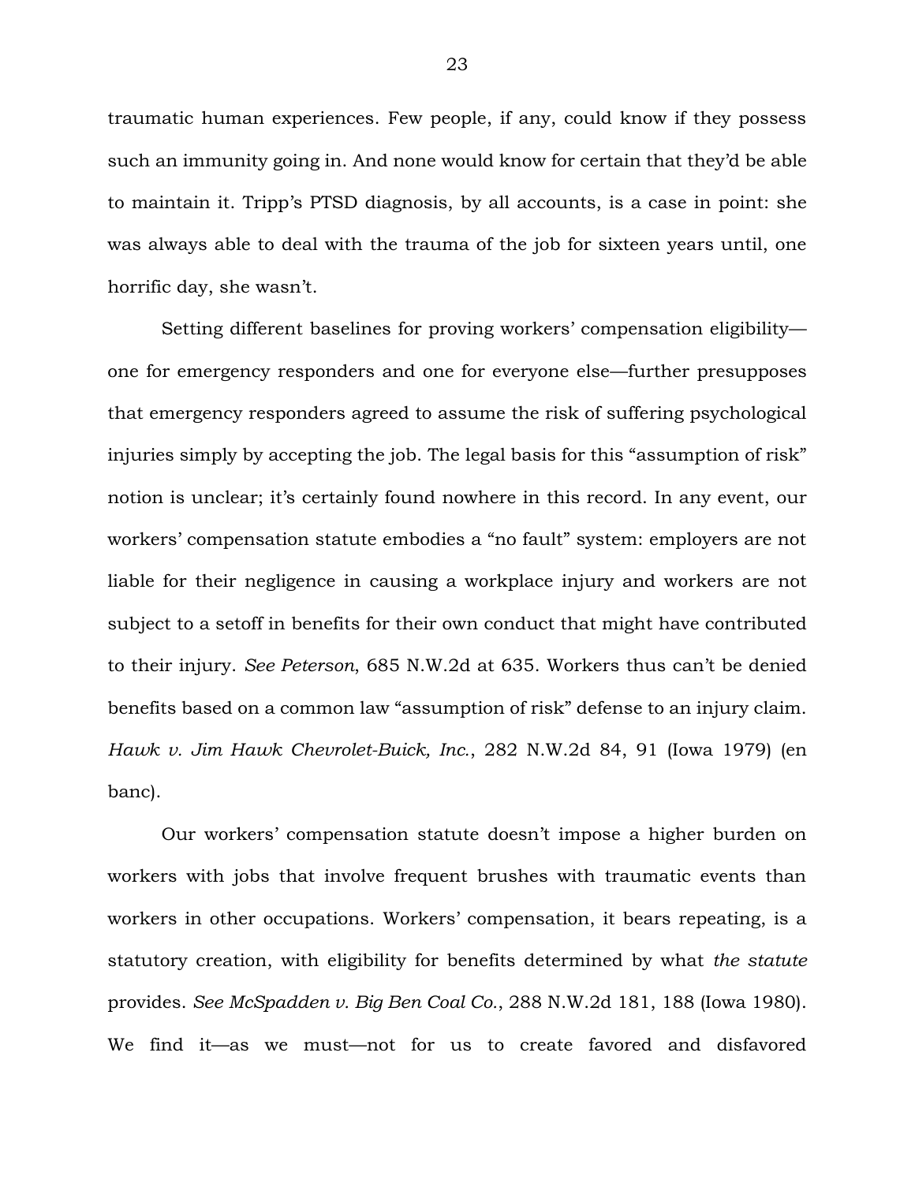traumatic human experiences. Few people, if any, could know if they possess such an immunity going in. And none would know for certain that they'd be able to maintain it. Tripp's PTSD diagnosis, by all accounts, is a case in point: she was always able to deal with the trauma of the job for sixteen years until, one horrific day, she wasn't.

Setting different baselines for proving workers' compensation eligibility—one for emergency responders and one for everyone else—further presupposes that emergency responders agreed to assume the risk of suffering psychological injuries simply by accepting the job. The legal basis for this "assumption of risk" notion is unclear; it's certainly found nowhere in this record. In any event, our workers' compensation statute embodies a "no fault" system: employers are not liable for their negligence in causing a workplace injury and workers are not subject to a setoff in benefits for their own conduct that might have contributed to their injury. *See Peterson*, 685 N.W.2d at 635. Workers thus can't be denied benefits based on a common law "assumption of risk" defense to an injury claim. *Hawk v. Jim Hawk Chevrolet-Buick, Inc.*, 282 N.W.2d 84, 91 (Iowa 1979) (en banc).

Our workers' compensation statute doesn't impose a higher burden on workers with jobs that involve frequent brushes with traumatic events than workers in other occupations. Workers' compensation, it bears repeating, is a statutory creation, with eligibility for benefits determined by what *the statute* provides. *See McSpadden v. Big Ben Coal Co.*, 288 N.W.2d 181, 188 (Iowa 1980). We find it—as we must—not for us to create favored and disfavored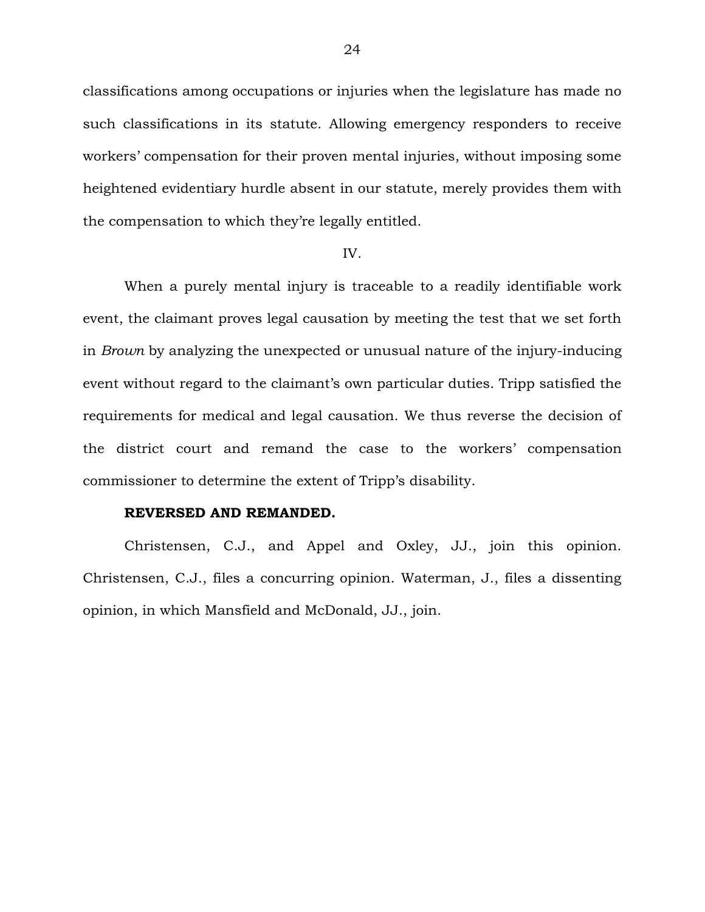classifications among occupations or injuries when the legislature has made no such classifications in its statute. Allowing emergency responders to receive workers' compensation for their proven mental injuries, without imposing some heightened evidentiary hurdle absent in our statute, merely provides them with the compensation to which they're legally entitled.

IV.

When a purely mental injury is traceable to a readily identifiable work event, the claimant proves legal causation by meeting the test that we set forth in *Brown* by analyzing the unexpected or unusual nature of the injury-inducing event without regard to the claimant's own particular duties. Tripp satisfied the requirements for medical and legal causation. We thus reverse the decision of the district court and remand the case to the workers' compensation commissioner to determine the extent of Tripp's disability.

**REVERSED AND REMANDED.**

Christensen, C.J., and Appel and Oxley, JJ., join this opinion. Christensen, C.J., files a concurring opinion. Waterman, J., files a dissenting opinion, in which Mansfield and McDonald, JJ., join.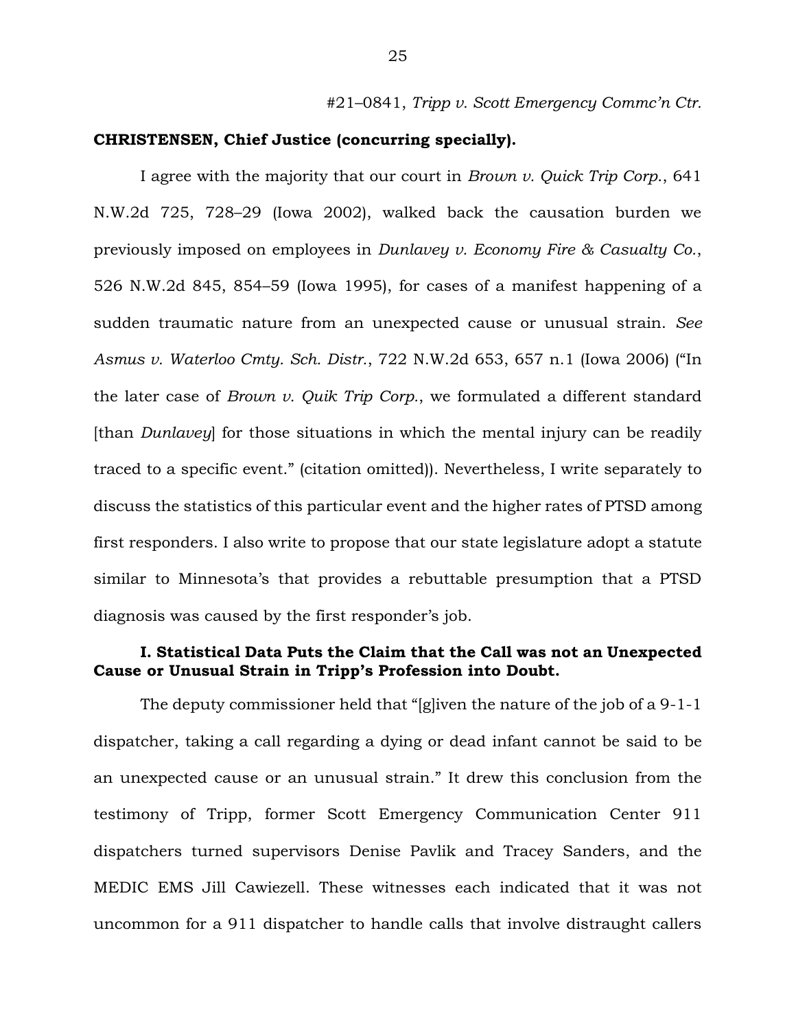#21–0841, *Tripp v. Scott Emergency Commc'n Ctr.*

**CHRISTENSEN, Chief Justice (concurring specially).**

I agree with the majority that our court in *Brown v. Quick Trip Corp.*, 641 N.W.2d 725, 728–29 (Iowa 2002), walked back the causation burden we previously imposed on employees in *Dunlavey v. Economy Fire & Casualty Co.*, 526 N.W.2d 845, 854–59 (Iowa 1995), for cases of a manifest happening of a sudden traumatic nature from an unexpected cause or unusual strain. *See Asmus v. Waterloo Cmty. Sch. Distr.*, 722 N.W.2d 653, 657 n.1 (Iowa 2006) ("In the later case of *Brown v. Quik Trip Corp.*, we formulated a different standard [than *Dunlavey*] for those situations in which the mental injury can be readily traced to a specific event." (citation omitted)). Nevertheless, I write separately to discuss the statistics of this particular event and the higher rates of PTSD among first responders. I also write to propose that our state legislature adopt a statute similar to Minnesota's that provides a rebuttable presumption that a PTSD diagnosis was caused by the first responder's job.

**I. Statistical Data Puts the Claim that the Call was not an Unexpected Cause or Unusual Strain in Tripp's Profession into Doubt.**

The deputy commissioner held that "[g]iven the nature of the job of a 9-1-1 dispatcher, taking a call regarding a dying or dead infant cannot be said to be an unexpected cause or an unusual strain." It drew this conclusion from the testimony of Tripp, former Scott Emergency Communication Center 911 dispatchers turned supervisors Denise Pavlik and Tracey Sanders, and the MEDIC EMS Jill Cawiezell. These witnesses each indicated that it was not uncommon for a 911 dispatcher to handle calls that involve distraught callers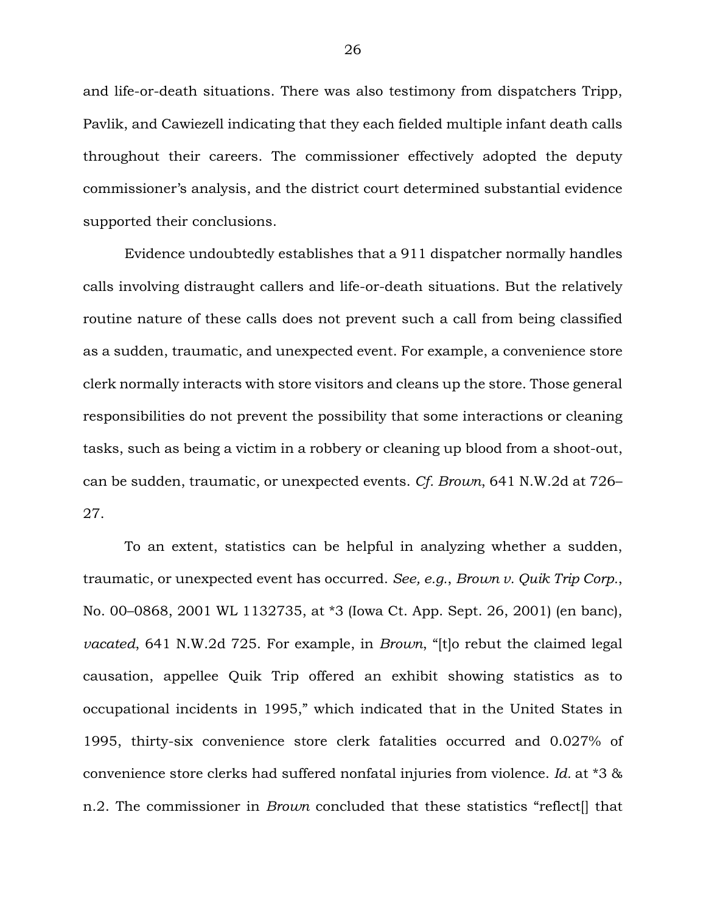and life-or-death situations. There was also testimony from dispatchers Tripp, Pavlik, and Cawiezell indicating that they each fielded multiple infant death calls throughout their careers. The commissioner effectively adopted the deputy commissioner's analysis, and the district court determined substantial evidence supported their conclusions.

Evidence undoubtedly establishes that a 911 dispatcher normally handles calls involving distraught callers and life-or-death situations. But the relatively routine nature of these calls does not prevent such a call from being classified as a sudden, traumatic, and unexpected event. For example, a convenience store clerk normally interacts with store visitors and cleans up the store. Those general responsibilities do not prevent the possibility that some interactions or cleaning tasks, such as being a victim in a robbery or cleaning up blood from a shoot-out, can be sudden, traumatic, or unexpected events. *Cf. Brown*, 641 N.W.2d at 726–27.

To an extent, statistics can be helpful in analyzing whether a sudden, traumatic, or unexpected event has occurred. *See, e.g.*, *Brown v. Quik Trip Corp.*, No. 00–0868, 2001 WL 1132735, at *3 (Iowa Ct. App. Sept. 26, 2001) (en banc), *vacated*, 641 N.W.2d 725. For example, in *Brown*, "[t]o rebut the claimed legal causation, appellee Quik Trip offered an exhibit showing statistics as to occupational incidents in 1995," which indicated that in the United States in 1995, thirty-six convenience store clerk fatalities occurred and 0.027% of convenience store clerks had suffered nonfatal injuries from violence. *Id.* at *3 & n.2. The commissioner in *Brown* concluded that these statistics "reflect[] that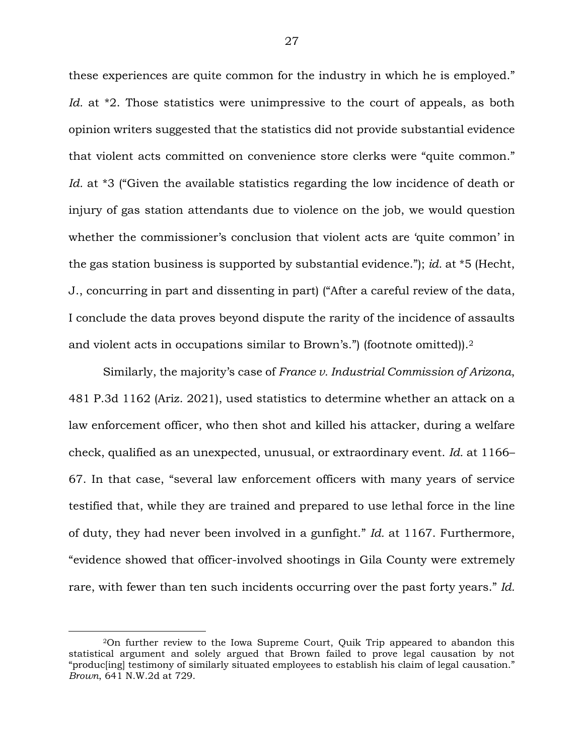these experiences are quite common for the industry in which he is employed." *Id.* at *2. Those statistics were unimpressive to the court of appeals, as both opinion writers suggested that the statistics did not provide substantial evidence that violent acts committed on convenience store clerks were "quite common." *Id.* at *3 ("Given the available statistics regarding the low incidence of death or injury of gas station attendants due to violence on the job, we would question whether the commissioner's conclusion that violent acts are 'quite common' in the gas station business is supported by substantial evidence."); *id.* at *5 (Hecht, J., concurring in part and dissenting in part) ("After a careful review of the data, I conclude the data proves beyond dispute the rarity of the incidence of assaults and violent acts in occupations similar to Brown's.") (footnote omitted)).[2]

Similarly, the majority's case of *France v. Industrial Commission of Arizona*, 481 P.3d 1162 (Ariz. 2021), used statistics to determine whether an attack on a law enforcement officer, who then shot and killed his attacker, during a welfare check, qualified as an unexpected, unusual, or extraordinary event. *Id.* at 1166–67. In that case, "several law enforcement officers with many years of service testified that, while they are trained and prepared to use lethal force in the line of duty, they had never been involved in a gunfight." *Id.* at 1167. Furthermore, "evidence showed that officer-involved shootings in Gila County were extremely rare, with fewer than ten such incidents occurring over the past forty years." *Id.*

---

[2]On further review to the Iowa Supreme Court, Quik Trip appeared to abandon this statistical argument and solely argued that Brown failed to prove legal causation by not "produc[ing] testimony of similarly situated employees to establish his claim of legal causation." *Brown*, 641 N.W.2d at 729.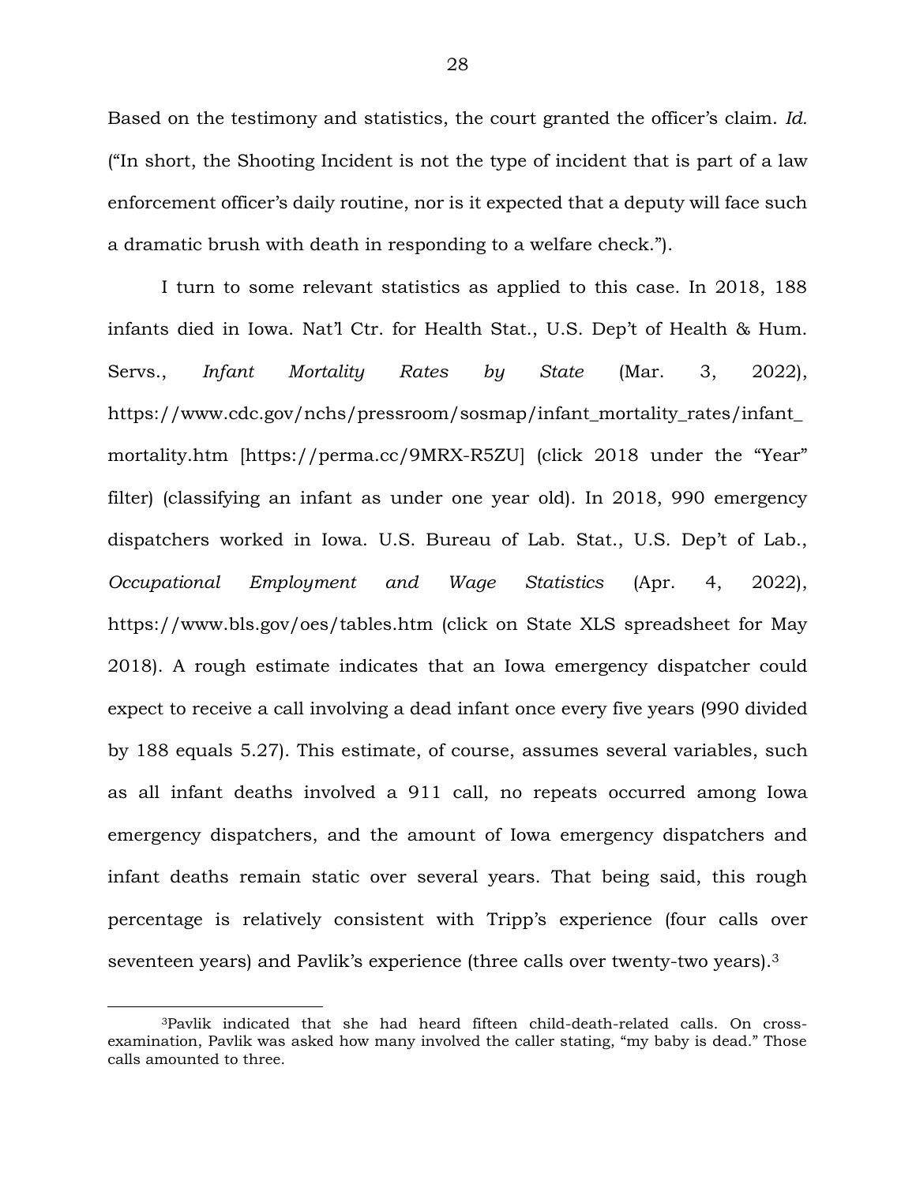Based on the testimony and statistics, the court granted the officer's claim. *Id.* ("In short, the Shooting Incident is not the type of incident that is part of a law enforcement officer's daily routine, nor is it expected that a deputy will face such a dramatic brush with death in responding to a welfare check.").

I turn to some relevant statistics as applied to this case. In 2018, 188 infants died in Iowa. Nat'l Ctr. for Health Stat., U.S. Dep't of Health & Hum. Servs., *Infant Mortality Rates by State* (Mar. 3, 2022), https://www.cdc.gov/nchs/pressroom/sosmap/infant_mortality_rates/infant_mortality.htm [https://perma.cc/9MRX-R5ZU] (click 2018 under the "Year" filter) (classifying an infant as under one year old). In 2018, 990 emergency dispatchers worked in Iowa. U.S. Bureau of Lab. Stat., U.S. Dep't of Lab., *Occupational Employment and Wage Statistics* (Apr. 4, 2022), https://www.bls.gov/oes/tables.htm (click on State XLS spreadsheet for May 2018). A rough estimate indicates that an Iowa emergency dispatcher could expect to receive a call involving a dead infant once every five years (990 divided by 188 equals 5.27). This estimate, of course, assumes several variables, such as all infant deaths involved a 911 call, no repeats occurred among Iowa emergency dispatchers, and the amount of Iowa emergency dispatchers and infant deaths remain static over several years. That being said, this rough percentage is relatively consistent with Tripp's experience (four calls over seventeen years) and Pavlik's experience (three calls over twenty-two years).[3]

[3] Pavlik indicated that she had heard fifteen child-death-related calls. On cross-examination, Pavlik was asked how many involved the caller stating, "my baby is dead." Those calls amounted to three.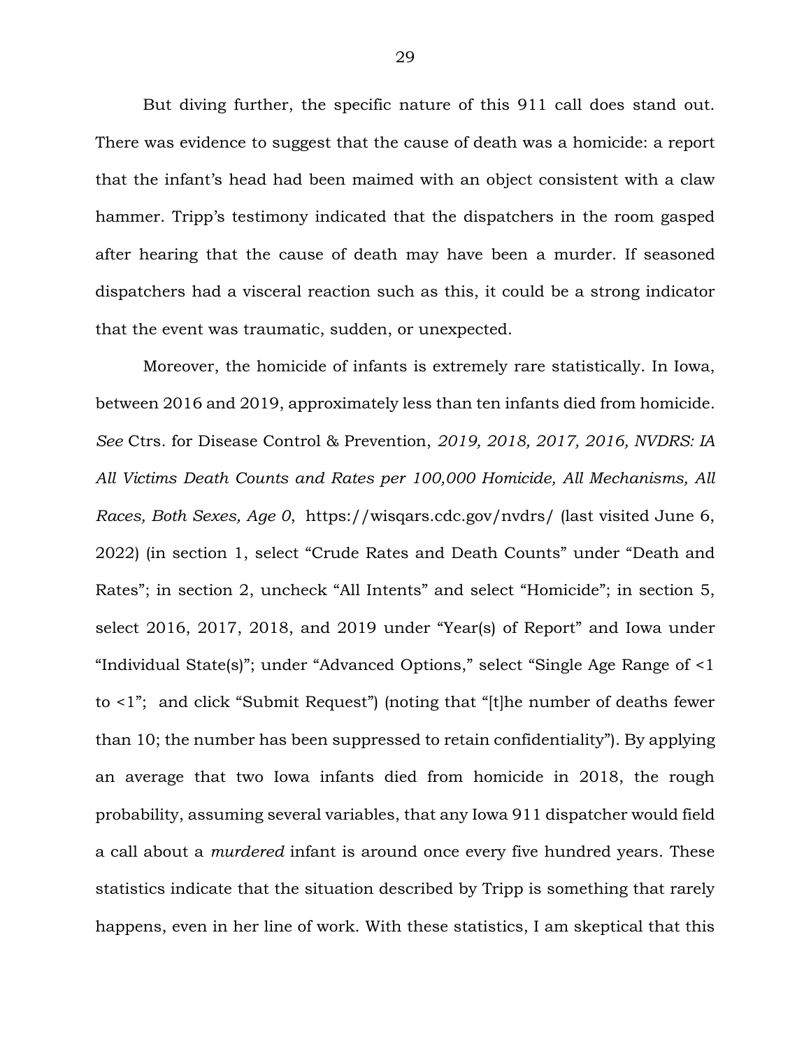But diving further, the specific nature of this 911 call does stand out. There was evidence to suggest that the cause of death was a homicide: a report that the infant's head had been maimed with an object consistent with a claw hammer. Tripp's testimony indicated that the dispatchers in the room gasped after hearing that the cause of death may have been a murder. If seasoned dispatchers had a visceral reaction such as this, it could be a strong indicator that the event was traumatic, sudden, or unexpected.

Moreover, the homicide of infants is extremely rare statistically. In Iowa, between 2016 and 2019, approximately less than ten infants died from homicide. *See* Ctrs. for Disease Control & Prevention, *2019, 2018, 2017, 2016, NVDRS: IA All Victims Death Counts and Rates per 100,000 Homicide, All Mechanisms, All Races, Both Sexes, Age 0*, https://wisqars.cdc.gov/nvdrs/ (last visited June 6, 2022) (in section 1, select "Crude Rates and Death Counts" under "Death and Rates"; in section 2, uncheck "All Intents" and select "Homicide"; in section 5, select 2016, 2017, 2018, and 2019 under "Year(s) of Report" and Iowa under "Individual State(s)"; under "Advanced Options," select "Single Age Range of <1 to <1"; and click "Submit Request") (noting that "[t]he number of deaths fewer than 10; the number has been suppressed to retain confidentiality"). By applying an average that two Iowa infants died from homicide in 2018, the rough probability, assuming several variables, that any Iowa 911 dispatcher would field a call about a *murdered* infant is around once every five hundred years. These statistics indicate that the situation described by Tripp is something that rarely happens, even in her line of work. With these statistics, I am skeptical that this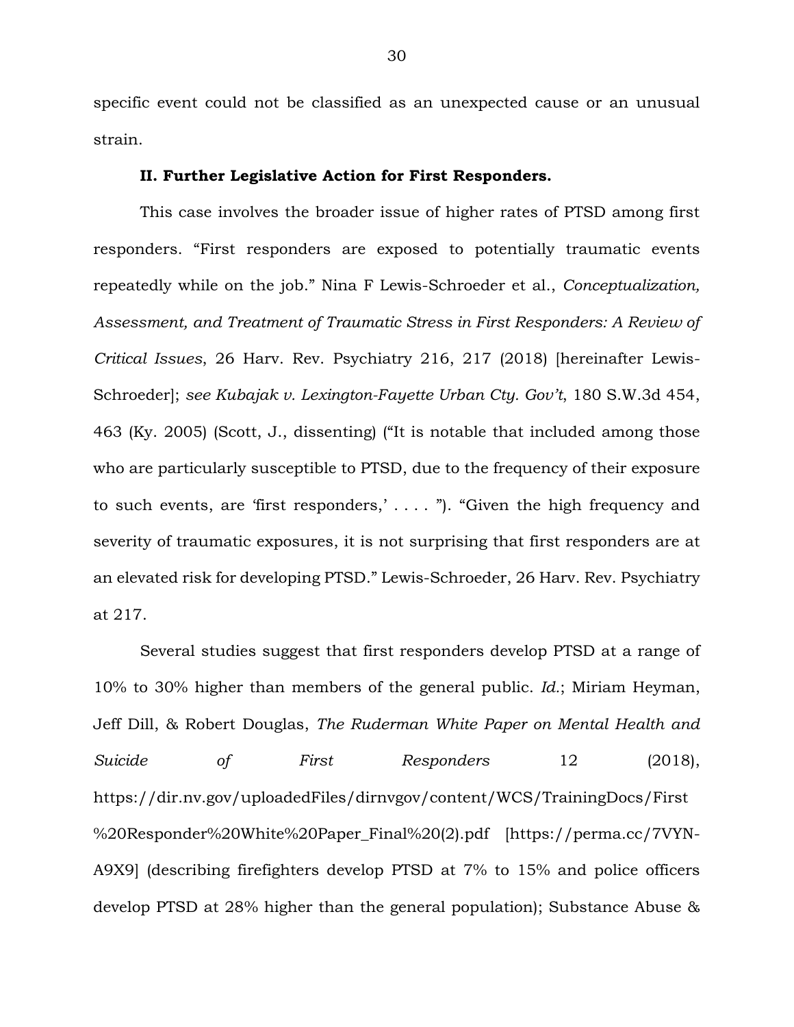specific event could not be classified as an unexpected cause or an unusual strain.

**II. Further Legislative Action for First Responders.**

This case involves the broader issue of higher rates of PTSD among first responders. "First responders are exposed to potentially traumatic events repeatedly while on the job." Nina F Lewis-Schroeder et al., *Conceptualization, Assessment, and Treatment of Traumatic Stress in First Responders: A Review of Critical Issues*, 26 Harv. Rev. Psychiatry 216, 217 (2018) [hereinafter Lewis-Schroeder]; *see Kubajak v. Lexington-Fayette Urban Cty. Gov't*, 180 S.W.3d 454, 463 (Ky. 2005) (Scott, J., dissenting) ("It is notable that included among those who are particularly susceptible to PTSD, due to the frequency of their exposure to such events, are 'first responders,' . . . . "). "Given the high frequency and severity of traumatic exposures, it is not surprising that first responders are at an elevated risk for developing PTSD." Lewis-Schroeder, 26 Harv. Rev. Psychiatry at 217.

Several studies suggest that first responders develop PTSD at a range of 10% to 30% higher than members of the general public. *Id.*; Miriam Heyman, Jeff Dill, & Robert Douglas, *The Ruderman White Paper on Mental Health and Suicide of First Responders* 12 (2018), https://dir.nv.gov/uploadedFiles/dirnvgov/content/WCS/TrainingDocs/First%20Responder%20White%20Paper_Final%20(2).pdf [https://perma.cc/7VYN-A9X9] (describing firefighters develop PTSD at 7% to 15% and police officers develop PTSD at 28% higher than the general population); Substance Abuse &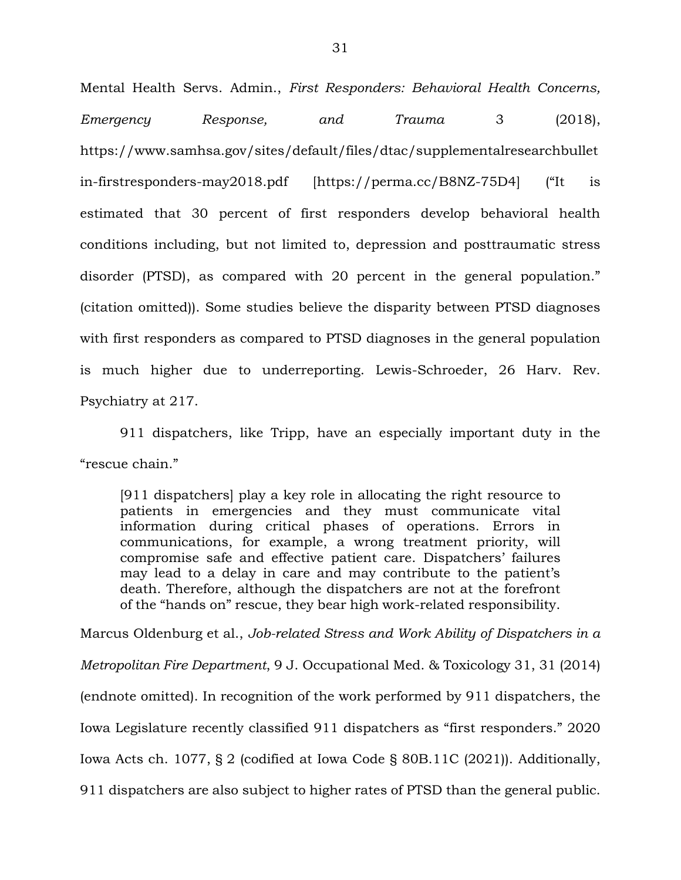Mental Health Servs. Admin., *First Responders: Behavioral Health Concerns, Emergency Response, and Trauma* 3 (2018), https://www.samhsa.gov/sites/default/files/dtac/supplementalresearchbulletin-firstresponders-may2018.pdf [https://perma.cc/B8NZ-75D4] ("It is estimated that 30 percent of first responders develop behavioral health conditions including, but not limited to, depression and posttraumatic stress disorder (PTSD), as compared with 20 percent in the general population." (citation omitted)). Some studies believe the disparity between PTSD diagnoses with first responders as compared to PTSD diagnoses in the general population is much higher due to underreporting. Lewis-Schroeder, 26 Harv. Rev. Psychiatry at 217.

911 dispatchers, like Tripp, have an especially important duty in the "rescue chain."

> [911 dispatchers] play a key role in allocating the right resource to patients in emergencies and they must communicate vital information during critical phases of operations. Errors in communications, for example, a wrong treatment priority, will compromise safe and effective patient care. Dispatchers' failures may lead to a delay in care and may contribute to the patient's death. Therefore, although the dispatchers are not at the forefront of the "hands on" rescue, they bear high work-related responsibility.

Marcus Oldenburg et al., *Job-related Stress and Work Ability of Dispatchers in a Metropolitan Fire Department*, 9 J. Occupational Med. & Toxicology 31, 31 (2014) (endnote omitted). In recognition of the work performed by 911 dispatchers, the Iowa Legislature recently classified 911 dispatchers as "first responders." 2020 Iowa Acts ch. 1077, § 2 (codified at Iowa Code § 80B.11C (2021)). Additionally, 911 dispatchers are also subject to higher rates of PTSD than the general public.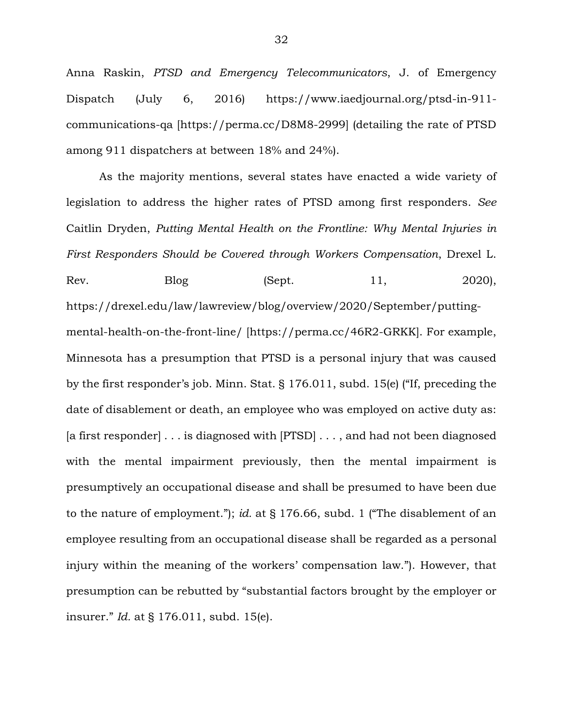Anna Raskin, *PTSD and Emergency Telecommunicators*, J. of Emergency Dispatch (July 6, 2016) https://www.iaedjournal.org/ptsd-in-911-communications-qa [https://perma.cc/D8M8-2999] (detailing the rate of PTSD among 911 dispatchers at between 18% and 24%).

As the majority mentions, several states have enacted a wide variety of legislation to address the higher rates of PTSD among first responders. *See* Caitlin Dryden, *Putting Mental Health on the Frontline: Why Mental Injuries in First Responders Should be Covered through Workers Compensation*, Drexel L. Rev. Blog (Sept. 11, 2020), https://drexel.edu/law/lawreview/blog/overview/2020/September/putting-mental-health-on-the-front-line/ [https://perma.cc/46R2-GRKK]. For example, Minnesota has a presumption that PTSD is a personal injury that was caused by the first responder's job. Minn. Stat. § 176.011, subd. 15(e) ("If, preceding the date of disablement or death, an employee who was employed on active duty as: [a first responder] . . . is diagnosed with [PTSD] . . . , and had not been diagnosed with the mental impairment previously, then the mental impairment is presumptively an occupational disease and shall be presumed to have been due to the nature of employment."); *id.* at § 176.66, subd. 1 ("The disablement of an employee resulting from an occupational disease shall be regarded as a personal injury within the meaning of the workers' compensation law."). However, that presumption can be rebutted by "substantial factors brought by the employer or insurer." *Id.* at § 176.011, subd. 15(e).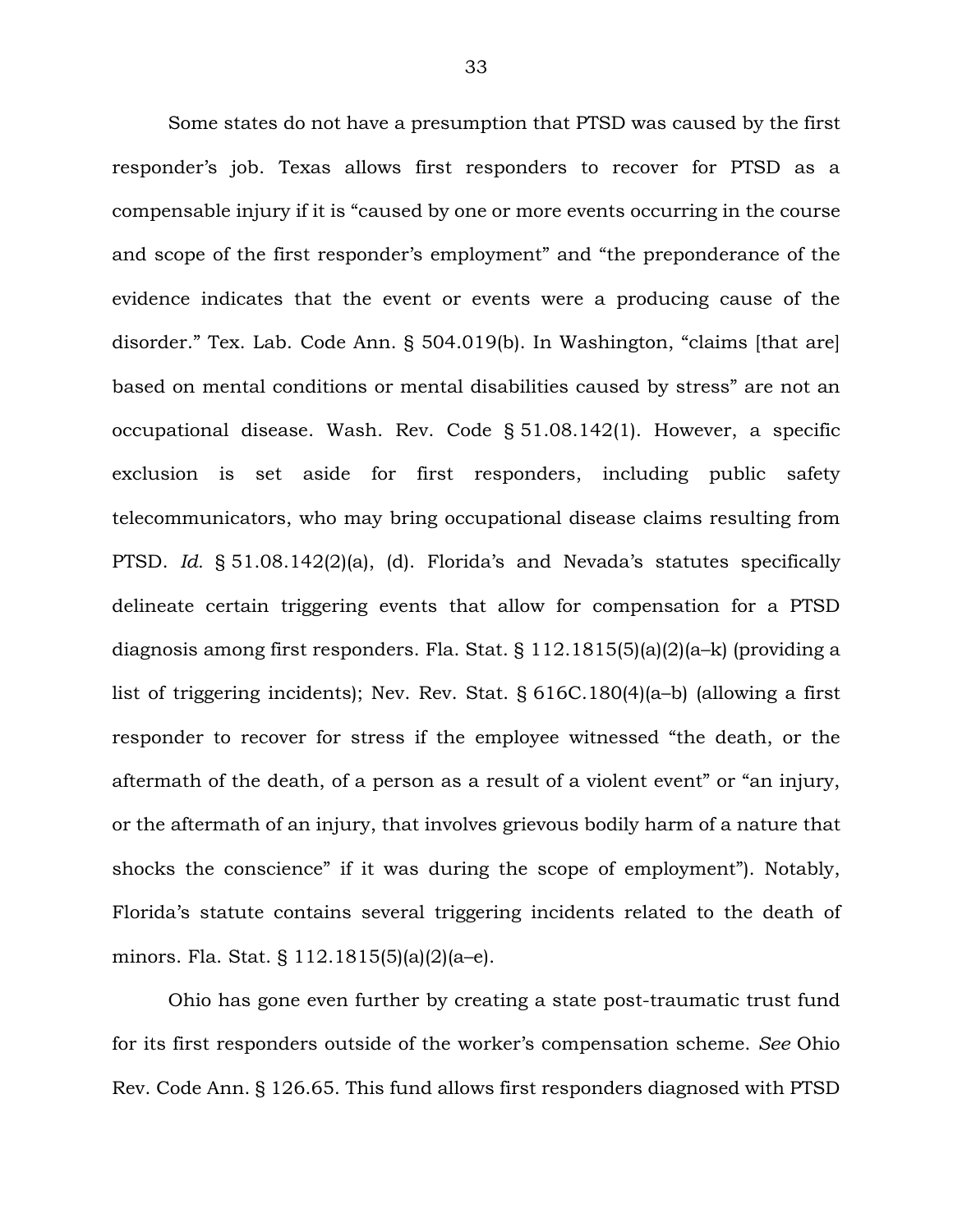Some states do not have a presumption that PTSD was caused by the first responder's job. Texas allows first responders to recover for PTSD as a compensable injury if it is "caused by one or more events occurring in the course and scope of the first responder's employment" and "the preponderance of the evidence indicates that the event or events were a producing cause of the disorder." Tex. Lab. Code Ann. § 504.019(b). In Washington, "claims [that are] based on mental conditions or mental disabilities caused by stress" are not an occupational disease. Wash. Rev. Code § 51.08.142(1). However, a specific exclusion is set aside for first responders, including public safety telecommunicators, who may bring occupational disease claims resulting from PTSD. *Id.* § 51.08.142(2)(a), (d). Florida's and Nevada's statutes specifically delineate certain triggering events that allow for compensation for a PTSD diagnosis among first responders. Fla. Stat. § 112.1815(5)(a)(2)(a–k) (providing a list of triggering incidents); Nev. Rev. Stat. § 616C.180(4)(a–b) (allowing a first responder to recover for stress if the employee witnessed "the death, or the aftermath of the death, of a person as a result of a violent event" or "an injury, or the aftermath of an injury, that involves grievous bodily harm of a nature that shocks the conscience" if it was during the scope of employment"). Notably, Florida's statute contains several triggering incidents related to the death of minors. Fla. Stat. § 112.1815(5)(a)(2)(a–e).

Ohio has gone even further by creating a state post-traumatic trust fund for its first responders outside of the worker's compensation scheme. *See* Ohio Rev. Code Ann. § 126.65. This fund allows first responders diagnosed with PTSD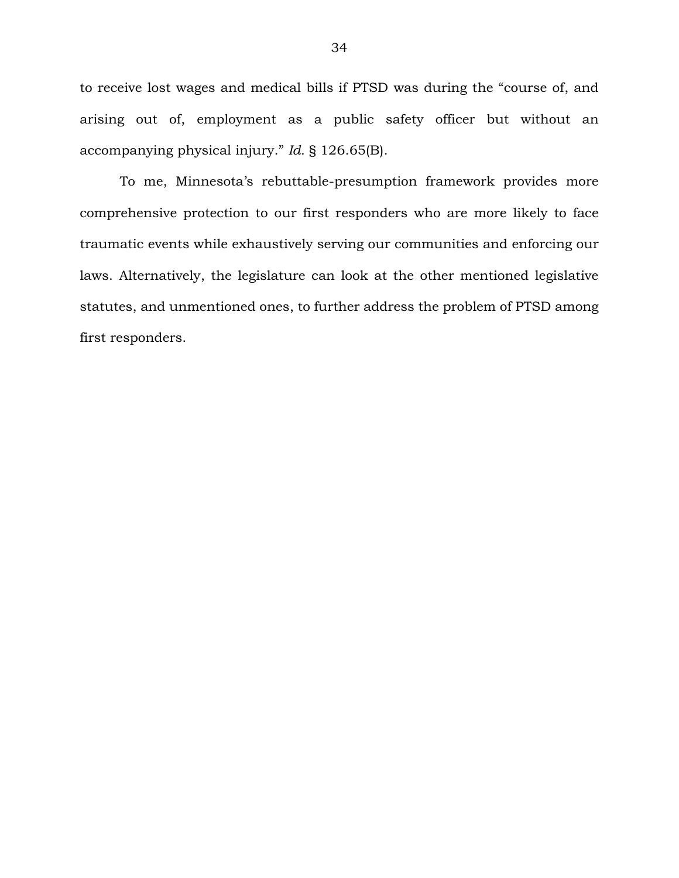to receive lost wages and medical bills if PTSD was during the "course of, and arising out of, employment as a public safety officer but without an accompanying physical injury." *Id.* § 126.65(B).

To me, Minnesota's rebuttable-presumption framework provides more comprehensive protection to our first responders who are more likely to face traumatic events while exhaustively serving our communities and enforcing our laws. Alternatively, the legislature can look at the other mentioned legislative statutes, and unmentioned ones, to further address the problem of PTSD among first responders.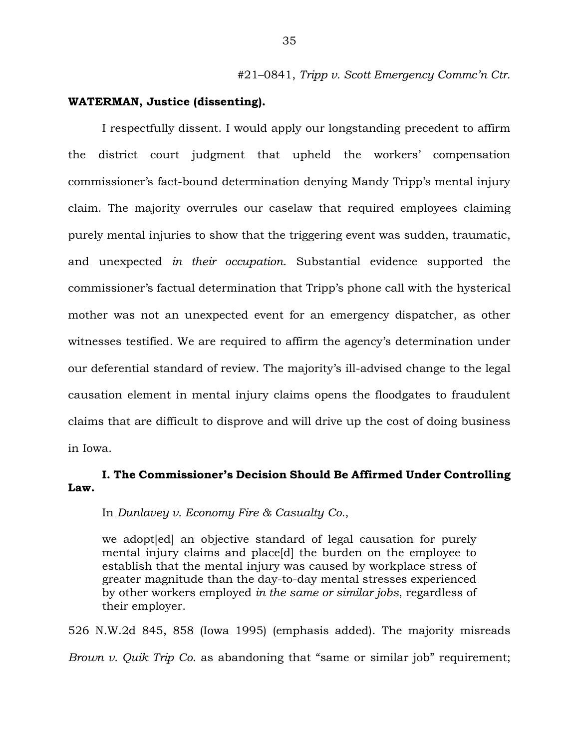#21–0841, *Tripp v. Scott Emergency Commc'n Ctr.*

**WATERMAN, Justice (dissenting).**

I respectfully dissent. I would apply our longstanding precedent to affirm the district court judgment that upheld the workers' compensation commissioner's fact-bound determination denying Mandy Tripp's mental injury claim. The majority overrules our caselaw that required employees claiming purely mental injuries to show that the triggering event was sudden, traumatic, and unexpected *in their occupation*. Substantial evidence supported the commissioner's factual determination that Tripp's phone call with the hysterical mother was not an unexpected event for an emergency dispatcher, as other witnesses testified. We are required to affirm the agency's determination under our deferential standard of review. The majority's ill-advised change to the legal causation element in mental injury claims opens the floodgates to fraudulent claims that are difficult to disprove and will drive up the cost of doing business in Iowa.

**I. The Commissioner's Decision Should Be Affirmed Under Controlling Law.**

In *Dunlavey v. Economy Fire & Casualty Co.*,

> we adopt[ed] an objective standard of legal causation for purely mental injury claims and place[d] the burden on the employee to establish that the mental injury was caused by workplace stress of greater magnitude than the day-to-day mental stresses experienced by other workers employed *in the same or similar jobs*, regardless of their employer.

526 N.W.2d 845, 858 (Iowa 1995) (emphasis added). The majority misreads *Brown v. Quik Trip Co.* as abandoning that "same or similar job" requirement;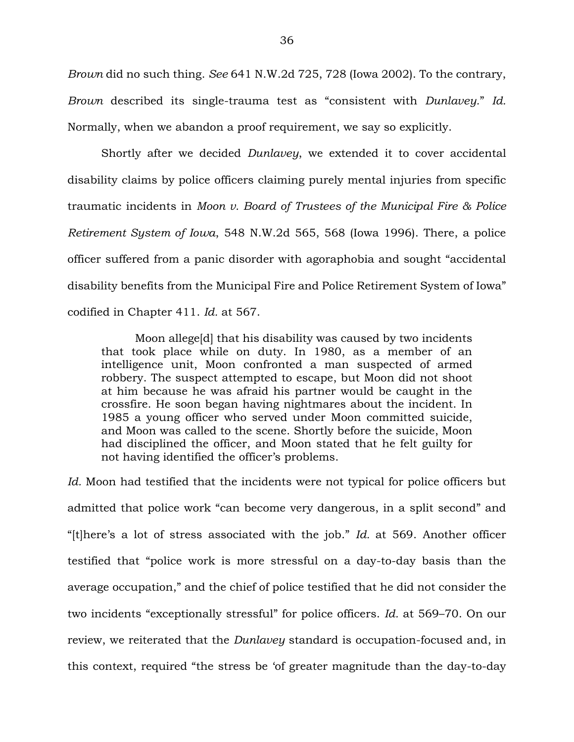*Brown* did no such thing. *See* 641 N.W.2d 725, 728 (Iowa 2002). To the contrary, *Brown* described its single-trauma test as "consistent with *Dunlavey*." *Id.* Normally, when we abandon a proof requirement, we say so explicitly.

Shortly after we decided *Dunlavey*, we extended it to cover accidental disability claims by police officers claiming purely mental injuries from specific traumatic incidents in *Moon v. Board of Trustees of the Municipal Fire & Police Retirement System of Iowa*, 548 N.W.2d 565, 568 (Iowa 1996). There, a police officer suffered from a panic disorder with agoraphobia and sought "accidental disability benefits from the Municipal Fire and Police Retirement System of Iowa" codified in Chapter 411. *Id.* at 567.

> Moon allege[d] that his disability was caused by two incidents that took place while on duty. In 1980, as a member of an intelligence unit, Moon confronted a man suspected of armed robbery. The suspect attempted to escape, but Moon did not shoot at him because he was afraid his partner would be caught in the crossfire. He soon began having nightmares about the incident. In 1985 a young officer who served under Moon committed suicide, and Moon was called to the scene. Shortly before the suicide, Moon had disciplined the officer, and Moon stated that he felt guilty for not having identified the officer's problems.

*Id.* Moon had testified that the incidents were not typical for police officers but admitted that police work "can become very dangerous, in a split second" and "[t]here's a lot of stress associated with the job." *Id.* at 569. Another officer testified that "police work is more stressful on a day-to-day basis than the average occupation," and the chief of police testified that he did not consider the two incidents "exceptionally stressful" for police officers. *Id.* at 569–70. On our review, we reiterated that the *Dunlavey* standard is occupation-focused and, in this context, required "the stress be 'of greater magnitude than the day-to-day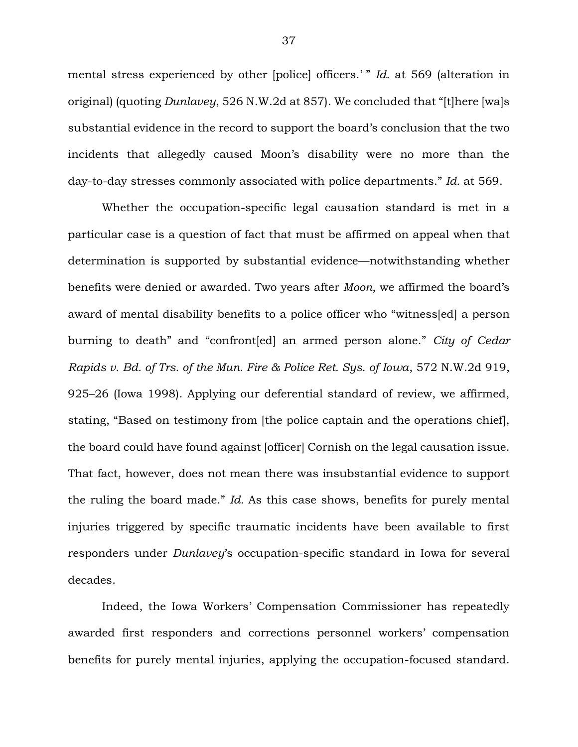mental stress experienced by other [police] officers.' " *Id.* at 569 (alteration in original) (quoting *Dunlavey*, 526 N.W.2d at 857). We concluded that "[t]here [wa]s substantial evidence in the record to support the board's conclusion that the two incidents that allegedly caused Moon's disability were no more than the day-to-day stresses commonly associated with police departments." *Id.* at 569.

Whether the occupation-specific legal causation standard is met in a particular case is a question of fact that must be affirmed on appeal when that determination is supported by substantial evidence—notwithstanding whether benefits were denied or awarded. Two years after *Moon*, we affirmed the board's award of mental disability benefits to a police officer who "witness[ed] a person burning to death" and "confront[ed] an armed person alone." *City of Cedar Rapids v. Bd. of Trs. of the Mun. Fire & Police Ret. Sys. of Iowa*, 572 N.W.2d 919, 925–26 (Iowa 1998). Applying our deferential standard of review, we affirmed, stating, "Based on testimony from [the police captain and the operations chief], the board could have found against [officer] Cornish on the legal causation issue. That fact, however, does not mean there was insubstantial evidence to support the ruling the board made." *Id.* As this case shows, benefits for purely mental injuries triggered by specific traumatic incidents have been available to first responders under *Dunlavey*'s occupation-specific standard in Iowa for several decades.

Indeed, the Iowa Workers' Compensation Commissioner has repeatedly awarded first responders and corrections personnel workers' compensation benefits for purely mental injuries, applying the occupation-focused standard.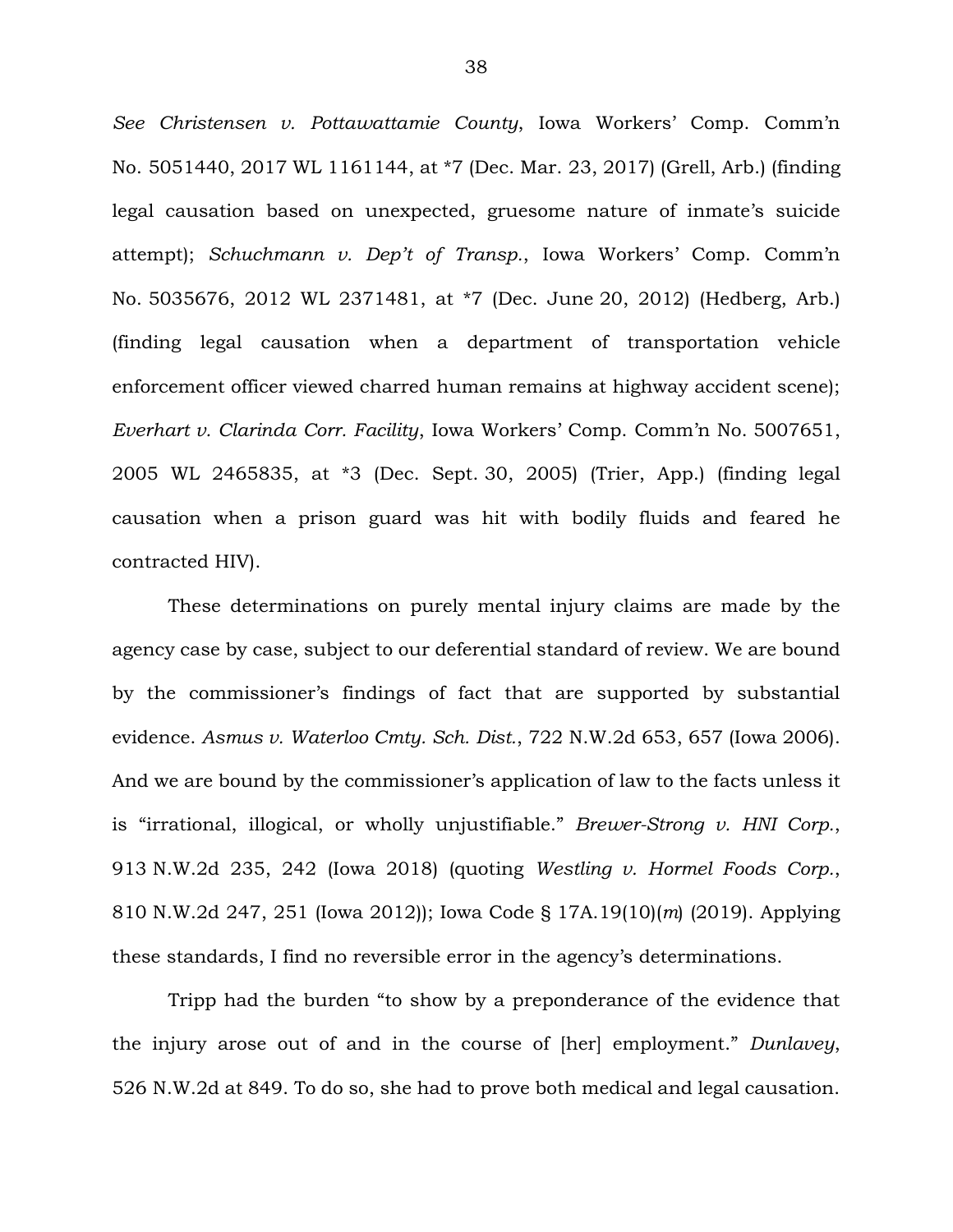*See Christensen v. Pottawattamie County*, Iowa Workers' Comp. Comm'n No. 5051440, 2017 WL 1161144, at *7 (Dec. Mar. 23, 2017) (Grell, Arb.) (finding legal causation based on unexpected, gruesome nature of inmate's suicide attempt); *Schuchmann v. Dep't of Transp.*, Iowa Workers' Comp. Comm'n No. 5035676, 2012 WL 2371481, at *7 (Dec. June 20, 2012) (Hedberg, Arb.) (finding legal causation when a department of transportation vehicle enforcement officer viewed charred human remains at highway accident scene); *Everhart v. Clarinda Corr. Facility*, Iowa Workers' Comp. Comm'n No. 5007651, 2005 WL 2465835, at *3 (Dec. Sept. 30, 2005) (Trier, App.) (finding legal causation when a prison guard was hit with bodily fluids and feared he contracted HIV).

These determinations on purely mental injury claims are made by the agency case by case, subject to our deferential standard of review. We are bound by the commissioner's findings of fact that are supported by substantial evidence. *Asmus v. Waterloo Cmty. Sch. Dist.*, 722 N.W.2d 653, 657 (Iowa 2006). And we are bound by the commissioner's application of law to the facts unless it is "irrational, illogical, or wholly unjustifiable." *Brewer-Strong v. HNI Corp.*, 913 N.W.2d 235, 242 (Iowa 2018) (quoting *Westling v. Hormel Foods Corp.*, 810 N.W.2d 247, 251 (Iowa 2012)); Iowa Code § 17A.19(10)(*m*) (2019). Applying these standards, I find no reversible error in the agency's determinations.

Tripp had the burden "to show by a preponderance of the evidence that the injury arose out of and in the course of [her] employment." *Dunlavey*, 526 N.W.2d at 849. To do so, she had to prove both medical and legal causation.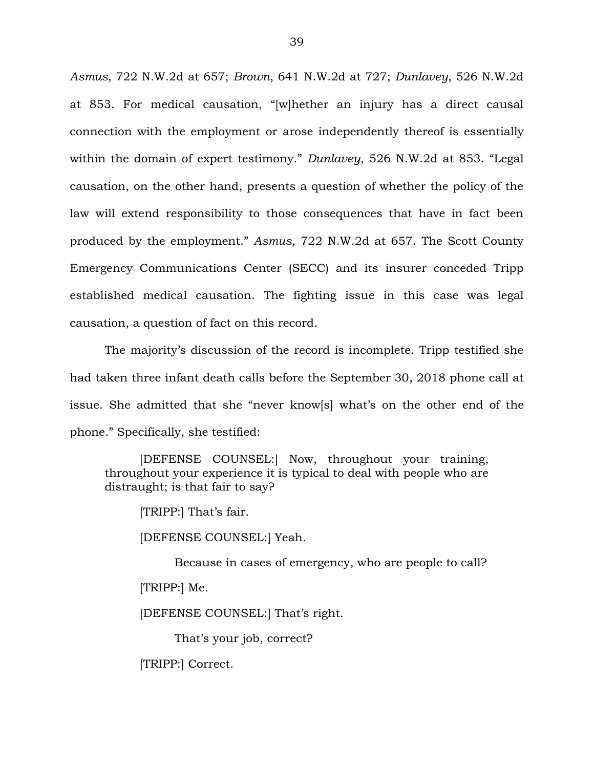*Asmus*, 722 N.W.2d at 657; *Brown*, 641 N.W.2d at 727; *Dunlavey*, 526 N.W.2d at 853. For medical causation, "[w]hether an injury has a direct causal connection with the employment or arose independently thereof is essentially within the domain of expert testimony." *Dunlavey*, 526 N.W.2d at 853. "Legal causation, on the other hand, presents a question of whether the policy of the law will extend responsibility to those consequences that have in fact been produced by the employment." *Asmus*, 722 N.W.2d at 657. The Scott County Emergency Communications Center (SECC) and its insurer conceded Tripp established medical causation. The fighting issue in this case was legal causation, a question of fact on this record.

The majority's discussion of the record is incomplete. Tripp testified she had taken three infant death calls before the September 30, 2018 phone call at issue. She admitted that she "never know[s] what's on the other end of the phone." Specifically, she testified:

> [DEFENSE COUNSEL:] Now, throughout your training, throughout your experience it is typical to deal with people who are distraught; is that fair to say?
>
> [TRIPP:] That's fair.
>
> [DEFENSE COUNSEL:] Yeah.
>
> Because in cases of emergency, who are people to call?
>
> [TRIPP:] Me.
>
> [DEFENSE COUNSEL:] That's right.
>
> That's your job, correct?
>
> [TRIPP:] Correct.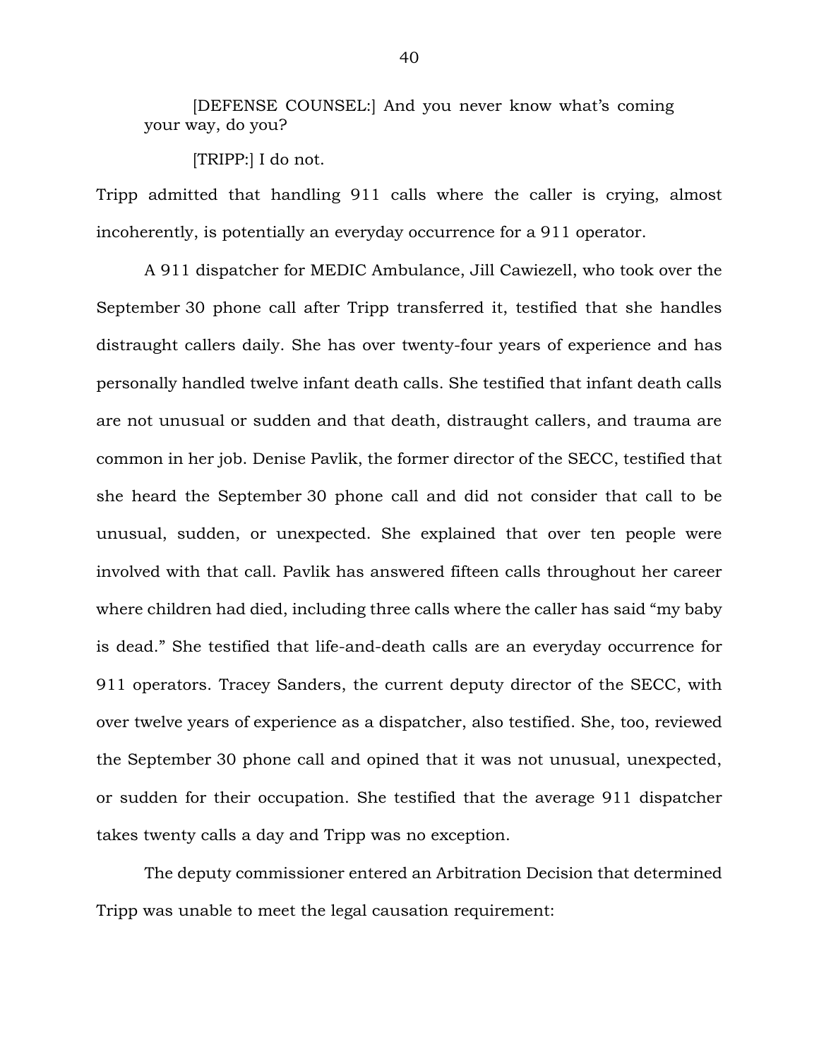[DEFENSE COUNSEL:] And you never know what's coming your way, do you?

[TRIPP:] I do not.

Tripp admitted that handling 911 calls where the caller is crying, almost incoherently, is potentially an everyday occurrence for a 911 operator.

A 911 dispatcher for MEDIC Ambulance, Jill Cawiezell, who took over the September 30 phone call after Tripp transferred it, testified that she handles distraught callers daily. She has over twenty-four years of experience and has personally handled twelve infant death calls. She testified that infant death calls are not unusual or sudden and that death, distraught callers, and trauma are common in her job. Denise Pavlik, the former director of the SECC, testified that she heard the September 30 phone call and did not consider that call to be unusual, sudden, or unexpected. She explained that over ten people were involved with that call. Pavlik has answered fifteen calls throughout her career where children had died, including three calls where the caller has said "my baby is dead." She testified that life-and-death calls are an everyday occurrence for 911 operators. Tracey Sanders, the current deputy director of the SECC, with over twelve years of experience as a dispatcher, also testified. She, too, reviewed the September 30 phone call and opined that it was not unusual, unexpected, or sudden for their occupation. She testified that the average 911 dispatcher takes twenty calls a day and Tripp was no exception.

The deputy commissioner entered an Arbitration Decision that determined Tripp was unable to meet the legal causation requirement: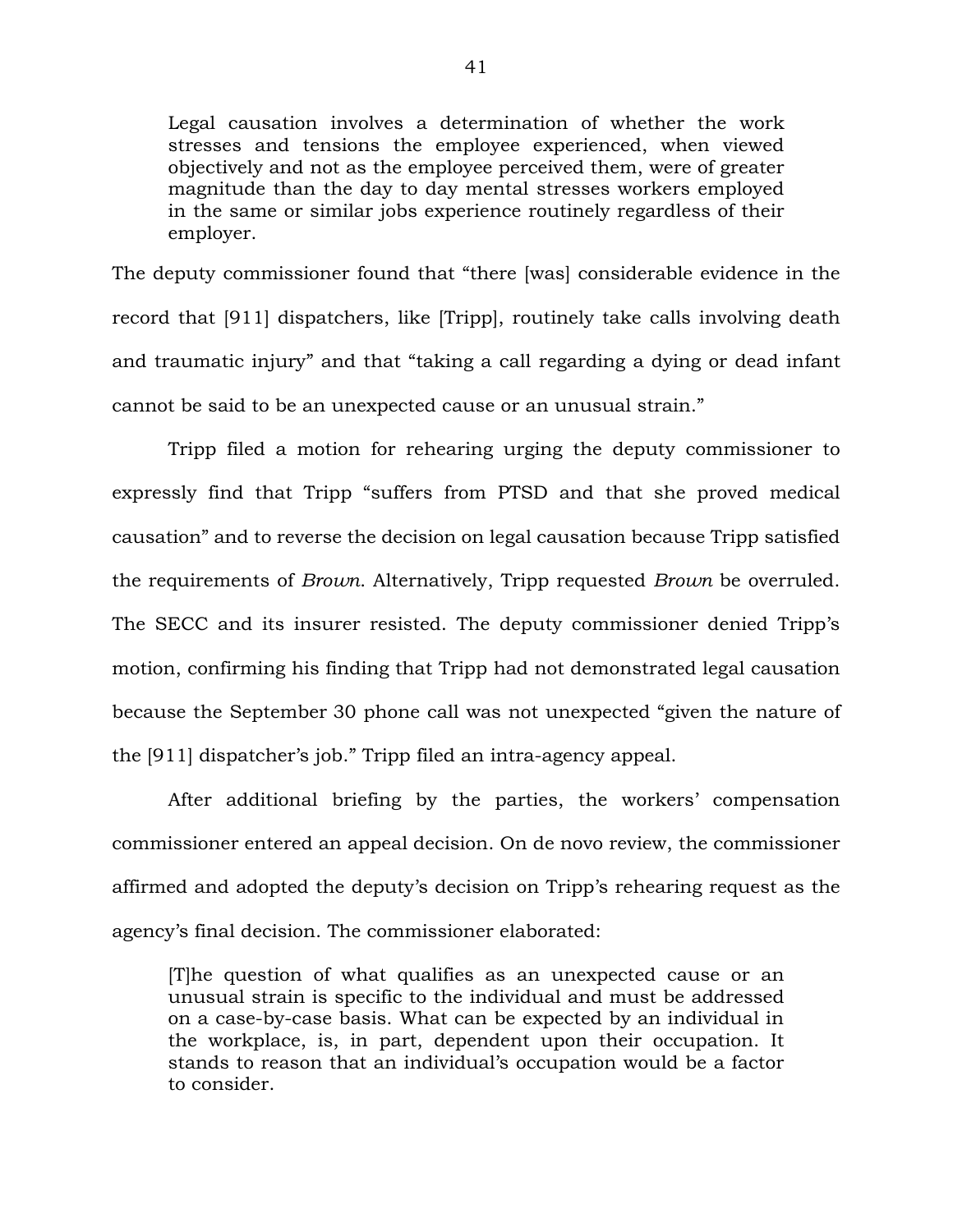> Legal causation involves a determination of whether the work stresses and tensions the employee experienced, when viewed objectively and not as the employee perceived them, were of greater magnitude than the day to day mental stresses workers employed in the same or similar jobs experience routinely regardless of their employer.

The deputy commissioner found that "there [was] considerable evidence in the record that [911] dispatchers, like [Tripp], routinely take calls involving death and traumatic injury" and that "taking a call regarding a dying or dead infant cannot be said to be an unexpected cause or an unusual strain."

Tripp filed a motion for rehearing urging the deputy commissioner to expressly find that Tripp "suffers from PTSD and that she proved medical causation" and to reverse the decision on legal causation because Tripp satisfied the requirements of *Brown*. Alternatively, Tripp requested *Brown* be overruled. The SECC and its insurer resisted. The deputy commissioner denied Tripp's motion, confirming his finding that Tripp had not demonstrated legal causation because the September 30 phone call was not unexpected "given the nature of the [911] dispatcher's job." Tripp filed an intra-agency appeal.

After additional briefing by the parties, the workers' compensation commissioner entered an appeal decision. On de novo review, the commissioner affirmed and adopted the deputy's decision on Tripp's rehearing request as the agency's final decision. The commissioner elaborated:

> [T]he question of what qualifies as an unexpected cause or an unusual strain is specific to the individual and must be addressed on a case-by-case basis. What can be expected by an individual in the workplace, is, in part, dependent upon their occupation. It stands to reason that an individual's occupation would be a factor to consider.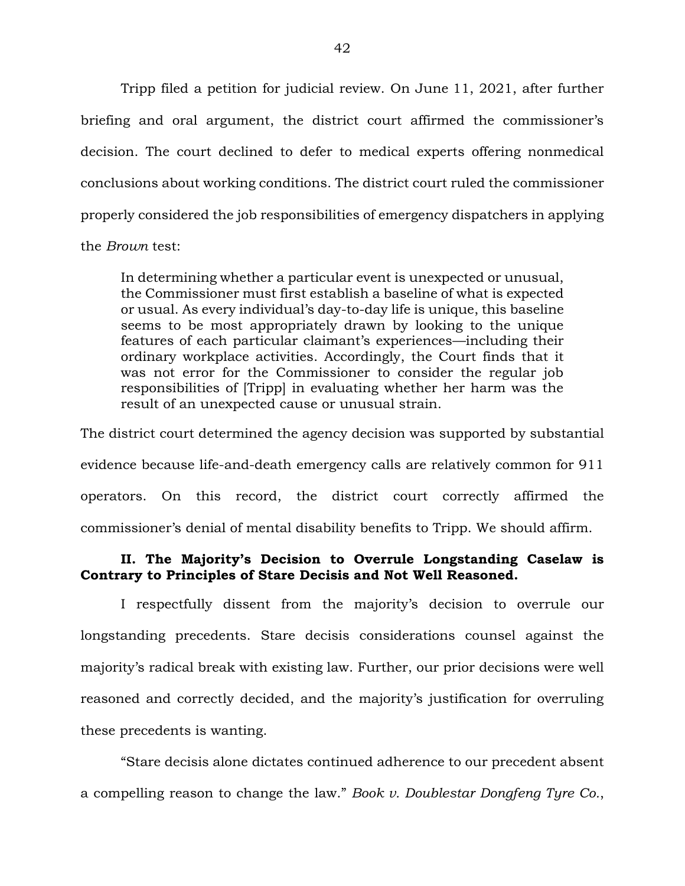Tripp filed a petition for judicial review. On June 11, 2021, after further briefing and oral argument, the district court affirmed the commissioner's decision. The court declined to defer to medical experts offering nonmedical conclusions about working conditions. The district court ruled the commissioner properly considered the job responsibilities of emergency dispatchers in applying the *Brown* test:

> In determining whether a particular event is unexpected or unusual, the Commissioner must first establish a baseline of what is expected or usual. As every individual's day-to-day life is unique, this baseline seems to be most appropriately drawn by looking to the unique features of each particular claimant's experiences—including their ordinary workplace activities. Accordingly, the Court finds that it was not error for the Commissioner to consider the regular job responsibilities of [Tripp] in evaluating whether her harm was the result of an unexpected cause or unusual strain.

The district court determined the agency decision was supported by substantial evidence because life-and-death emergency calls are relatively common for 911 operators. On this record, the district court correctly affirmed the commissioner's denial of mental disability benefits to Tripp. We should affirm.

### II. The Majority's Decision to Overrule Longstanding Caselaw is Contrary to Principles of Stare Decisis and Not Well Reasoned.

I respectfully dissent from the majority's decision to overrule our longstanding precedents. Stare decisis considerations counsel against the majority's radical break with existing law. Further, our prior decisions were well reasoned and correctly decided, and the majority's justification for overruling these precedents is wanting.

"Stare decisis alone dictates continued adherence to our precedent absent a compelling reason to change the law." *Book v. Doublestar Dongfeng Tyre Co.*,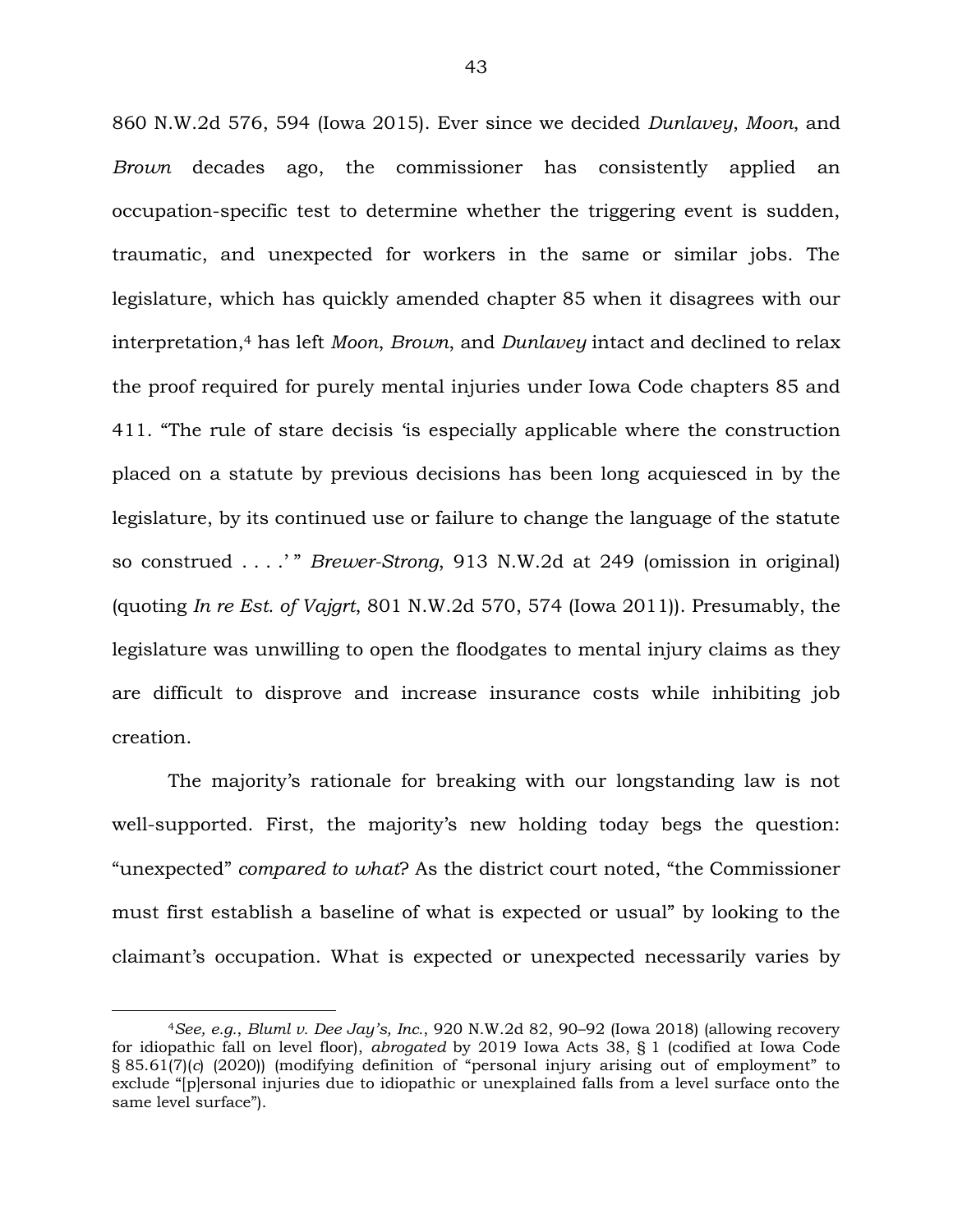860 N.W.2d 576, 594 (Iowa 2015). Ever since we decided *Dunlavey*, *Moon*, and *Brown* decades ago, the commissioner has consistently applied an occupation-specific test to determine whether the triggering event is sudden, traumatic, and unexpected for workers in the same or similar jobs. The legislature, which has quickly amended chapter 85 when it disagrees with our interpretation,[4] has left *Moon*, *Brown*, and *Dunlavey* intact and declined to relax the proof required for purely mental injuries under Iowa Code chapters 85 and 411. "The rule of stare decisis 'is especially applicable where the construction placed on a statute by previous decisions has been long acquiesced in by the legislature, by its continued use or failure to change the language of the statute so construed . . . .' " *Brewer-Strong*, 913 N.W.2d at 249 (omission in original) (quoting *In re Est. of Vajgrt*, 801 N.W.2d 570, 574 (Iowa 2011)). Presumably, the legislature was unwilling to open the floodgates to mental injury claims as they are difficult to disprove and increase insurance costs while inhibiting job creation.

The majority's rationale for breaking with our longstanding law is not well-supported. First, the majority's new holding today begs the question: "unexpected" *compared to what*? As the district court noted, "the Commissioner must first establish a baseline of what is expected or usual" by looking to the claimant's occupation. What is expected or unexpected necessarily varies by

---

[4]*See, e.g.*, *Bluml v. Dee Jay's, Inc.*, 920 N.W.2d 82, 90–92 (Iowa 2018) (allowing recovery for idiopathic fall on level floor), *abrogated* by 2019 Iowa Acts 38, § 1 (codified at Iowa Code § 85.61(7)(*c*) (2020)) (modifying definition of "personal injury arising out of employment" to exclude "[p]ersonal injuries due to idiopathic or unexplained falls from a level surface onto the same level surface").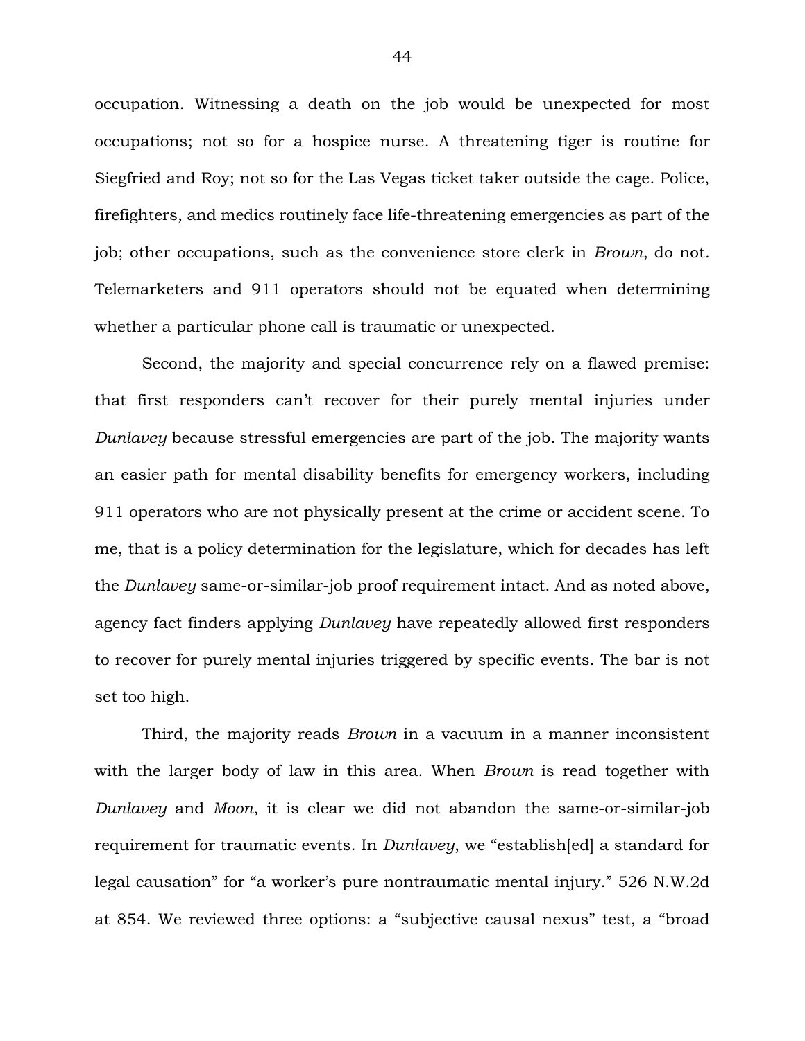occupation. Witnessing a death on the job would be unexpected for most occupations; not so for a hospice nurse. A threatening tiger is routine for Siegfried and Roy; not so for the Las Vegas ticket taker outside the cage. Police, firefighters, and medics routinely face life-threatening emergencies as part of the job; other occupations, such as the convenience store clerk in *Brown*, do not. Telemarketers and 911 operators should not be equated when determining whether a particular phone call is traumatic or unexpected.

Second, the majority and special concurrence rely on a flawed premise: that first responders can't recover for their purely mental injuries under *Dunlavey* because stressful emergencies are part of the job. The majority wants an easier path for mental disability benefits for emergency workers, including 911 operators who are not physically present at the crime or accident scene. To me, that is a policy determination for the legislature, which for decades has left the *Dunlavey* same-or-similar-job proof requirement intact. And as noted above, agency fact finders applying *Dunlavey* have repeatedly allowed first responders to recover for purely mental injuries triggered by specific events. The bar is not set too high.

Third, the majority reads *Brown* in a vacuum in a manner inconsistent with the larger body of law in this area. When *Brown* is read together with *Dunlavey* and *Moon*, it is clear we did not abandon the same-or-similar-job requirement for traumatic events. In *Dunlavey*, we "establish[ed] a standard for legal causation" for "a worker's pure nontraumatic mental injury." 526 N.W.2d at 854. We reviewed three options: a "subjective causal nexus" test, a "broad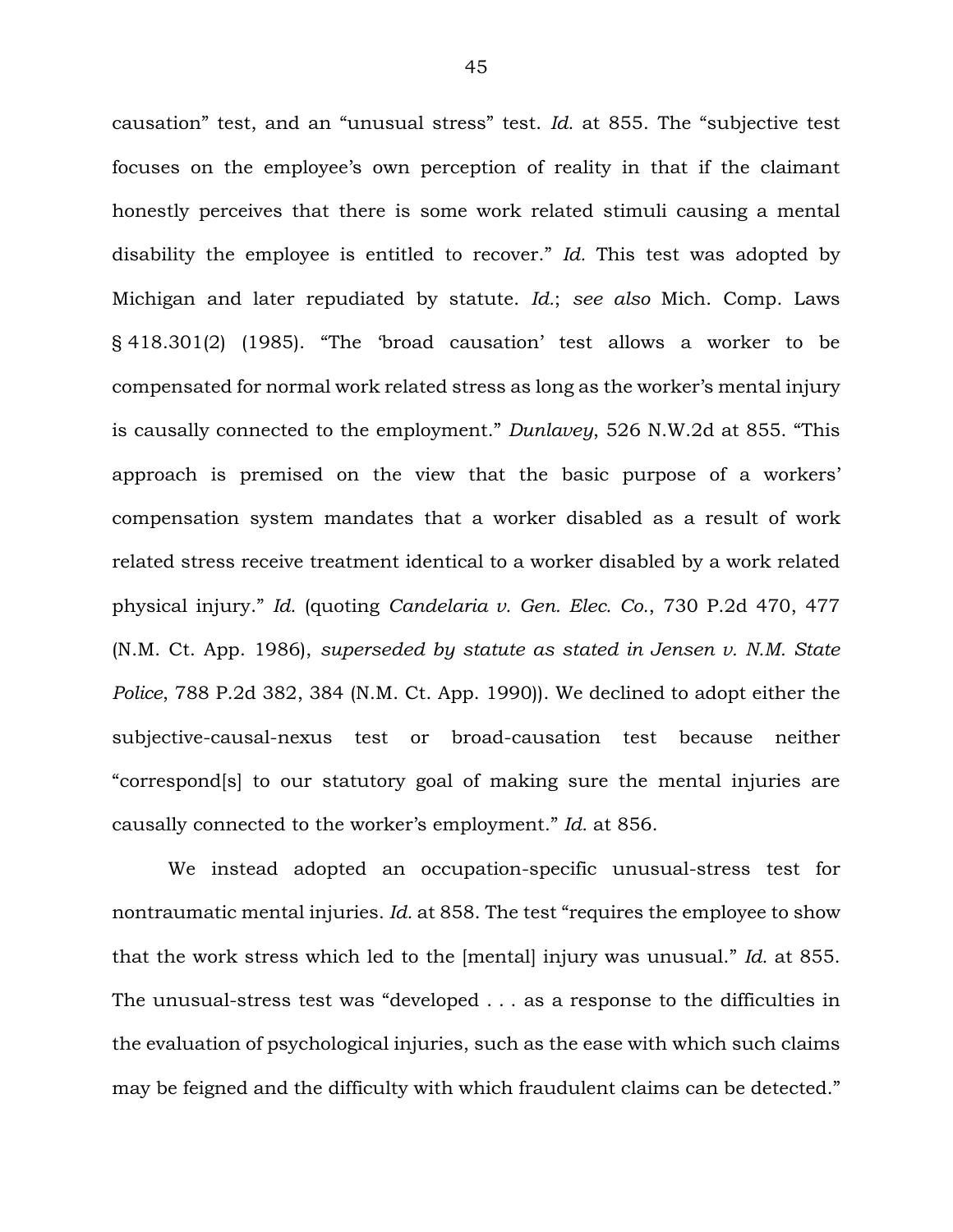causation" test, and an "unusual stress" test. *Id.* at 855. The "subjective test focuses on the employee's own perception of reality in that if the claimant honestly perceives that there is some work related stimuli causing a mental disability the employee is entitled to recover." *Id.* This test was adopted by Michigan and later repudiated by statute. *Id.*; *see also* Mich. Comp. Laws § 418.301(2) (1985). "The 'broad causation' test allows a worker to be compensated for normal work related stress as long as the worker's mental injury is causally connected to the employment." *Dunlavey*, 526 N.W.2d at 855. "This approach is premised on the view that the basic purpose of a workers' compensation system mandates that a worker disabled as a result of work related stress receive treatment identical to a worker disabled by a work related physical injury." *Id.* (quoting *Candelaria v. Gen. Elec. Co.*, 730 P.2d 470, 477 (N.M. Ct. App. 1986), *superseded by statute as stated in Jensen v. N.M. State Police*, 788 P.2d 382, 384 (N.M. Ct. App. 1990)). We declined to adopt either the subjective-causal-nexus test or broad-causation test because neither "correspond[s] to our statutory goal of making sure the mental injuries are causally connected to the worker's employment." *Id.* at 856.

We instead adopted an occupation-specific unusual-stress test for nontraumatic mental injuries. *Id.* at 858. The test "requires the employee to show that the work stress which led to the [mental] injury was unusual." *Id.* at 855. The unusual-stress test was "developed . . . as a response to the difficulties in the evaluation of psychological injuries, such as the ease with which such claims may be feigned and the difficulty with which fraudulent claims can be detected."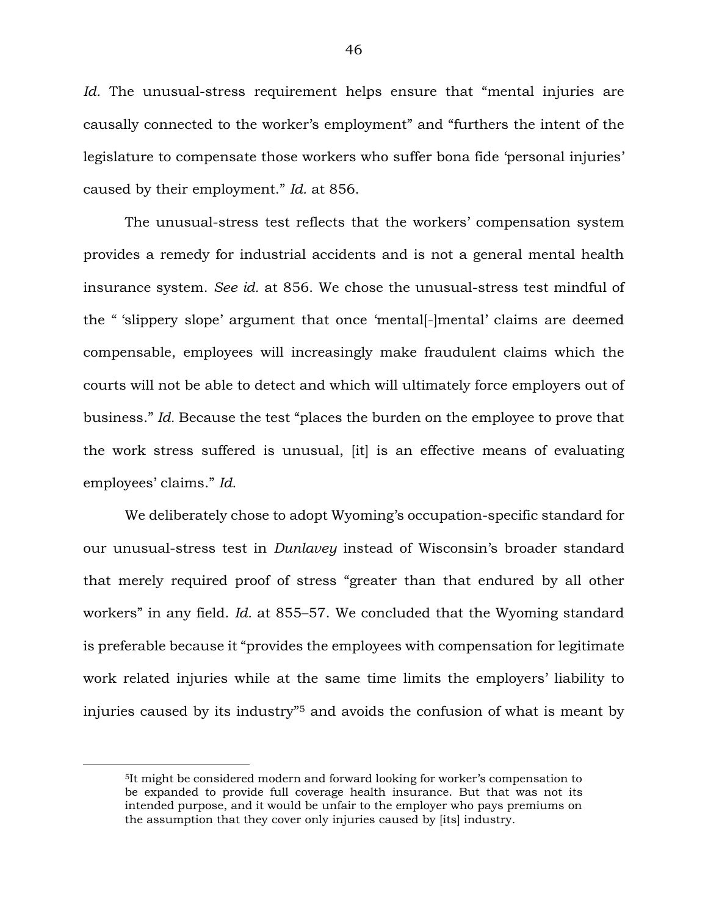*Id.* The unusual-stress requirement helps ensure that "mental injuries are causally connected to the worker's employment" and "furthers the intent of the legislature to compensate those workers who suffer bona fide 'personal injuries' caused by their employment." *Id.* at 856.

The unusual-stress test reflects that the workers' compensation system provides a remedy for industrial accidents and is not a general mental health insurance system. *See id.* at 856. We chose the unusual-stress test mindful of the " 'slippery slope' argument that once 'mental[-]mental' claims are deemed compensable, employees will increasingly make fraudulent claims which the courts will not be able to detect and which will ultimately force employers out of business." *Id.* Because the test "places the burden on the employee to prove that the work stress suffered is unusual, [it] is an effective means of evaluating employees' claims." *Id.*

We deliberately chose to adopt Wyoming's occupation-specific standard for our unusual-stress test in *Dunlavey* instead of Wisconsin's broader standard that merely required proof of stress "greater than that endured by all other workers" in any field. *Id.* at 855–57. We concluded that the Wyoming standard is preferable because it "provides the employees with compensation for legitimate work related injuries while at the same time limits the employers' liability to injuries caused by its industry"[5] and avoids the confusion of what is meant by

[5]It might be considered modern and forward looking for worker's compensation to be expanded to provide full coverage health insurance. But that was not its intended purpose, and it would be unfair to the employer who pays premiums on the assumption that they cover only injuries caused by [its] industry.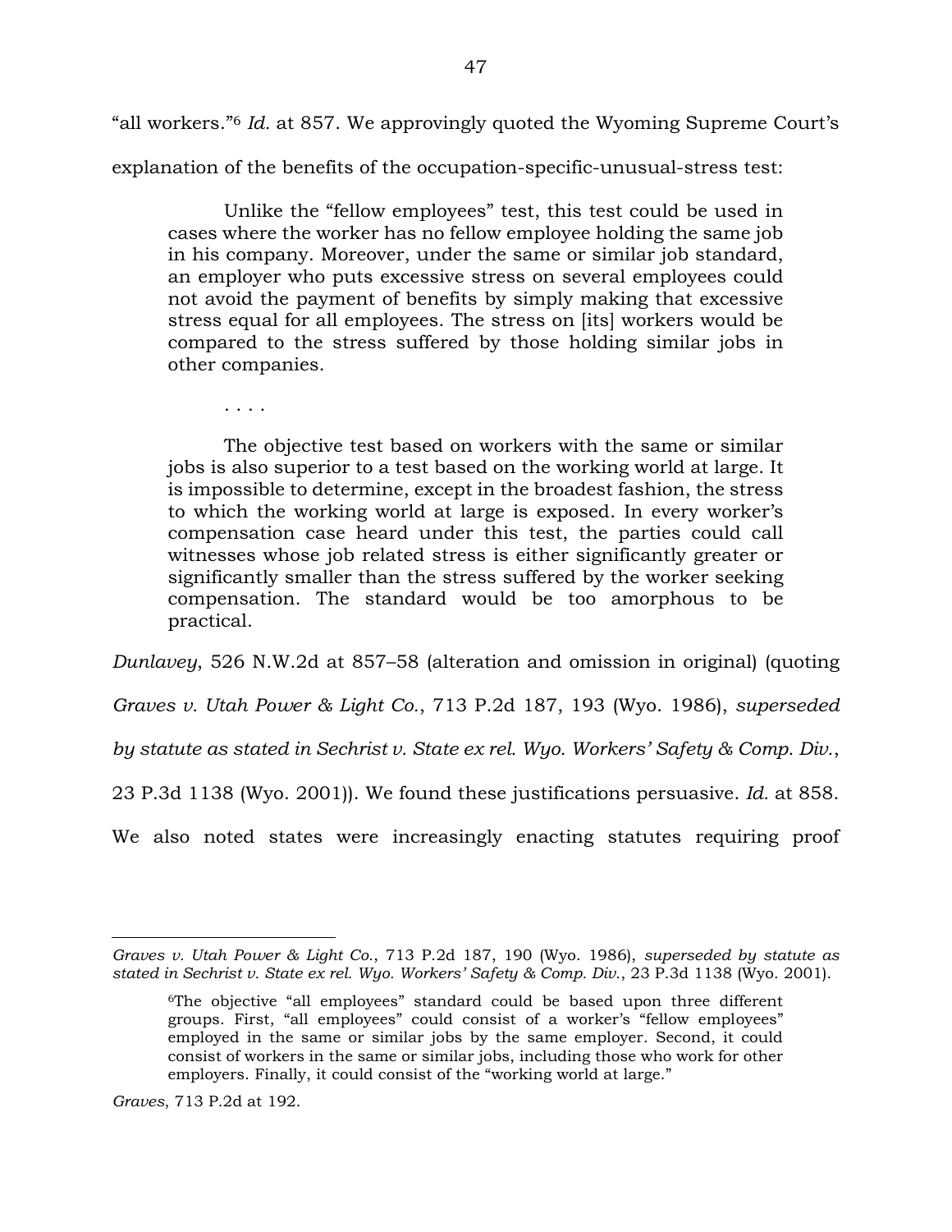"all workers."[6] *Id.* at 857. We approvingly quoted the Wyoming Supreme Court's explanation of the benefits of the occupation-specific-unusual-stress test:

> Unlike the "fellow employees" test, this test could be used in cases where the worker has no fellow employee holding the same job in his company. Moreover, under the same or similar job standard, an employer who puts excessive stress on several employees could not avoid the payment of benefits by simply making that excessive stress equal for all employees. The stress on [its] workers would be compared to the stress suffered by those holding similar jobs in other companies.
>
> . . . .
>
> The objective test based on workers with the same or similar jobs is also superior to a test based on the working world at large. It is impossible to determine, except in the broadest fashion, the stress to which the working world at large is exposed. In every worker's compensation case heard under this test, the parties could call witnesses whose job related stress is either significantly greater or significantly smaller than the stress suffered by the worker seeking compensation. The standard would be too amorphous to be practical.

*Dunlavey*, 526 N.W.2d at 857–58 (alteration and omission in original) (quoting *Graves v. Utah Power & Light Co.*, 713 P.2d 187, 193 (Wyo. 1986), *superseded by statute as stated in Sechrist v. State ex rel. Wyo. Workers' Safety & Comp. Div.*, 23 P.3d 1138 (Wyo. 2001)). We found these justifications persuasive. *Id.* at 858. We also noted states were increasingly enacting statutes requiring proof

---

*Graves v. Utah Power & Light Co.*, 713 P.2d 187, 190 (Wyo. 1986), *superseded by statute as stated in Sechrist v. State ex rel. Wyo. Workers' Safety & Comp. Div.*, 23 P.3d 1138 (Wyo. 2001).

> [6]The objective "all employees" standard could be based upon three different groups. First, "all employees" could consist of a worker's "fellow employees" employed in the same or similar jobs by the same employer. Second, it could consist of workers in the same or similar jobs, including those who work for other employers. Finally, it could consist of the "working world at large."

*Graves*, 713 P.2d at 192.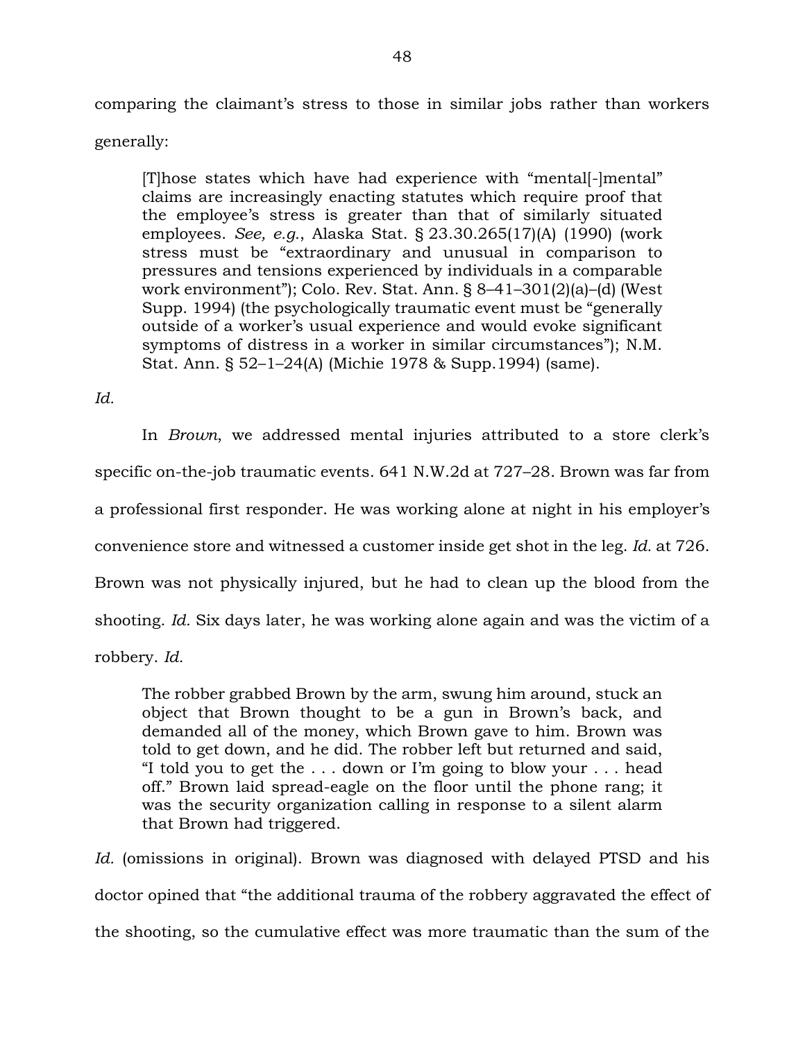comparing the claimant's stress to those in similar jobs rather than workers generally:

> [T]hose states which have had experience with "mental[-]mental" claims are increasingly enacting statutes which require proof that the employee's stress is greater than that of similarly situated employees. *See, e.g.*, Alaska Stat. § 23.30.265(17)(A) (1990) (work stress must be "extraordinary and unusual in comparison to pressures and tensions experienced by individuals in a comparable work environment"); Colo. Rev. Stat. Ann. § 8–41–301(2)(a)–(d) (West Supp. 1994) (the psychologically traumatic event must be "generally outside of a worker's usual experience and would evoke significant symptoms of distress in a worker in similar circumstances"); N.M. Stat. Ann. § 52–1–24(A) (Michie 1978 & Supp.1994) (same).

*Id.*

In *Brown*, we addressed mental injuries attributed to a store clerk's specific on-the-job traumatic events. 641 N.W.2d at 727–28. Brown was far from a professional first responder. He was working alone at night in his employer's convenience store and witnessed a customer inside get shot in the leg. *Id.* at 726. Brown was not physically injured, but he had to clean up the blood from the shooting. *Id.* Six days later, he was working alone again and was the victim of a robbery. *Id.*

> The robber grabbed Brown by the arm, swung him around, stuck an object that Brown thought to be a gun in Brown's back, and demanded all of the money, which Brown gave to him. Brown was told to get down, and he did. The robber left but returned and said, "I told you to get the . . . down or I'm going to blow your . . . head off." Brown laid spread-eagle on the floor until the phone rang; it was the security organization calling in response to a silent alarm that Brown had triggered.

*Id.* (omissions in original). Brown was diagnosed with delayed PTSD and his doctor opined that "the additional trauma of the robbery aggravated the effect of the shooting, so the cumulative effect was more traumatic than the sum of the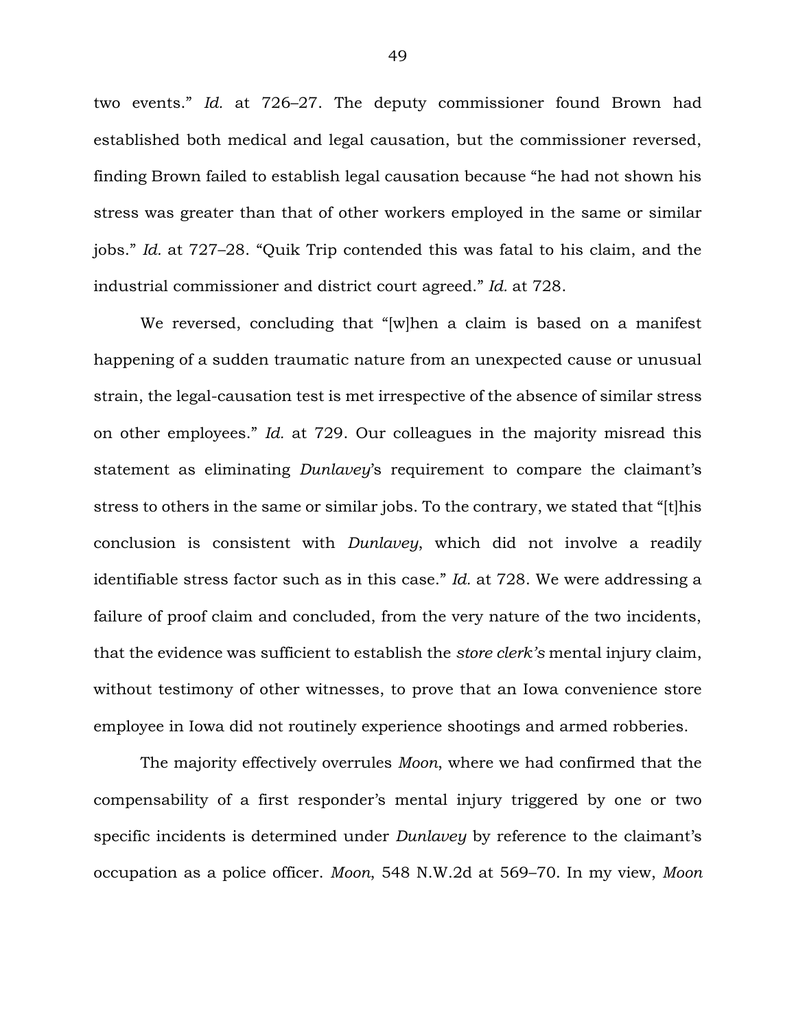two events." *Id.* at 726–27. The deputy commissioner found Brown had established both medical and legal causation, but the commissioner reversed, finding Brown failed to establish legal causation because "he had not shown his stress was greater than that of other workers employed in the same or similar jobs." *Id.* at 727–28. "Quik Trip contended this was fatal to his claim, and the industrial commissioner and district court agreed." *Id.* at 728.

We reversed, concluding that "[w]hen a claim is based on a manifest happening of a sudden traumatic nature from an unexpected cause or unusual strain, the legal-causation test is met irrespective of the absence of similar stress on other employees." *Id.* at 729. Our colleagues in the majority misread this statement as eliminating *Dunlavey*'s requirement to compare the claimant's stress to others in the same or similar jobs. To the contrary, we stated that "[t]his conclusion is consistent with *Dunlavey*, which did not involve a readily identifiable stress factor such as in this case." *Id.* at 728. We were addressing a failure of proof claim and concluded, from the very nature of the two incidents, that the evidence was sufficient to establish the *store clerk's* mental injury claim, without testimony of other witnesses, to prove that an Iowa convenience store employee in Iowa did not routinely experience shootings and armed robberies.

The majority effectively overrules *Moon*, where we had confirmed that the compensability of a first responder's mental injury triggered by one or two specific incidents is determined under *Dunlavey* by reference to the claimant's occupation as a police officer. *Moon*, 548 N.W.2d at 569–70. In my view, *Moon*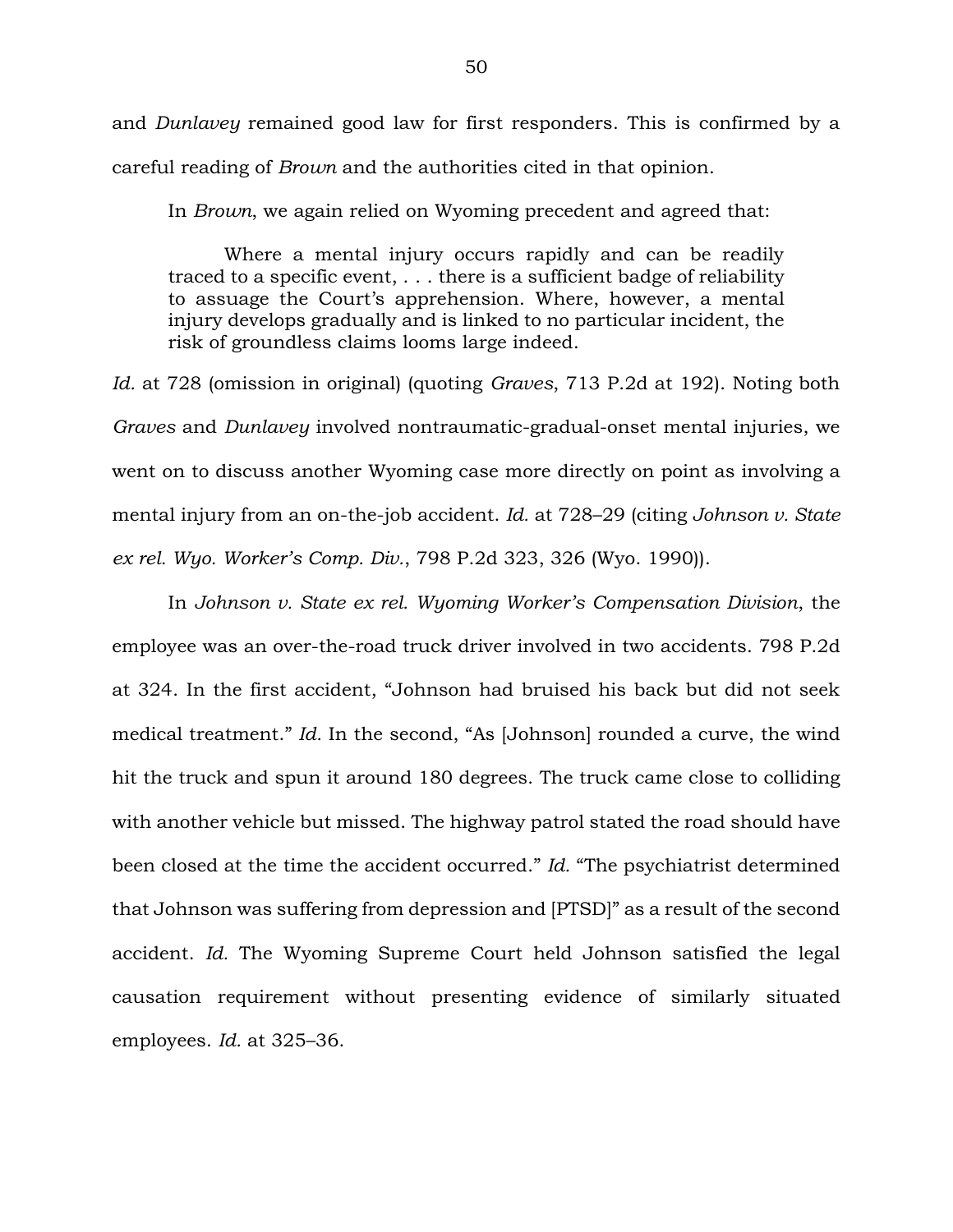and *Dunlavey* remained good law for first responders. This is confirmed by a careful reading of *Brown* and the authorities cited in that opinion.

In *Brown*, we again relied on Wyoming precedent and agreed that:

> Where a mental injury occurs rapidly and can be readily traced to a specific event, . . . there is a sufficient badge of reliability to assuage the Court's apprehension. Where, however, a mental injury develops gradually and is linked to no particular incident, the risk of groundless claims looms large indeed.

*Id.* at 728 (omission in original) (quoting *Graves*, 713 P.2d at 192). Noting both *Graves* and *Dunlavey* involved nontraumatic-gradual-onset mental injuries, we went on to discuss another Wyoming case more directly on point as involving a mental injury from an on-the-job accident. *Id.* at 728–29 (citing *Johnson v. State ex rel. Wyo. Worker's Comp. Div.*, 798 P.2d 323, 326 (Wyo. 1990)).

In *Johnson v. State ex rel. Wyoming Worker's Compensation Division*, the employee was an over-the-road truck driver involved in two accidents. 798 P.2d at 324. In the first accident, "Johnson had bruised his back but did not seek medical treatment." *Id.* In the second, "As [Johnson] rounded a curve, the wind hit the truck and spun it around 180 degrees. The truck came close to colliding with another vehicle but missed. The highway patrol stated the road should have been closed at the time the accident occurred." *Id.* "The psychiatrist determined that Johnson was suffering from depression and [PTSD]" as a result of the second accident. *Id.* The Wyoming Supreme Court held Johnson satisfied the legal causation requirement without presenting evidence of similarly situated employees. *Id.* at 325–36.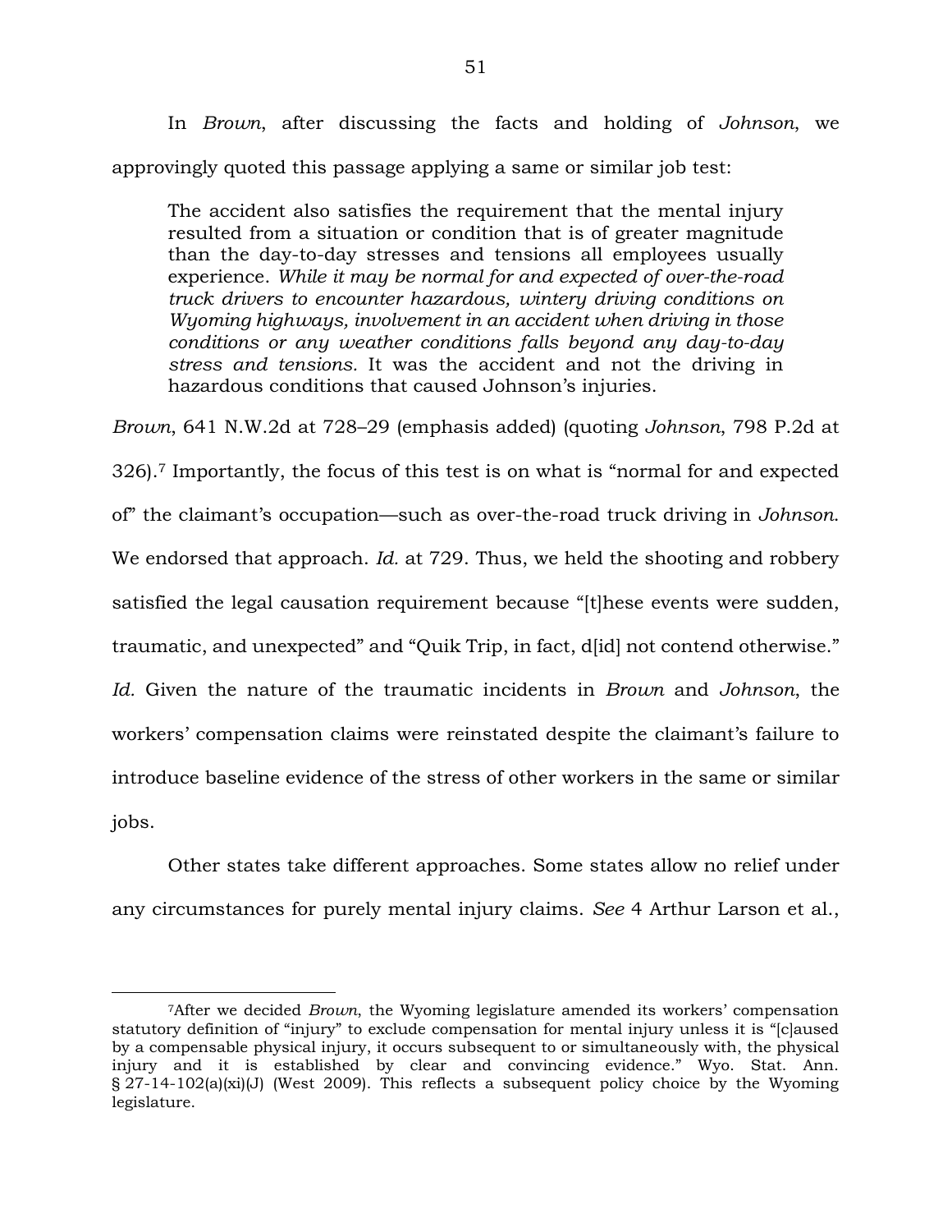In *Brown*, after discussing the facts and holding of *Johnson*, we approvingly quoted this passage applying a same or similar job test:

> The accident also satisfies the requirement that the mental injury resulted from a situation or condition that is of greater magnitude than the day-to-day stresses and tensions all employees usually experience. *While it may be normal for and expected of over-the-road truck drivers to encounter hazardous, wintery driving conditions on Wyoming highways, involvement in an accident when driving in those conditions or any weather conditions falls beyond any day-to-day stress and tensions.* It was the accident and not the driving in hazardous conditions that caused Johnson's injuries.

*Brown*, 641 N.W.2d at 728–29 (emphasis added) (quoting *Johnson,* 798 P.2d at 326).[7] Importantly, the focus of this test is on what is "normal for and expected of" the claimant's occupation—such as over-the-road truck driving in *Johnson*. We endorsed that approach. *Id.* at 729. Thus, we held the shooting and robbery satisfied the legal causation requirement because "[t]hese events were sudden, traumatic, and unexpected" and "Quik Trip, in fact, d[id] not contend otherwise." *Id.* Given the nature of the traumatic incidents in *Brown* and *Johnson*, the workers' compensation claims were reinstated despite the claimant's failure to introduce baseline evidence of the stress of other workers in the same or similar jobs.

Other states take different approaches. Some states allow no relief under any circumstances for purely mental injury claims. *See* 4 Arthur Larson et al.,

---

[7]After we decided *Brown*, the Wyoming legislature amended its workers' compensation statutory definition of "injury" to exclude compensation for mental injury unless it is "[c]aused by a compensable physical injury, it occurs subsequent to or simultaneously with, the physical injury and it is established by clear and convincing evidence." Wyo. Stat. Ann. § 27-14-102(a)(xi)(J) (West 2009). This reflects a subsequent policy choice by the Wyoming legislature.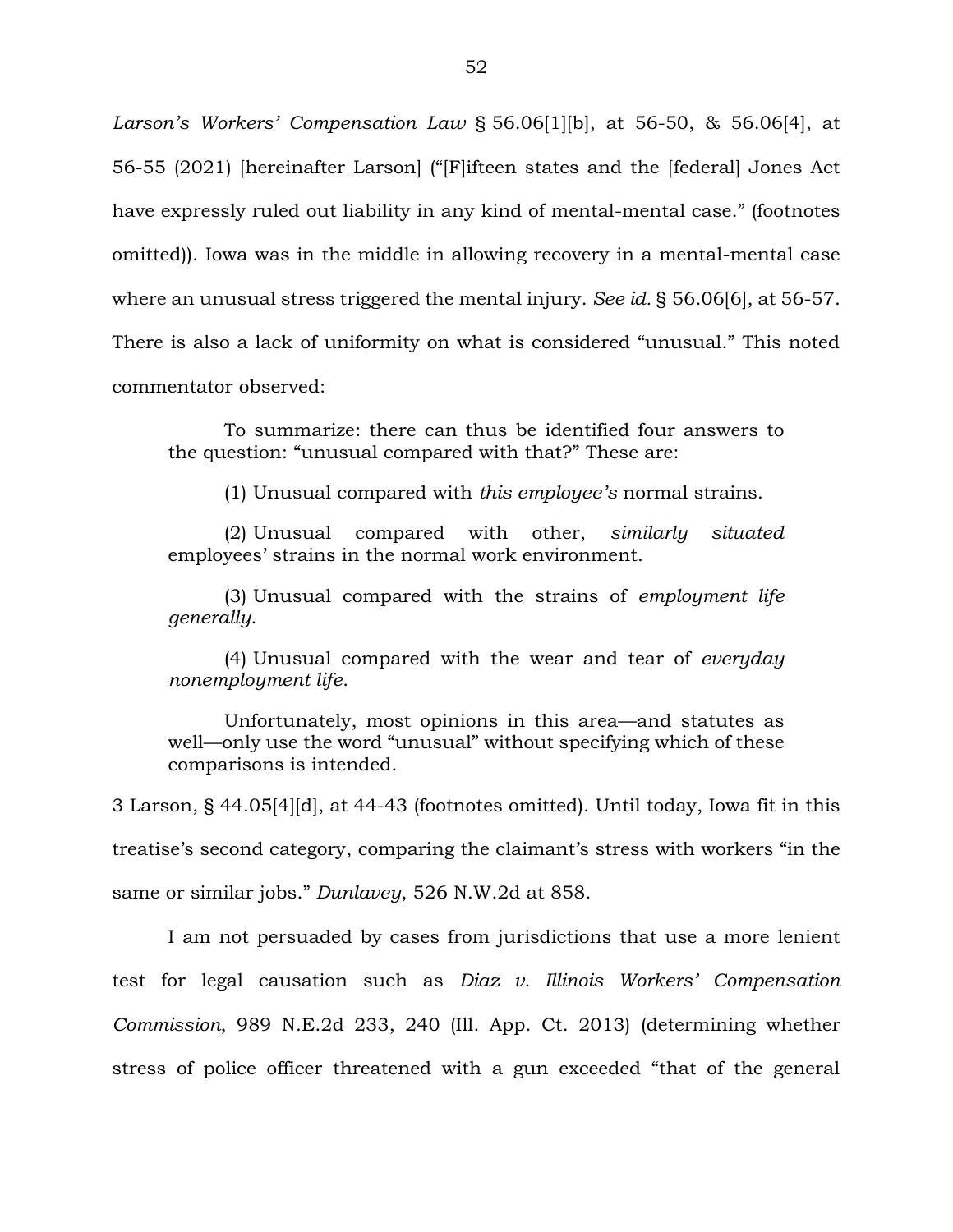*Larson's Workers' Compensation Law* § 56.06[1][b], at 56-50, & 56.06[4], at 56-55 (2021) [hereinafter Larson] ("[F]ifteen states and the [federal] Jones Act have expressly ruled out liability in any kind of mental-mental case." (footnotes omitted)). Iowa was in the middle in allowing recovery in a mental-mental case where an unusual stress triggered the mental injury. *See id.* § 56.06[6], at 56-57. There is also a lack of uniformity on what is considered "unusual." This noted commentator observed:

> To summarize: there can thus be identified four answers to the question: "unusual compared with that?" These are:
>
> (1) Unusual compared with *this employee's* normal strains.
>
> (2) Unusual compared with other, *similarly situated* employees' strains in the normal work environment.
>
> (3) Unusual compared with the strains of *employment life generally*.
>
> (4) Unusual compared with the wear and tear of *everyday nonemployment life*.
>
> Unfortunately, most opinions in this area—and statutes as well—only use the word "unusual" without specifying which of these comparisons is intended.

3 Larson, § 44.05[4][d], at 44-43 (footnotes omitted). Until today, Iowa fit in this treatise's second category, comparing the claimant's stress with workers "in the same or similar jobs." *Dunlavey*, 526 N.W.2d at 858.

I am not persuaded by cases from jurisdictions that use a more lenient test for legal causation such as *Diaz v. Illinois Workers' Compensation Commission*, 989 N.E.2d 233, 240 (Ill. App. Ct. 2013) (determining whether stress of police officer threatened with a gun exceeded "that of the general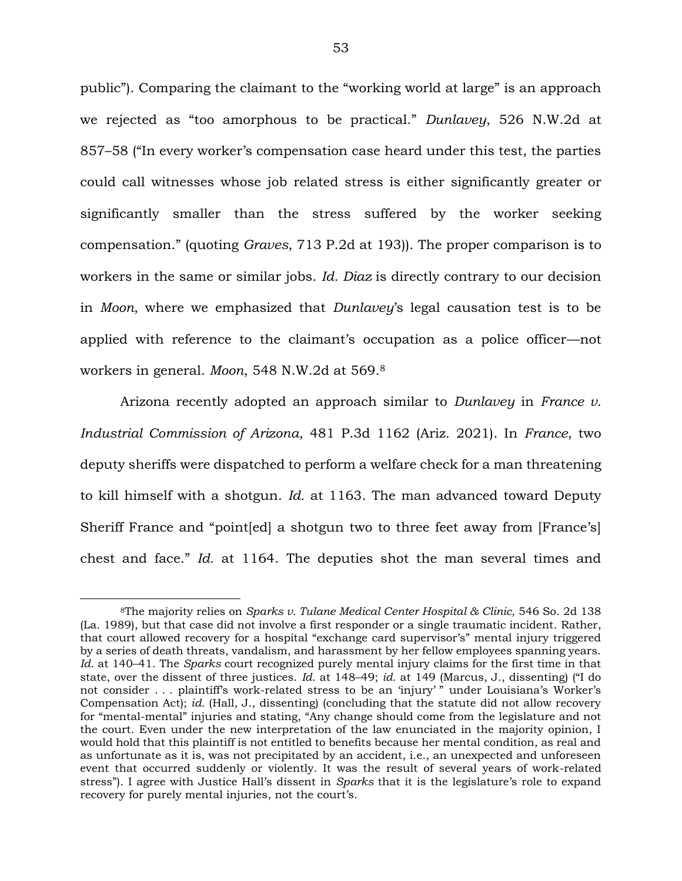public"). Comparing the claimant to the "working world at large" is an approach we rejected as "too amorphous to be practical." *Dunlavey*, 526 N.W.2d at 857–58 ("In every worker's compensation case heard under this test, the parties could call witnesses whose job related stress is either significantly greater or significantly smaller than the stress suffered by the worker seeking compensation." (quoting *Graves*, 713 P.2d at 193)). The proper comparison is to workers in the same or similar jobs. *Id. Diaz* is directly contrary to our decision in *Moon*, where we emphasized that *Dunlavey*'s legal causation test is to be applied with reference to the claimant's occupation as a police officer—not workers in general. *Moon*, 548 N.W.2d at 569.[8]

Arizona recently adopted an approach similar to *Dunlavey* in *France v. Industrial Commission of Arizona*, 481 P.3d 1162 (Ariz. 2021). In *France*, two deputy sheriffs were dispatched to perform a welfare check for a man threatening to kill himself with a shotgun. *Id.* at 1163. The man advanced toward Deputy Sheriff France and "point[ed] a shotgun two to three feet away from [France's] chest and face." *Id.* at 1164. The deputies shot the man several times and

---

[8]The majority relies on *Sparks v. Tulane Medical Center Hospital & Clinic*, 546 So. 2d 138 (La. 1989), but that case did not involve a first responder or a single traumatic incident. Rather, that court allowed recovery for a hospital "exchange card supervisor's" mental injury triggered by a series of death threats, vandalism, and harassment by her fellow employees spanning years. *Id.* at 140–41. The *Sparks* court recognized purely mental injury claims for the first time in that state, over the dissent of three justices. *Id.* at 148–49; *id.* at 149 (Marcus, J., dissenting) ("I do not consider . . . plaintiff's work-related stress to be an 'injury' " under Louisiana's Worker's Compensation Act); *id.* (Hall, J., dissenting) (concluding that the statute did not allow recovery for "mental-mental" injuries and stating, "Any change should come from the legislature and not the court. Even under the new interpretation of the law enunciated in the majority opinion, I would hold that this plaintiff is not entitled to benefits because her mental condition, as real and as unfortunate as it is, was not precipitated by an accident, i.e., an unexpected and unforeseen event that occurred suddenly or violently. It was the result of several years of work-related stress"). I agree with Justice Hall's dissent in *Sparks* that it is the legislature's role to expand recovery for purely mental injuries, not the court's.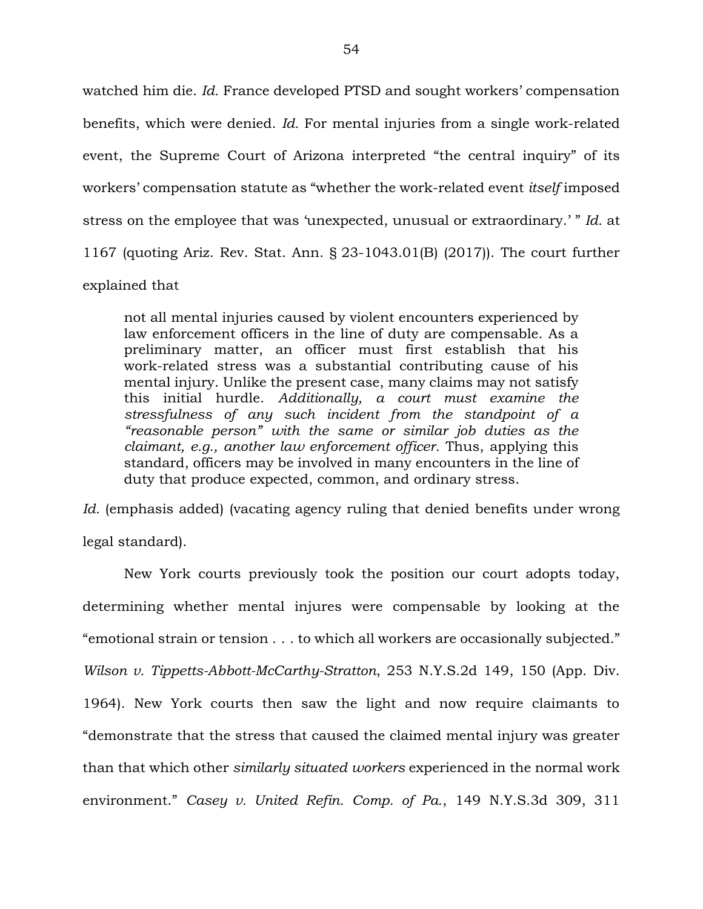watched him die. *Id.* France developed PTSD and sought workers' compensation benefits, which were denied. *Id.* For mental injuries from a single work-related event, the Supreme Court of Arizona interpreted "the central inquiry" of its workers' compensation statute as "whether the work-related event *itself* imposed stress on the employee that was 'unexpected, unusual or extraordinary.' " *Id.* at 1167 (quoting Ariz. Rev. Stat. Ann. § 23-1043.01(B) (2017)). The court further explained that

> not all mental injuries caused by violent encounters experienced by law enforcement officers in the line of duty are compensable. As a preliminary matter, an officer must first establish that his work-related stress was a substantial contributing cause of his mental injury. Unlike the present case, many claims may not satisfy this initial hurdle. *Additionally, a court must examine the stressfulness of any such incident from the standpoint of a "reasonable person" with the same or similar job duties as the claimant, e.g., another law enforcement officer.* Thus, applying this standard, officers may be involved in many encounters in the line of duty that produce expected, common, and ordinary stress.

*Id.* (emphasis added) (vacating agency ruling that denied benefits under wrong legal standard).

New York courts previously took the position our court adopts today, determining whether mental injures were compensable by looking at the "emotional strain or tension . . . to which all workers are occasionally subjected." *Wilson v. Tippetts-Abbott-McCarthy-Stratton*, 253 N.Y.S.2d 149, 150 (App. Div. 1964). New York courts then saw the light and now require claimants to "demonstrate that the stress that caused the claimed mental injury was greater than that which other *similarly situated workers* experienced in the normal work environment." *Casey v. United Refin. Comp. of Pa.*, 149 N.Y.S.3d 309, 311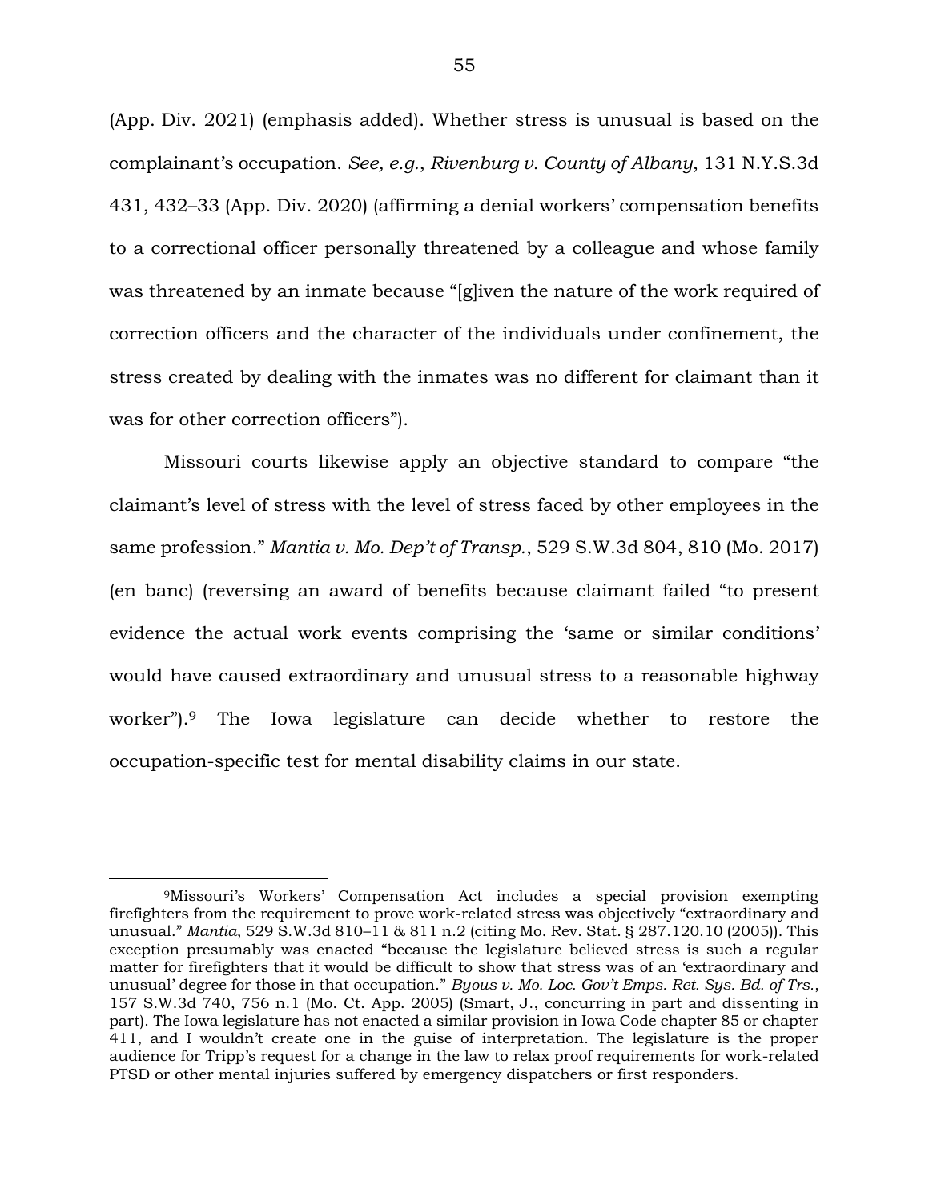(App. Div. 2021) (emphasis added). Whether stress is unusual is based on the complainant's occupation. *See, e.g.*, *Rivenburg v. County of Albany*, 131 N.Y.S.3d 431, 432–33 (App. Div. 2020) (affirming a denial workers' compensation benefits to a correctional officer personally threatened by a colleague and whose family was threatened by an inmate because "[g]iven the nature of the work required of correction officers and the character of the individuals under confinement, the stress created by dealing with the inmates was no different for claimant than it was for other correction officers").

Missouri courts likewise apply an objective standard to compare "the claimant's level of stress with the level of stress faced by other employees in the same profession." *Mantia v. Mo. Dep't of Transp.*, 529 S.W.3d 804, 810 (Mo. 2017) (en banc) (reversing an award of benefits because claimant failed "to present evidence the actual work events comprising the 'same or similar conditions' would have caused extraordinary and unusual stress to a reasonable highway worker").[9] The Iowa legislature can decide whether to restore the occupation-specific test for mental disability claims in our state.

---

[9]Missouri's Workers' Compensation Act includes a special provision exempting firefighters from the requirement to prove work-related stress was objectively "extraordinary and unusual." *Mantia*, 529 S.W.3d 810–11 & 811 n.2 (citing Mo. Rev. Stat. § 287.120.10 (2005)). This exception presumably was enacted "because the legislature believed stress is such a regular matter for firefighters that it would be difficult to show that stress was of an 'extraordinary and unusual' degree for those in that occupation." *Byous v. Mo. Loc. Gov't Emps. Ret. Sys. Bd. of Trs.*, 157 S.W.3d 740, 756 n.1 (Mo. Ct. App. 2005) (Smart, J., concurring in part and dissenting in part). The Iowa legislature has not enacted a similar provision in Iowa Code chapter 85 or chapter 411, and I wouldn't create one in the guise of interpretation. The legislature is the proper audience for Tripp's request for a change in the law to relax proof requirements for work-related PTSD or other mental injuries suffered by emergency dispatchers or first responders.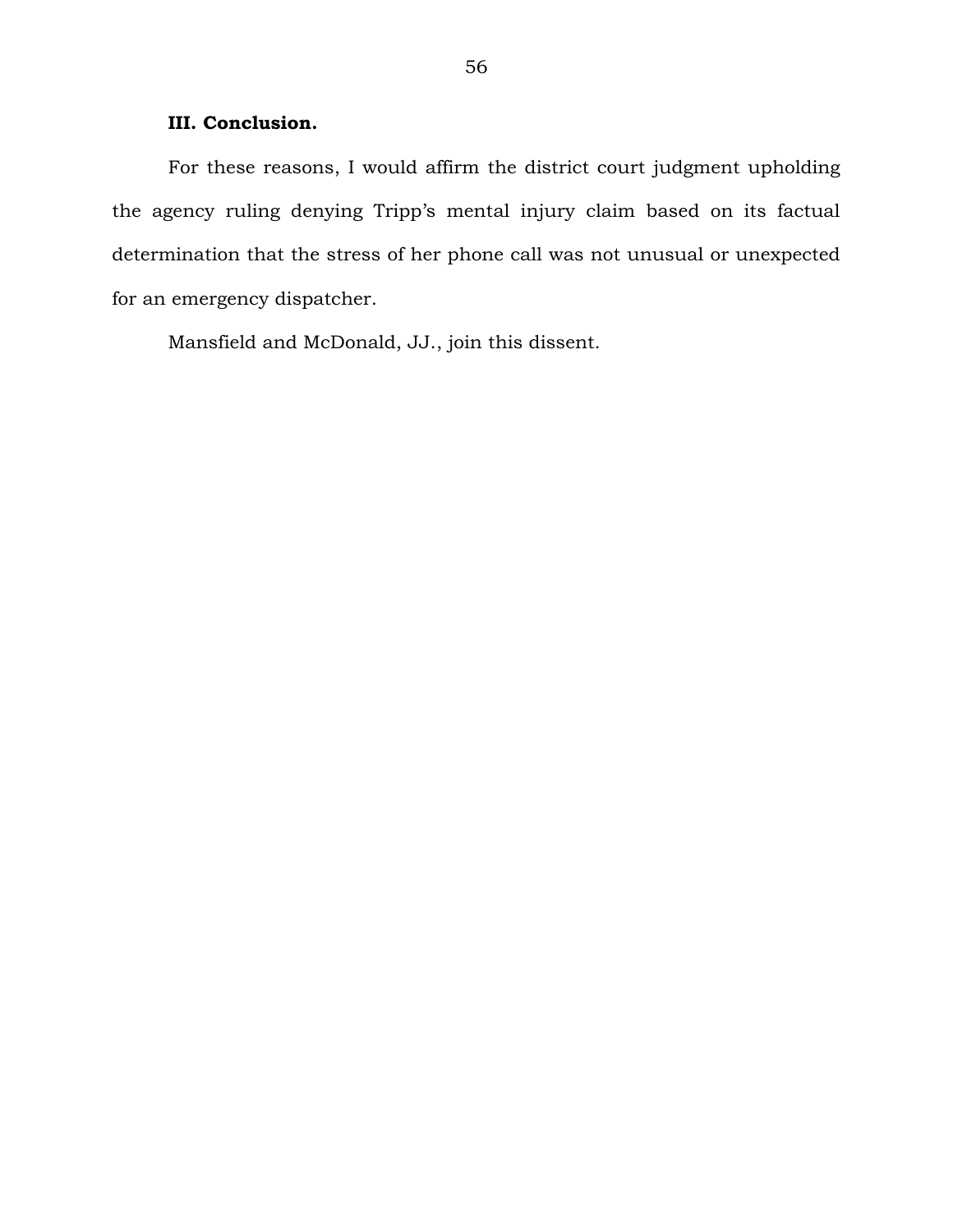### III. Conclusion.

For these reasons, I would affirm the district court judgment upholding the agency ruling denying Tripp's mental injury claim based on its factual determination that the stress of her phone call was not unusual or unexpected for an emergency dispatcher.

Mansfield and McDonald, JJ., join this dissent.